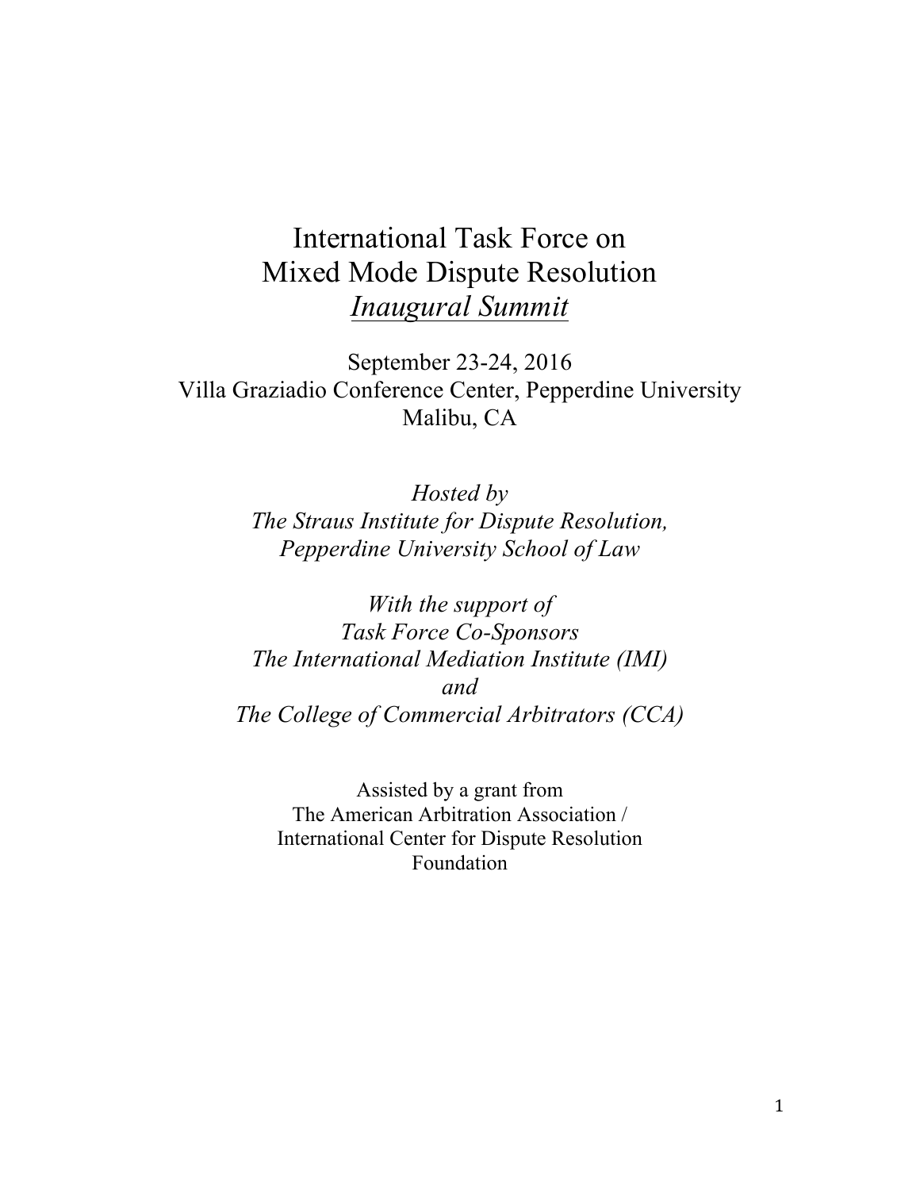# International Task Force on Mixed Mode Dispute Resolution

## *Inaugural Summit*

September 23-24, 2016
Villa Graziadio Conference Center, Pepperdine University
Malibu, CA

*Hosted by*
*The Straus Institute for Dispute Resolution,*
*Pepperdine University School of Law*

*With the support of*
*Task Force Co-Sponsors*
*The International Mediation Institute (IMI)*
*and*
*The College of Commercial Arbitrators (CCA)*

Assisted by a grant from
The American Arbitration Association /
International Center for Dispute Resolution
Foundation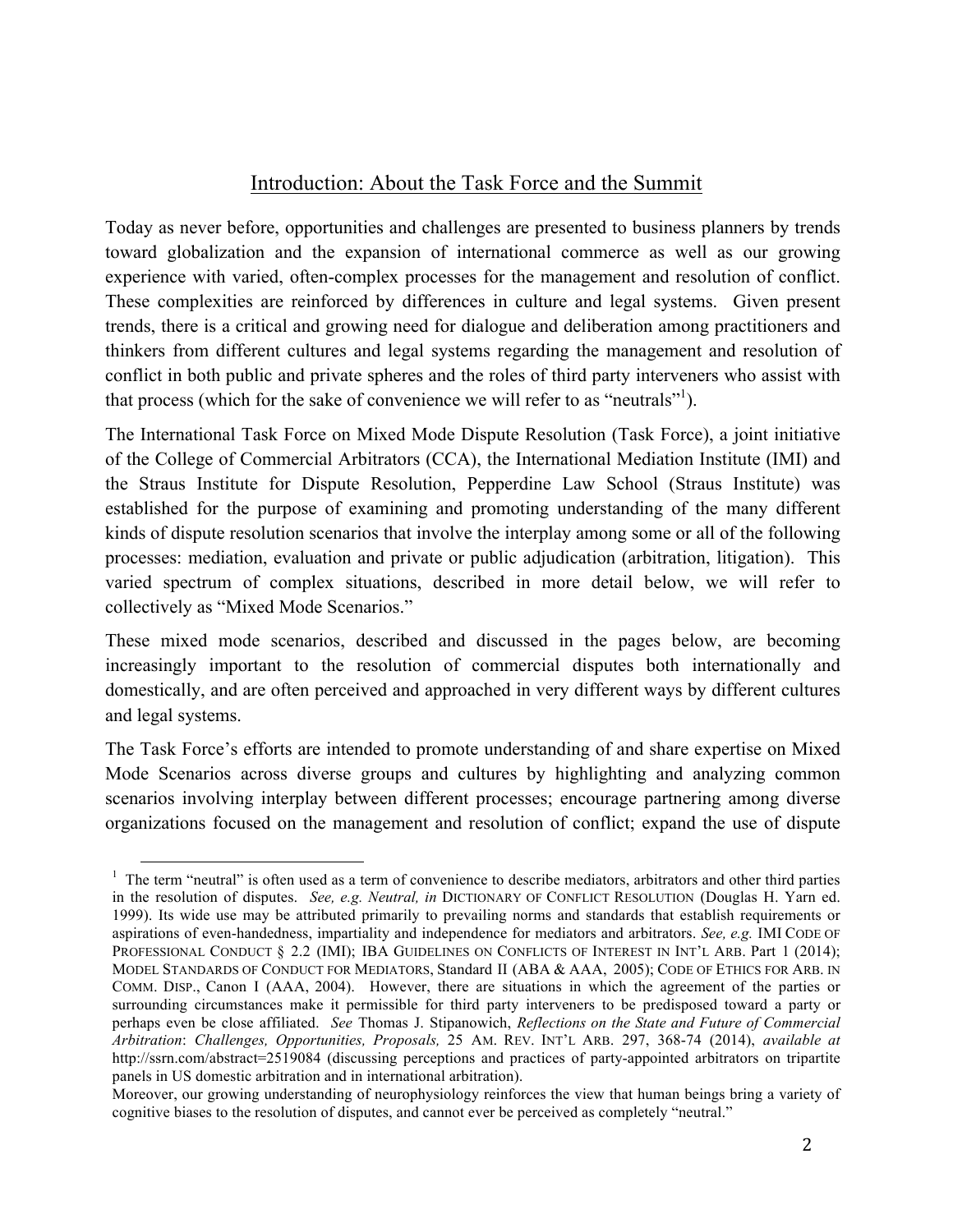## Introduction: About the Task Force and the Summit

Today as never before, opportunities and challenges are presented to business planners by trends toward globalization and the expansion of international commerce as well as our growing experience with varied, often-complex processes for the management and resolution of conflict. These complexities are reinforced by differences in culture and legal systems. Given present trends, there is a critical and growing need for dialogue and deliberation among practitioners and thinkers from different cultures and legal systems regarding the management and resolution of conflict in both public and private spheres and the roles of third party interveners who assist with that process (which for the sake of convenience we will refer to as "neutrals"[1]).

The International Task Force on Mixed Mode Dispute Resolution (Task Force), a joint initiative of the College of Commercial Arbitrators (CCA), the International Mediation Institute (IMI) and the Straus Institute for Dispute Resolution, Pepperdine Law School (Straus Institute) was established for the purpose of examining and promoting understanding of the many different kinds of dispute resolution scenarios that involve the interplay among some or all of the following processes: mediation, evaluation and private or public adjudication (arbitration, litigation). This varied spectrum of complex situations, described in more detail below, we will refer to collectively as "Mixed Mode Scenarios."

These mixed mode scenarios, described and discussed in the pages below, are becoming increasingly important to the resolution of commercial disputes both internationally and domestically, and are often perceived and approached in very different ways by different cultures and legal systems.

The Task Force's efforts are intended to promote understanding of and share expertise on Mixed Mode Scenarios across diverse groups and cultures by highlighting and analyzing common scenarios involving interplay between different processes; encourage partnering among diverse organizations focused on the management and resolution of conflict; expand the use of dispute

---

[1] The term "neutral" is often used as a term of convenience to describe mediators, arbitrators and other third parties in the resolution of disputes. *See, e.g. Neutral, in* DICTIONARY OF CONFLICT RESOLUTION (Douglas H. Yarn ed. 1999). Its wide use may be attributed primarily to prevailing norms and standards that establish requirements or aspirations of even-handedness, impartiality and independence for mediators and arbitrators. *See, e.g.* IMI CODE OF PROFESSIONAL CONDUCT § 2.2 (IMI); IBA GUIDELINES ON CONFLICTS OF INTEREST IN INT'L ARB. Part 1 (2014); MODEL STANDARDS OF CONDUCT FOR MEDIATORS, Standard II (ABA & AAA, 2005); CODE OF ETHICS FOR ARB. IN COMM. DISP., Canon I (AAA, 2004). However, there are situations in which the agreement of the parties or surrounding circumstances make it permissible for third party interveners to be predisposed toward a party or perhaps even be close affiliated. *See* Thomas J. Stipanowich, *Reflections on the State and Future of Commercial Arbitration*: *Challenges, Opportunities, Proposals,* 25 AM. REV. INT'L ARB. 297, 368-74 (2014), *available at* http://ssrn.com/abstract=2519084 (discussing perceptions and practices of party-appointed arbitrators on tripartite panels in US domestic arbitration and in international arbitration).

Moreover, our growing understanding of neurophysiology reinforces the view that human beings bring a variety of cognitive biases to the resolution of disputes, and cannot ever be perceived as completely "neutral."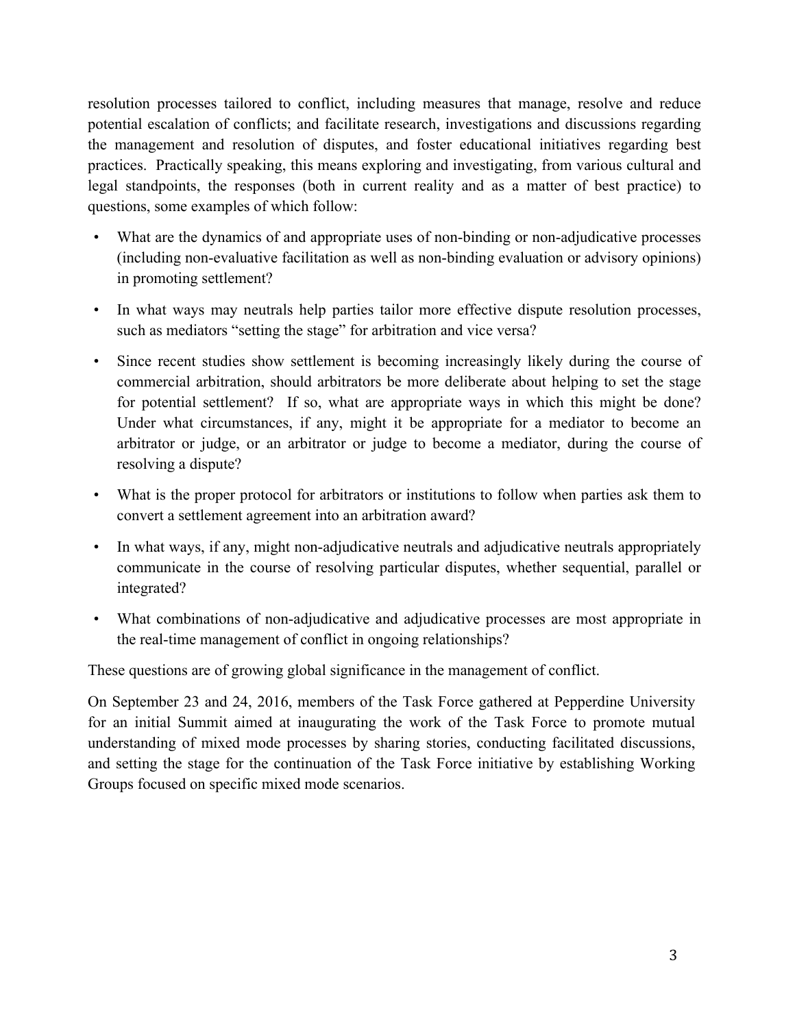resolution processes tailored to conflict, including measures that manage, resolve and reduce potential escalation of conflicts; and facilitate research, investigations and discussions regarding the management and resolution of disputes, and foster educational initiatives regarding best practices. Practically speaking, this means exploring and investigating, from various cultural and legal standpoints, the responses (both in current reality and as a matter of best practice) to questions, some examples of which follow:

- What are the dynamics of and appropriate uses of non-binding or non-adjudicative processes (including non-evaluative facilitation as well as non-binding evaluation or advisory opinions) in promoting settlement?
- In what ways may neutrals help parties tailor more effective dispute resolution processes, such as mediators "setting the stage" for arbitration and vice versa?
- Since recent studies show settlement is becoming increasingly likely during the course of commercial arbitration, should arbitrators be more deliberate about helping to set the stage for potential settlement? If so, what are appropriate ways in which this might be done? Under what circumstances, if any, might it be appropriate for a mediator to become an arbitrator or judge, or an arbitrator or judge to become a mediator, during the course of resolving a dispute?
- What is the proper protocol for arbitrators or institutions to follow when parties ask them to convert a settlement agreement into an arbitration award?
- In what ways, if any, might non-adjudicative neutrals and adjudicative neutrals appropriately communicate in the course of resolving particular disputes, whether sequential, parallel or integrated?
- What combinations of non-adjudicative and adjudicative processes are most appropriate in the real-time management of conflict in ongoing relationships?

These questions are of growing global significance in the management of conflict.

On September 23 and 24, 2016, members of the Task Force gathered at Pepperdine University for an initial Summit aimed at inaugurating the work of the Task Force to promote mutual understanding of mixed mode processes by sharing stories, conducting facilitated discussions, and setting the stage for the continuation of the Task Force initiative by establishing Working Groups focused on specific mixed mode scenarios.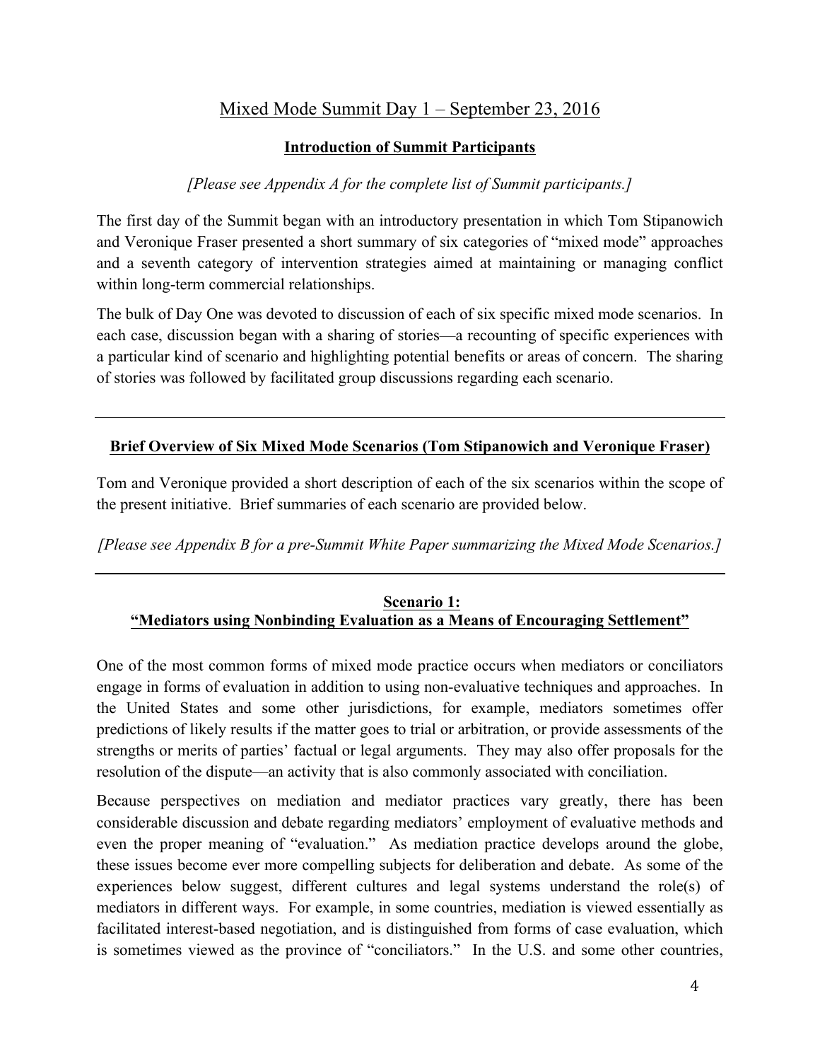# Mixed Mode Summit Day 1 – September 23, 2016

## Introduction of Summit Participants

*[Please see Appendix A for the complete list of Summit participants.]*

The first day of the Summit began with an introductory presentation in which Tom Stipanowich and Veronique Fraser presented a short summary of six categories of "mixed mode" approaches and a seventh category of intervention strategies aimed at maintaining or managing conflict within long-term commercial relationships.

The bulk of Day One was devoted to discussion of each of six specific mixed mode scenarios. In each case, discussion began with a sharing of stories—a recounting of specific experiences with a particular kind of scenario and highlighting potential benefits or areas of concern. The sharing of stories was followed by facilitated group discussions regarding each scenario.

---

## Brief Overview of Six Mixed Mode Scenarios (Tom Stipanowich and Veronique Fraser)

Tom and Veronique provided a short description of each of the six scenarios within the scope of the present initiative. Brief summaries of each scenario are provided below.

*[Please see Appendix B for a pre-Summit White Paper summarizing the Mixed Mode Scenarios.]*

---

## Scenario 1: "Mediators using Nonbinding Evaluation as a Means of Encouraging Settlement"

One of the most common forms of mixed mode practice occurs when mediators or conciliators engage in forms of evaluation in addition to using non-evaluative techniques and approaches. In the United States and some other jurisdictions, for example, mediators sometimes offer predictions of likely results if the matter goes to trial or arbitration, or provide assessments of the strengths or merits of parties' factual or legal arguments. They may also offer proposals for the resolution of the dispute—an activity that is also commonly associated with conciliation.

Because perspectives on mediation and mediator practices vary greatly, there has been considerable discussion and debate regarding mediators' employment of evaluative methods and even the proper meaning of "evaluation." As mediation practice develops around the globe, these issues become ever more compelling subjects for deliberation and debate. As some of the experiences below suggest, different cultures and legal systems understand the role(s) of mediators in different ways. For example, in some countries, mediation is viewed essentially as facilitated interest-based negotiation, and is distinguished from forms of case evaluation, which is sometimes viewed as the province of "conciliators." In the U.S. and some other countries,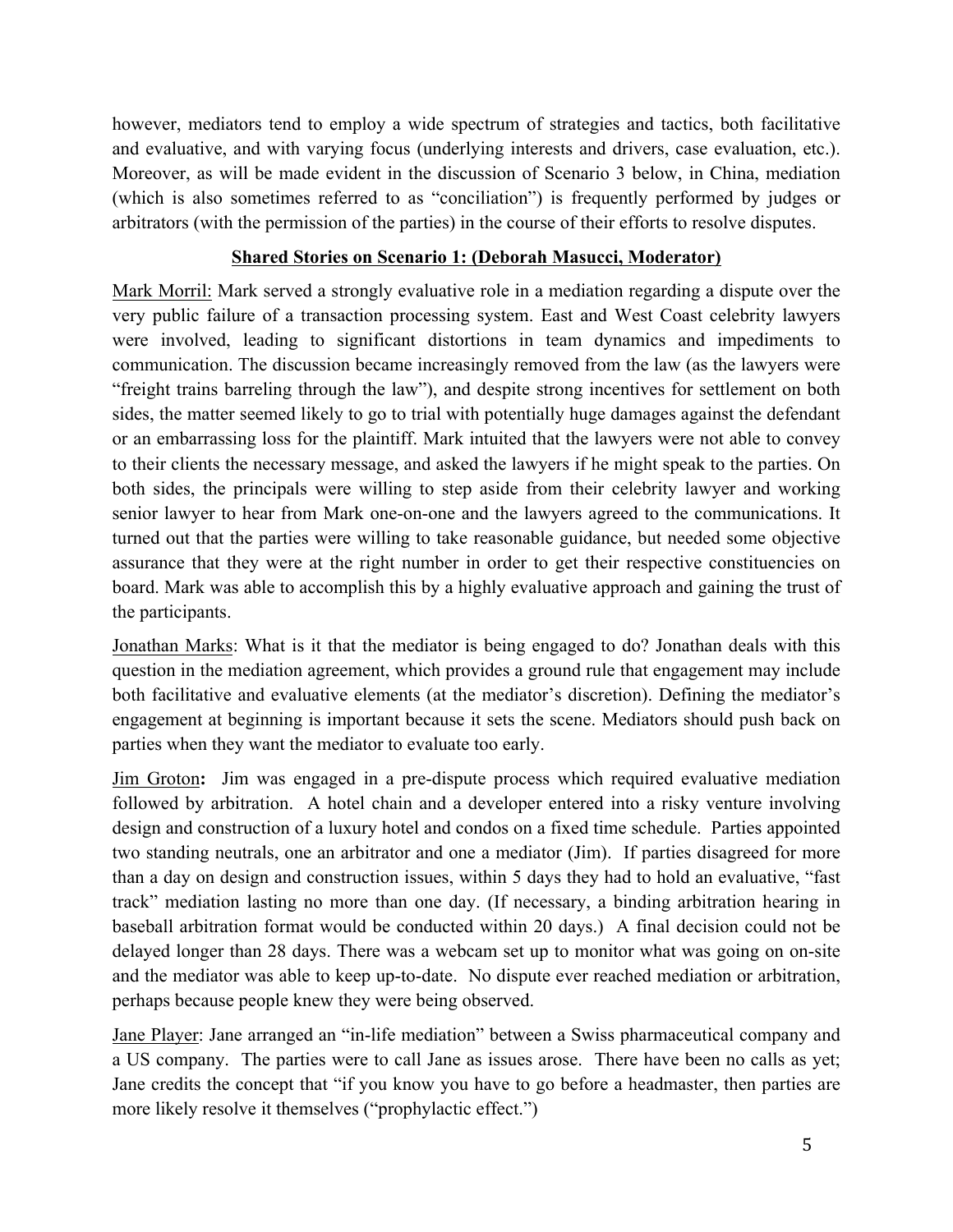however, mediators tend to employ a wide spectrum of strategies and tactics, both facilitative and evaluative, and with varying focus (underlying interests and drivers, case evaluation, etc.). Moreover, as will be made evident in the discussion of Scenario 3 below, in China, mediation (which is also sometimes referred to as "conciliation") is frequently performed by judges or arbitrators (with the permission of the parties) in the course of their efforts to resolve disputes.

**Shared Stories on Scenario 1: (Deborah Masucci, Moderator)**

Mark Morril: Mark served a strongly evaluative role in a mediation regarding a dispute over the very public failure of a transaction processing system. East and West Coast celebrity lawyers were involved, leading to significant distortions in team dynamics and impediments to communication. The discussion became increasingly removed from the law (as the lawyers were "freight trains barreling through the law"), and despite strong incentives for settlement on both sides, the matter seemed likely to go to trial with potentially huge damages against the defendant or an embarrassing loss for the plaintiff. Mark intuited that the lawyers were not able to convey to their clients the necessary message, and asked the lawyers if he might speak to the parties. On both sides, the principals were willing to step aside from their celebrity lawyer and working senior lawyer to hear from Mark one-on-one and the lawyers agreed to the communications. It turned out that the parties were willing to take reasonable guidance, but needed some objective assurance that they were at the right number in order to get their respective constituencies on board. Mark was able to accomplish this by a highly evaluative approach and gaining the trust of the participants.

Jonathan Marks: What is it that the mediator is being engaged to do? Jonathan deals with this question in the mediation agreement, which provides a ground rule that engagement may include both facilitative and evaluative elements (at the mediator's discretion). Defining the mediator's engagement at beginning is important because it sets the scene. Mediators should push back on parties when they want the mediator to evaluate too early.

Jim Groton**:** Jim was engaged in a pre-dispute process which required evaluative mediation followed by arbitration. A hotel chain and a developer entered into a risky venture involving design and construction of a luxury hotel and condos on a fixed time schedule. Parties appointed two standing neutrals, one an arbitrator and one a mediator (Jim). If parties disagreed for more than a day on design and construction issues, within 5 days they had to hold an evaluative, "fast track" mediation lasting no more than one day. (If necessary, a binding arbitration hearing in baseball arbitration format would be conducted within 20 days.) A final decision could not be delayed longer than 28 days. There was a webcam set up to monitor what was going on on-site and the mediator was able to keep up-to-date. No dispute ever reached mediation or arbitration, perhaps because people knew they were being observed.

Jane Player: Jane arranged an "in-life mediation" between a Swiss pharmaceutical company and a US company. The parties were to call Jane as issues arose. There have been no calls as yet; Jane credits the concept that "if you know you have to go before a headmaster, then parties are more likely resolve it themselves ("prophylactic effect.")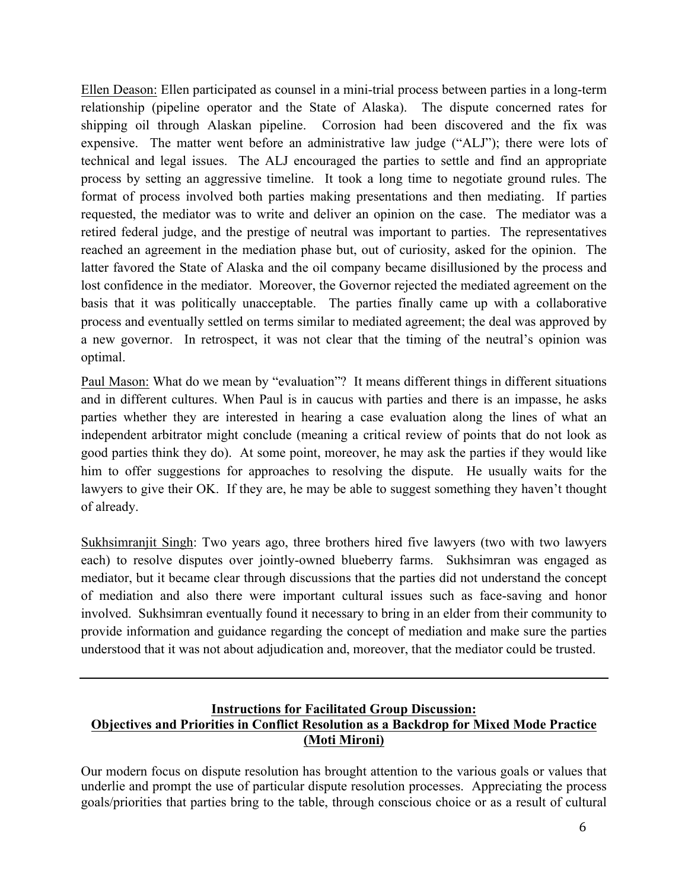Ellen Deason: Ellen participated as counsel in a mini-trial process between parties in a long-term relationship (pipeline operator and the State of Alaska). The dispute concerned rates for shipping oil through Alaskan pipeline. Corrosion had been discovered and the fix was expensive. The matter went before an administrative law judge ("ALJ"); there were lots of technical and legal issues. The ALJ encouraged the parties to settle and find an appropriate process by setting an aggressive timeline. It took a long time to negotiate ground rules. The format of process involved both parties making presentations and then mediating. If parties requested, the mediator was to write and deliver an opinion on the case. The mediator was a retired federal judge, and the prestige of neutral was important to parties. The representatives reached an agreement in the mediation phase but, out of curiosity, asked for the opinion. The latter favored the State of Alaska and the oil company became disillusioned by the process and lost confidence in the mediator. Moreover, the Governor rejected the mediated agreement on the basis that it was politically unacceptable. The parties finally came up with a collaborative process and eventually settled on terms similar to mediated agreement; the deal was approved by a new governor. In retrospect, it was not clear that the timing of the neutral's opinion was optimal.

Paul Mason: What do we mean by "evaluation"? It means different things in different situations and in different cultures. When Paul is in caucus with parties and there is an impasse, he asks parties whether they are interested in hearing a case evaluation along the lines of what an independent arbitrator might conclude (meaning a critical review of points that do not look as good parties think they do). At some point, moreover, he may ask the parties if they would like him to offer suggestions for approaches to resolving the dispute. He usually waits for the lawyers to give their OK. If they are, he may be able to suggest something they haven't thought of already.

Sukhsimranjit Singh: Two years ago, three brothers hired five lawyers (two with two lawyers each) to resolve disputes over jointly-owned blueberry farms. Sukhsimran was engaged as mediator, but it became clear through discussions that the parties did not understand the concept of mediation and also there were important cultural issues such as face-saving and honor involved. Sukhsimran eventually found it necessary to bring in an elder from their community to provide information and guidance regarding the concept of mediation and make sure the parties understood that it was not about adjudication and, moreover, that the mediator could be trusted.

---

## Instructions for Facilitated Group Discussion: Objectives and Priorities in Conflict Resolution as a Backdrop for Mixed Mode Practice (Moti Mironi)

Our modern focus on dispute resolution has brought attention to the various goals or values that underlie and prompt the use of particular dispute resolution processes. Appreciating the process goals/priorities that parties bring to the table, through conscious choice or as a result of cultural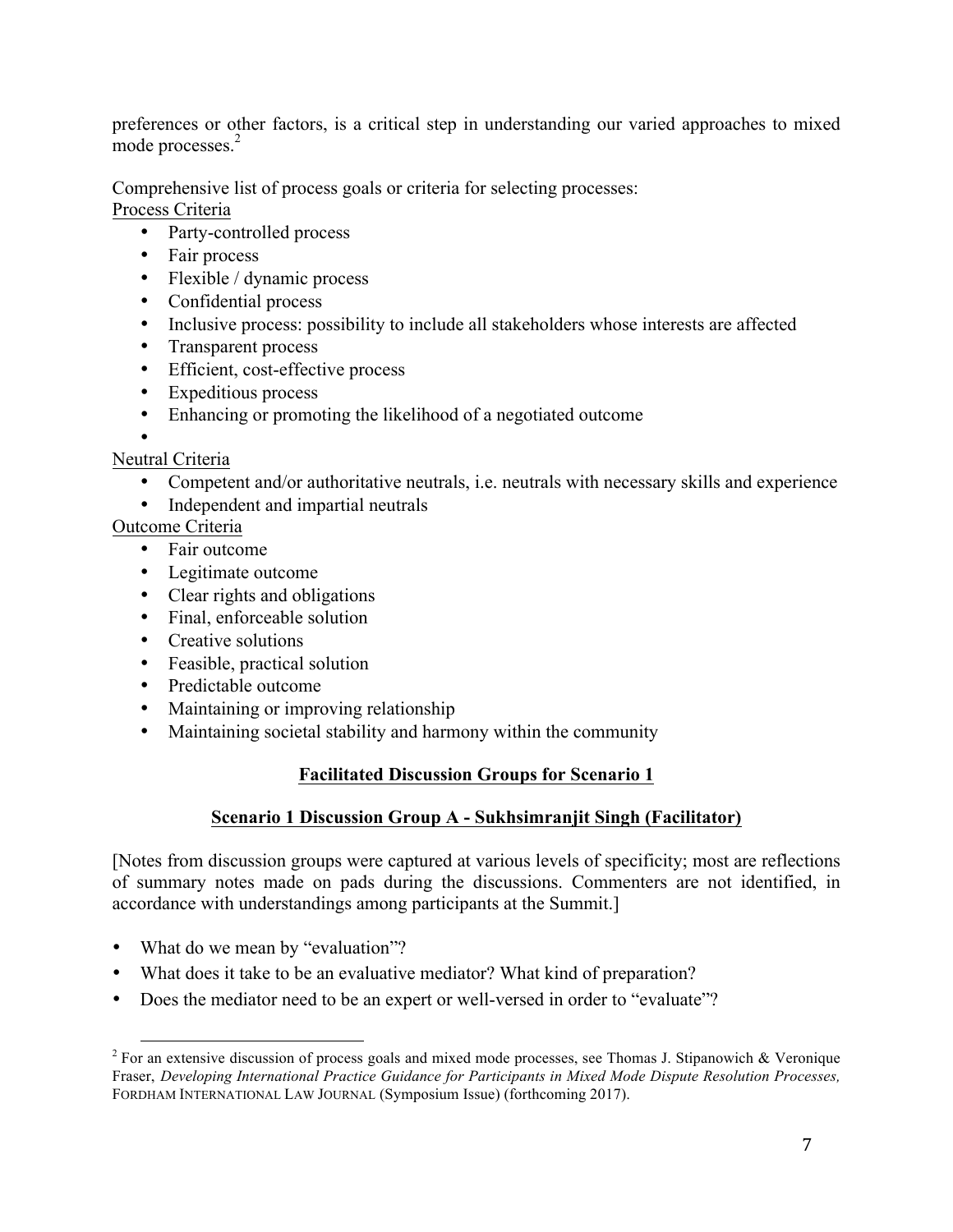preferences or other factors, is a critical step in understanding our varied approaches to mixed mode processes.[2]

Comprehensive list of process goals or criteria for selecting processes:

<u>Process Criteria</u>

- Party-controlled process
- Fair process
- Flexible / dynamic process
- Confidential process
- Inclusive process: possibility to include all stakeholders whose interests are affected
- Transparent process
- Efficient, cost-effective process
- Expeditious process
- Enhancing or promoting the likelihood of a negotiated outcome
- 

<u>Neutral Criteria</u>

- Competent and/or authoritative neutrals, i.e. neutrals with necessary skills and experience
- Independent and impartial neutrals

<u>Outcome Criteria</u>

- Fair outcome
- Legitimate outcome
- Clear rights and obligations
- Final, enforceable solution
- Creative solutions
- Feasible, practical solution
- Predictable outcome
- Maintaining or improving relationship
- Maintaining societal stability and harmony within the community

## Facilitated Discussion Groups for Scenario 1

### Scenario 1 Discussion Group A - Sukhsimranjit Singh (Facilitator)

[Notes from discussion groups were captured at various levels of specificity; most are reflections of summary notes made on pads during the discussions. Commenters are not identified, in accordance with understandings among participants at the Summit.]

- What do we mean by "evaluation"?
- What does it take to be an evaluative mediator? What kind of preparation?
- Does the mediator need to be an expert or well-versed in order to "evaluate"?

---

[2] For an extensive discussion of process goals and mixed mode processes, see Thomas J. Stipanowich & Veronique Fraser, *Developing International Practice Guidance for Participants in Mixed Mode Dispute Resolution Processes,* FORDHAM INTERNATIONAL LAW JOURNAL (Symposium Issue) (forthcoming 2017).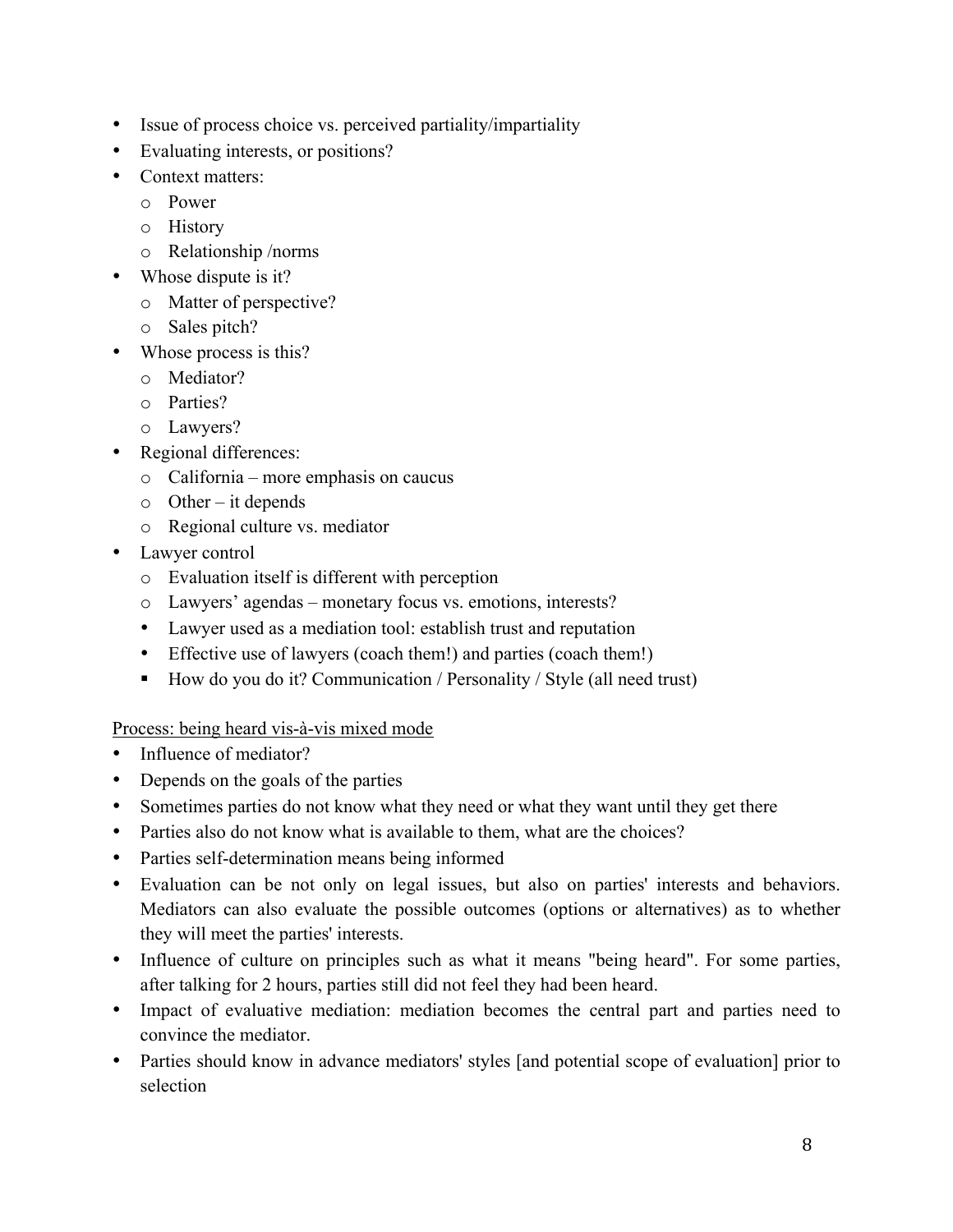- Issue of process choice vs. perceived partiality/impartiality
- Evaluating interests, or positions?
- Context matters:
  - Power
  - History
  - Relationship /norms
- Whose dispute is it?
  - Matter of perspective?
  - Sales pitch?
- Whose process is this?
  - Mediator?
  - Parties?
  - Lawyers?
- Regional differences:
  - California – more emphasis on caucus
  - Other – it depends
  - Regional culture vs. mediator
- Lawyer control
  - Evaluation itself is different with perception
  - Lawyers' agendas – monetary focus vs. emotions, interests?
  - Lawyer used as a mediation tool: establish trust and reputation
  - Effective use of lawyers (coach them!) and parties (coach them!)
    - How do you do it? Communication / Personality / Style (all need trust)

<u>Process: being heard vis-à-vis mixed mode</u>

- Influence of mediator?
- Depends on the goals of the parties
- Sometimes parties do not know what they need or what they want until they get there
- Parties also do not know what is available to them, what are the choices?
- Parties self-determination means being informed
- Evaluation can be not only on legal issues, but also on parties' interests and behaviors. Mediators can also evaluate the possible outcomes (options or alternatives) as to whether they will meet the parties' interests.
- Influence of culture on principles such as what it means "being heard". For some parties, after talking for 2 hours, parties still did not feel they had been heard.
- Impact of evaluative mediation: mediation becomes the central part and parties need to convince the mediator.
- Parties should know in advance mediators' styles [and potential scope of evaluation] prior to selection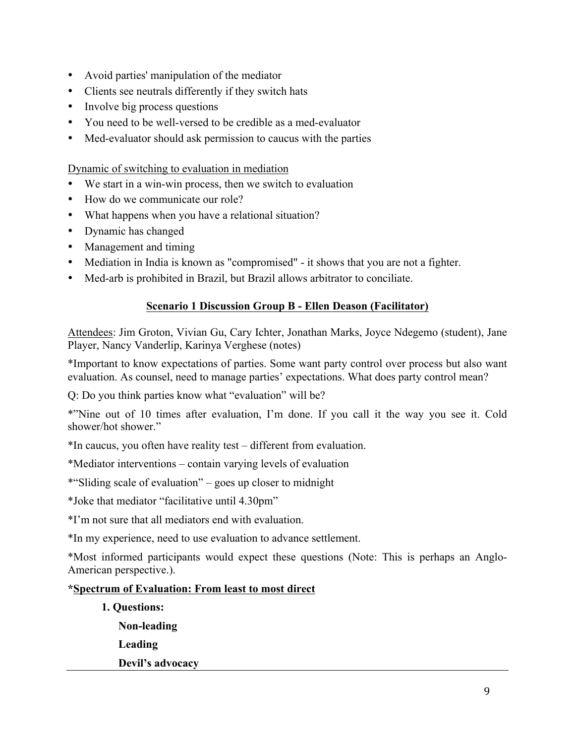- Avoid parties' manipulation of the mediator
- Clients see neutrals differently if they switch hats
- Involve big process questions
- You need to be well-versed to be credible as a med-evaluator
- Med-evaluator should ask permission to caucus with the parties

Dynamic of switching to evaluation in mediation

- We start in a win-win process, then we switch to evaluation
- How do we communicate our role?
- What happens when you have a relational situation?
- Dynamic has changed
- Management and timing
- Mediation in India is known as "compromised" - it shows that you are not a fighter.
- Med-arb is prohibited in Brazil, but Brazil allows arbitrator to conciliate.

## Scenario 1 Discussion Group B - Ellen Deason (Facilitator)

Attendees: Jim Groton, Vivian Gu, Cary Ichter, Jonathan Marks, Joyce Ndegemo (student), Jane Player, Nancy Vanderlip, Karinya Verghese (notes)

*Important to know expectations of parties. Some want party control over process but also want evaluation. As counsel, need to manage parties' expectations. What does party control mean?

Q: Do you think parties know what "evaluation" will be?

*"Nine out of 10 times after evaluation, I'm done. If you call it the way you see it. Cold shower/hot shower."

*In caucus, you often have reality test – different from evaluation.

*Mediator interventions – contain varying levels of evaluation

*"Sliding scale of evaluation" – goes up closer to midnight

*Joke that mediator "facilitative until 4.30pm"

*I'm not sure that all mediators end with evaluation.

*In my experience, need to use evaluation to advance settlement.

*Most informed participants would expect these questions (Note: This is perhaps an Anglo-American perspective.).

**\*Spectrum of Evaluation: From least to most direct**

1. **Questions:**

   **Non-leading**

   **Leading**

   **Devil's advocacy**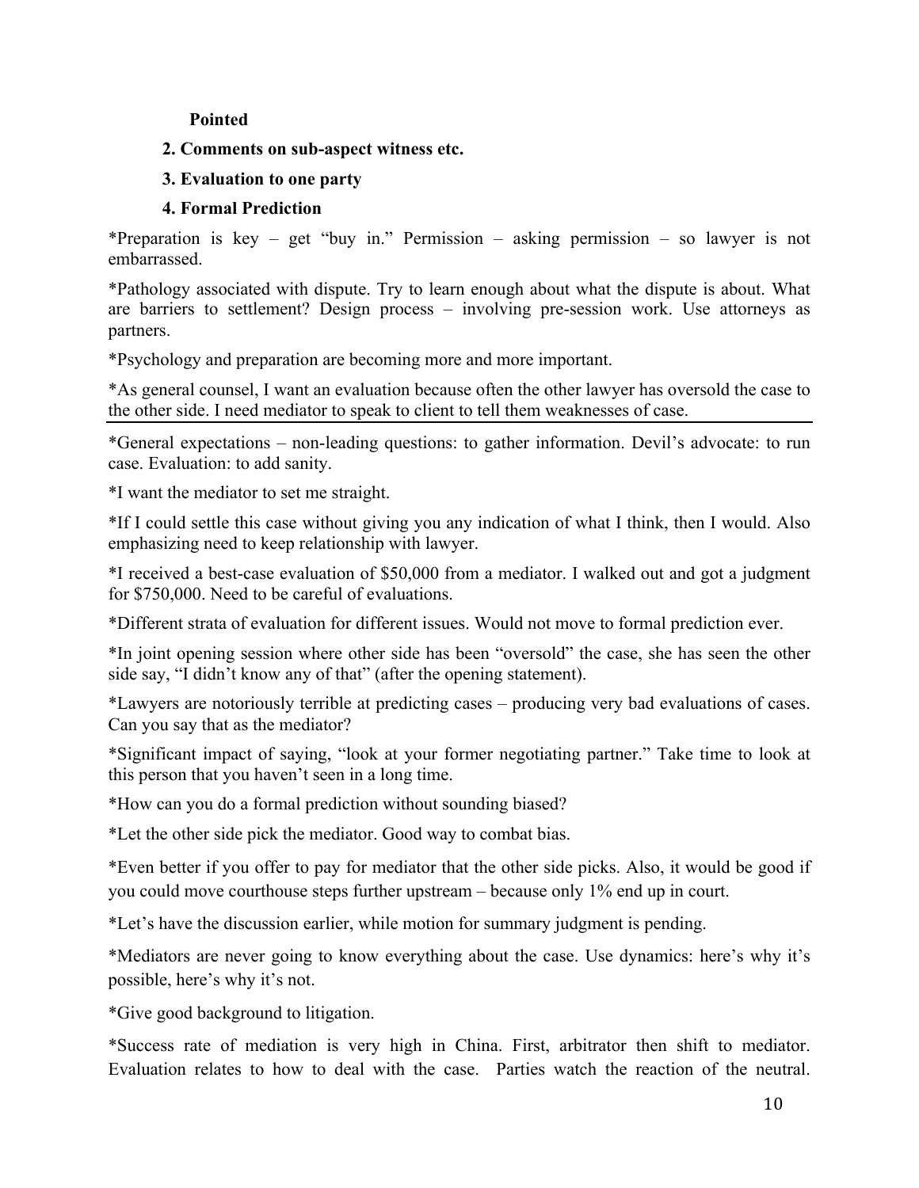**Pointed**

**2. Comments on sub-aspect witness etc.**

**3. Evaluation to one party**

**4. Formal Prediction**

*Preparation is key – get "buy in." Permission – asking permission – so lawyer is not embarrassed.

*Pathology associated with dispute. Try to learn enough about what the dispute is about. What are barriers to settlement? Design process – involving pre-session work. Use attorneys as partners.

*Psychology and preparation are becoming more and more important.

*As general counsel, I want an evaluation because often the other lawyer has oversold the case to the other side. I need mediator to speak to client to tell them weaknesses of case.

---

*General expectations – non-leading questions: to gather information. Devil's advocate: to run case. Evaluation: to add sanity.

*I want the mediator to set me straight.

*If I could settle this case without giving you any indication of what I think, then I would. Also emphasizing need to keep relationship with lawyer.

*I received a best-case evaluation of $50,000 from a mediator. I walked out and got a judgment for $750,000. Need to be careful of evaluations.

*Different strata of evaluation for different issues. Would not move to formal prediction ever.

*In joint opening session where other side has been "oversold" the case, she has seen the other side say, "I didn't know any of that" (after the opening statement).

*Lawyers are notoriously terrible at predicting cases – producing very bad evaluations of cases. Can you say that as the mediator?

*Significant impact of saying, "look at your former negotiating partner." Take time to look at this person that you haven't seen in a long time.

*How can you do a formal prediction without sounding biased?

*Let the other side pick the mediator. Good way to combat bias.

*Even better if you offer to pay for mediator that the other side picks. Also, it would be good if you could move courthouse steps further upstream – because only 1% end up in court.

*Let's have the discussion earlier, while motion for summary judgment is pending.

*Mediators are never going to know everything about the case. Use dynamics: here's why it's possible, here's why it's not.

*Give good background to litigation.

*Success rate of mediation is very high in China. First, arbitrator then shift to mediator. Evaluation relates to how to deal with the case. Parties watch the reaction of the neutral.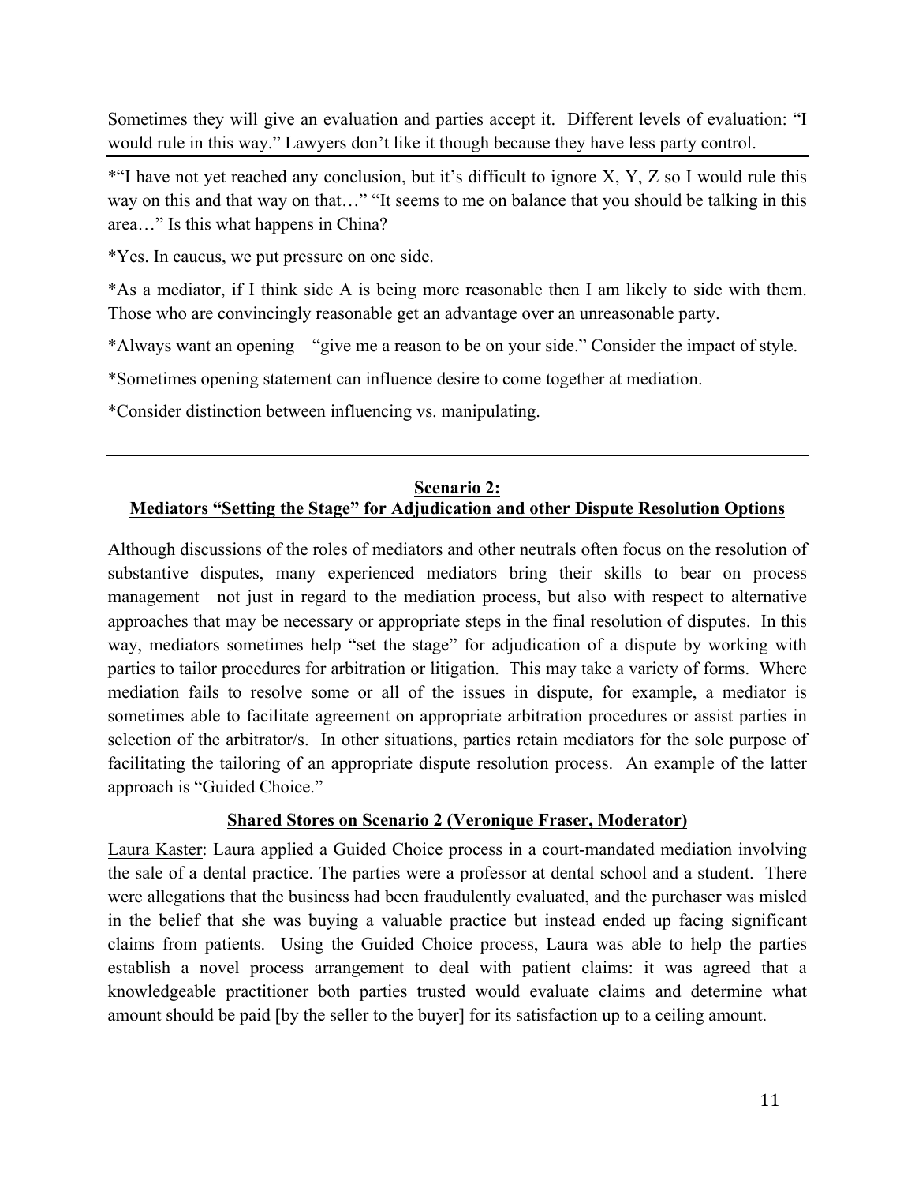Sometimes they will give an evaluation and parties accept it. Different levels of evaluation: "I would rule in this way." Lawyers don't like it though because they have less party control.

---

*"I have not yet reached any conclusion, but it's difficult to ignore X, Y, Z so I would rule this way on this and that way on that…" "It seems to me on balance that you should be talking in this area…" Is this what happens in China?

*Yes. In caucus, we put pressure on one side.

*As a mediator, if I think side A is being more reasonable then I am likely to side with them. Those who are convincingly reasonable get an advantage over an unreasonable party.

*Always want an opening – "give me a reason to be on your side." Consider the impact of style.

*Sometimes opening statement can influence desire to come together at mediation.

*Consider distinction between influencing vs. manipulating.

---

## Scenario 2: Mediators "Setting the Stage" for Adjudication and other Dispute Resolution Options

Although discussions of the roles of mediators and other neutrals often focus on the resolution of substantive disputes, many experienced mediators bring their skills to bear on process management—not just in regard to the mediation process, but also with respect to alternative approaches that may be necessary or appropriate steps in the final resolution of disputes. In this way, mediators sometimes help "set the stage" for adjudication of a dispute by working with parties to tailor procedures for arbitration or litigation. This may take a variety of forms. Where mediation fails to resolve some or all of the issues in dispute, for example, a mediator is sometimes able to facilitate agreement on appropriate arbitration procedures or assist parties in selection of the arbitrator/s. In other situations, parties retain mediators for the sole purpose of facilitating the tailoring of an appropriate dispute resolution process. An example of the latter approach is "Guided Choice."

### Shared Stores on Scenario 2 (Veronique Fraser, Moderator)

Laura Kaster: Laura applied a Guided Choice process in a court-mandated mediation involving the sale of a dental practice. The parties were a professor at dental school and a student. There were allegations that the business had been fraudulently evaluated, and the purchaser was misled in the belief that she was buying a valuable practice but instead ended up facing significant claims from patients. Using the Guided Choice process, Laura was able to help the parties establish a novel process arrangement to deal with patient claims: it was agreed that a knowledgeable practitioner both parties trusted would evaluate claims and determine what amount should be paid [by the seller to the buyer] for its satisfaction up to a ceiling amount.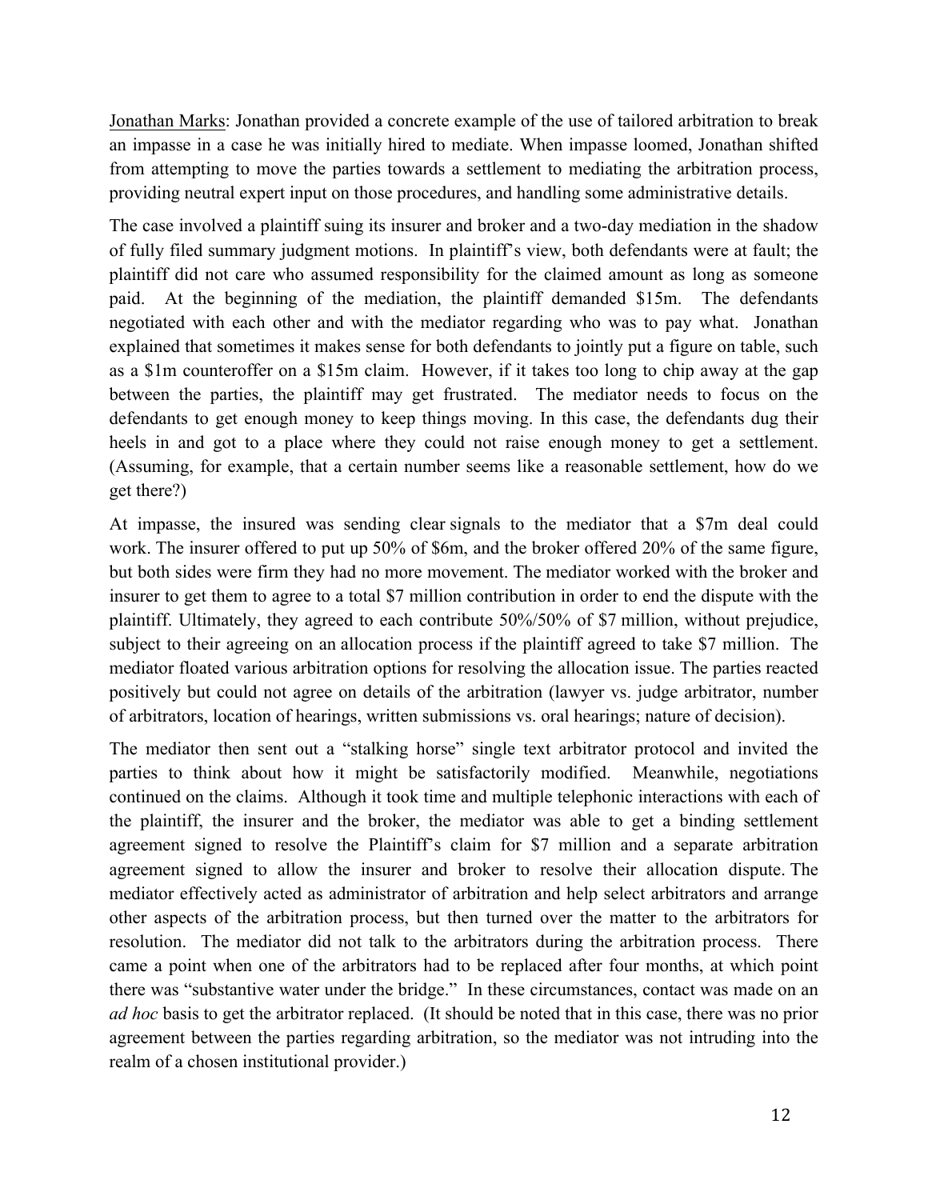Jonathan Marks: Jonathan provided a concrete example of the use of tailored arbitration to break an impasse in a case he was initially hired to mediate. When impasse loomed, Jonathan shifted from attempting to move the parties towards a settlement to mediating the arbitration process, providing neutral expert input on those procedures, and handling some administrative details.

The case involved a plaintiff suing its insurer and broker and a two-day mediation in the shadow of fully filed summary judgment motions. In plaintiff's view, both defendants were at fault; the plaintiff did not care who assumed responsibility for the claimed amount as long as someone paid. At the beginning of the mediation, the plaintiff demanded $15m. The defendants negotiated with each other and with the mediator regarding who was to pay what. Jonathan explained that sometimes it makes sense for both defendants to jointly put a figure on table, such as a $1m counteroffer on a $15m claim. However, if it takes too long to chip away at the gap between the parties, the plaintiff may get frustrated. The mediator needs to focus on the defendants to get enough money to keep things moving. In this case, the defendants dug their heels in and got to a place where they could not raise enough money to get a settlement. (Assuming, for example, that a certain number seems like a reasonable settlement, how do we get there?)

At impasse, the insured was sending clear signals to the mediator that a $7m deal could work. The insurer offered to put up 50% of $6m, and the broker offered 20% of the same figure, but both sides were firm they had no more movement. The mediator worked with the broker and insurer to get them to agree to a total $7 million contribution in order to end the dispute with the plaintiff. Ultimately, they agreed to each contribute 50%/50% of $7 million, without prejudice, subject to their agreeing on an allocation process if the plaintiff agreed to take $7 million. The mediator floated various arbitration options for resolving the allocation issue. The parties reacted positively but could not agree on details of the arbitration (lawyer vs. judge arbitrator, number of arbitrators, location of hearings, written submissions vs. oral hearings; nature of decision).

The mediator then sent out a "stalking horse" single text arbitrator protocol and invited the parties to think about how it might be satisfactorily modified. Meanwhile, negotiations continued on the claims. Although it took time and multiple telephonic interactions with each of the plaintiff, the insurer and the broker, the mediator was able to get a binding settlement agreement signed to resolve the Plaintiff's claim for $7 million and a separate arbitration agreement signed to allow the insurer and broker to resolve their allocation dispute. The mediator effectively acted as administrator of arbitration and help select arbitrators and arrange other aspects of the arbitration process, but then turned over the matter to the arbitrators for resolution. The mediator did not talk to the arbitrators during the arbitration process. There came a point when one of the arbitrators had to be replaced after four months, at which point there was "substantive water under the bridge." In these circumstances, contact was made on an *ad hoc* basis to get the arbitrator replaced. (It should be noted that in this case, there was no prior agreement between the parties regarding arbitration, so the mediator was not intruding into the realm of a chosen institutional provider.)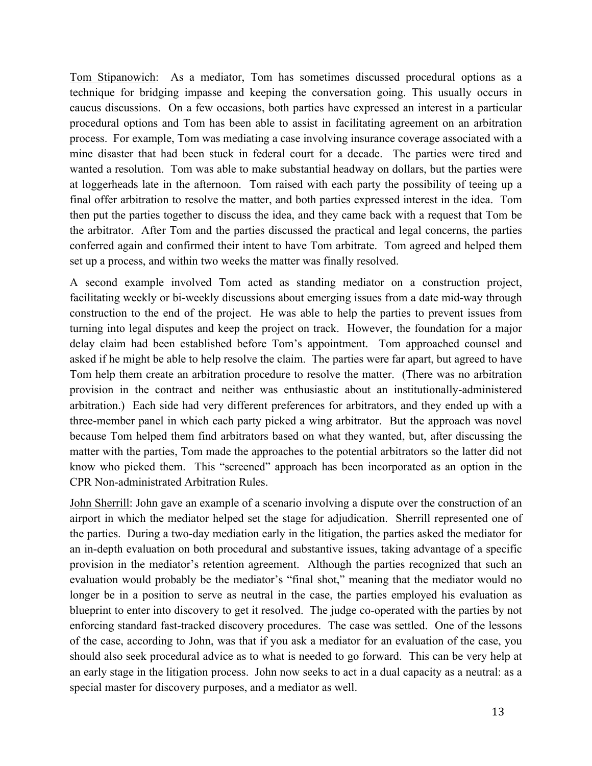Tom Stipanowich: As a mediator, Tom has sometimes discussed procedural options as a technique for bridging impasse and keeping the conversation going. This usually occurs in caucus discussions. On a few occasions, both parties have expressed an interest in a particular procedural options and Tom has been able to assist in facilitating agreement on an arbitration process. For example, Tom was mediating a case involving insurance coverage associated with a mine disaster that had been stuck in federal court for a decade. The parties were tired and wanted a resolution. Tom was able to make substantial headway on dollars, but the parties were at loggerheads late in the afternoon. Tom raised with each party the possibility of teeing up a final offer arbitration to resolve the matter, and both parties expressed interest in the idea. Tom then put the parties together to discuss the idea, and they came back with a request that Tom be the arbitrator. After Tom and the parties discussed the practical and legal concerns, the parties conferred again and confirmed their intent to have Tom arbitrate. Tom agreed and helped them set up a process, and within two weeks the matter was finally resolved.

A second example involved Tom acted as standing mediator on a construction project, facilitating weekly or bi-weekly discussions about emerging issues from a date mid-way through construction to the end of the project. He was able to help the parties to prevent issues from turning into legal disputes and keep the project on track. However, the foundation for a major delay claim had been established before Tom's appointment. Tom approached counsel and asked if he might be able to help resolve the claim. The parties were far apart, but agreed to have Tom help them create an arbitration procedure to resolve the matter. (There was no arbitration provision in the contract and neither was enthusiastic about an institutionally-administered arbitration.) Each side had very different preferences for arbitrators, and they ended up with a three-member panel in which each party picked a wing arbitrator. But the approach was novel because Tom helped them find arbitrators based on what they wanted, but, after discussing the matter with the parties, Tom made the approaches to the potential arbitrators so the latter did not know who picked them. This "screened" approach has been incorporated as an option in the CPR Non-administrated Arbitration Rules.

John Sherrill: John gave an example of a scenario involving a dispute over the construction of an airport in which the mediator helped set the stage for adjudication. Sherrill represented one of the parties. During a two-day mediation early in the litigation, the parties asked the mediator for an in-depth evaluation on both procedural and substantive issues, taking advantage of a specific provision in the mediator's retention agreement. Although the parties recognized that such an evaluation would probably be the mediator's "final shot," meaning that the mediator would no longer be in a position to serve as neutral in the case, the parties employed his evaluation as blueprint to enter into discovery to get it resolved. The judge co-operated with the parties by not enforcing standard fast-tracked discovery procedures. The case was settled. One of the lessons of the case, according to John, was that if you ask a mediator for an evaluation of the case, you should also seek procedural advice as to what is needed to go forward. This can be very help at an early stage in the litigation process. John now seeks to act in a dual capacity as a neutral: as a special master for discovery purposes, and a mediator as well.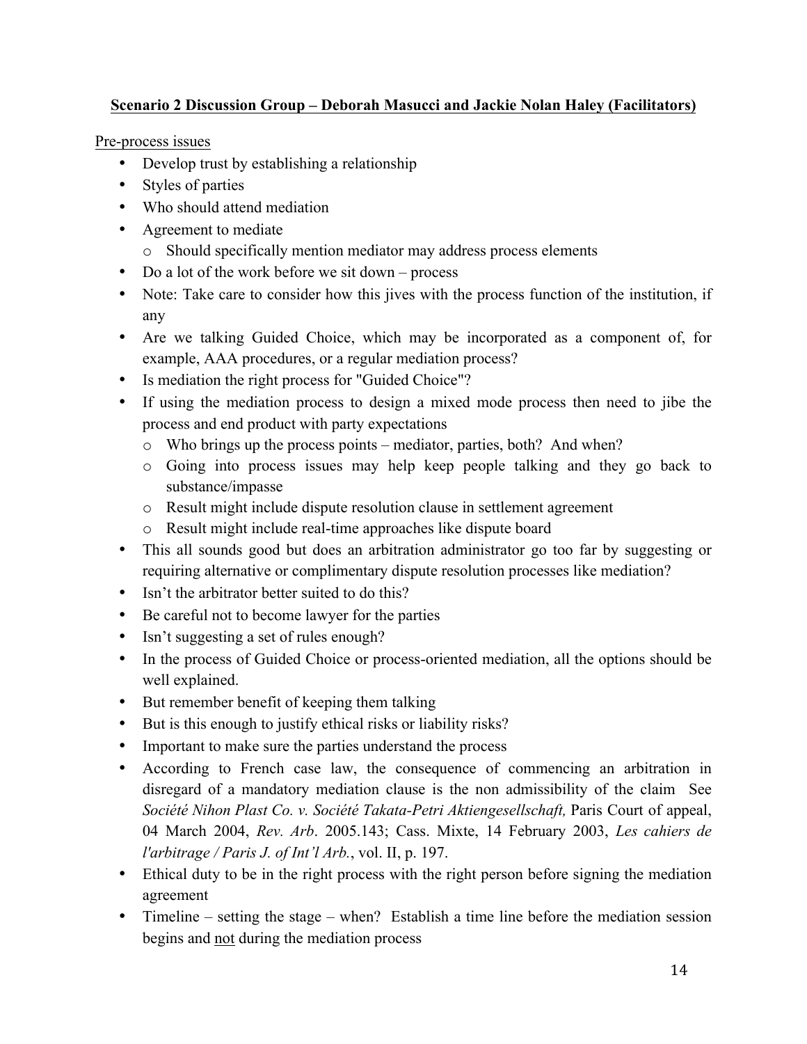**<u>Scenario 2 Discussion Group – Deborah Masucci and Jackie Nolan Haley (Facilitators)</u>**

<u>Pre-process issues</u>

- Develop trust by establishing a relationship
- Styles of parties
- Who should attend mediation
- Agreement to mediate
  - Should specifically mention mediator may address process elements
- Do a lot of the work before we sit down – process
- Note: Take care to consider how this jives with the process function of the institution, if any
- Are we talking Guided Choice, which may be incorporated as a component of, for example, AAA procedures, or a regular mediation process?
- Is mediation the right process for "Guided Choice"?
- If using the mediation process to design a mixed mode process then need to jibe the process and end product with party expectations
  - Who brings up the process points – mediator, parties, both? And when?
  - Going into process issues may help keep people talking and they go back to substance/impasse
  - Result might include dispute resolution clause in settlement agreement
  - Result might include real-time approaches like dispute board
- This all sounds good but does an arbitration administrator go too far by suggesting or requiring alternative or complimentary dispute resolution processes like mediation?
- Isn't the arbitrator better suited to do this?
- Be careful not to become lawyer for the parties
- Isn't suggesting a set of rules enough?
- In the process of Guided Choice or process-oriented mediation, all the options should be well explained.
- But remember benefit of keeping them talking
- But is this enough to justify ethical risks or liability risks?
- Important to make sure the parties understand the process
- According to French case law, the consequence of commencing an arbitration in disregard of a mandatory mediation clause is the non admissibility of the claim See *Société Nihon Plast Co. v. Société Takata-Petri Aktiengesellschaft,* Paris Court of appeal, 04 March 2004, *Rev. Arb*. 2005.143; Cass. Mixte, 14 February 2003, *Les cahiers de l'arbitrage / Paris J. of Int'l Arb.*, vol. II, p. 197.
- Ethical duty to be in the right process with the right person before signing the mediation agreement
- Timeline – setting the stage – when? Establish a time line before the mediation session begins and <u>not</u> during the mediation process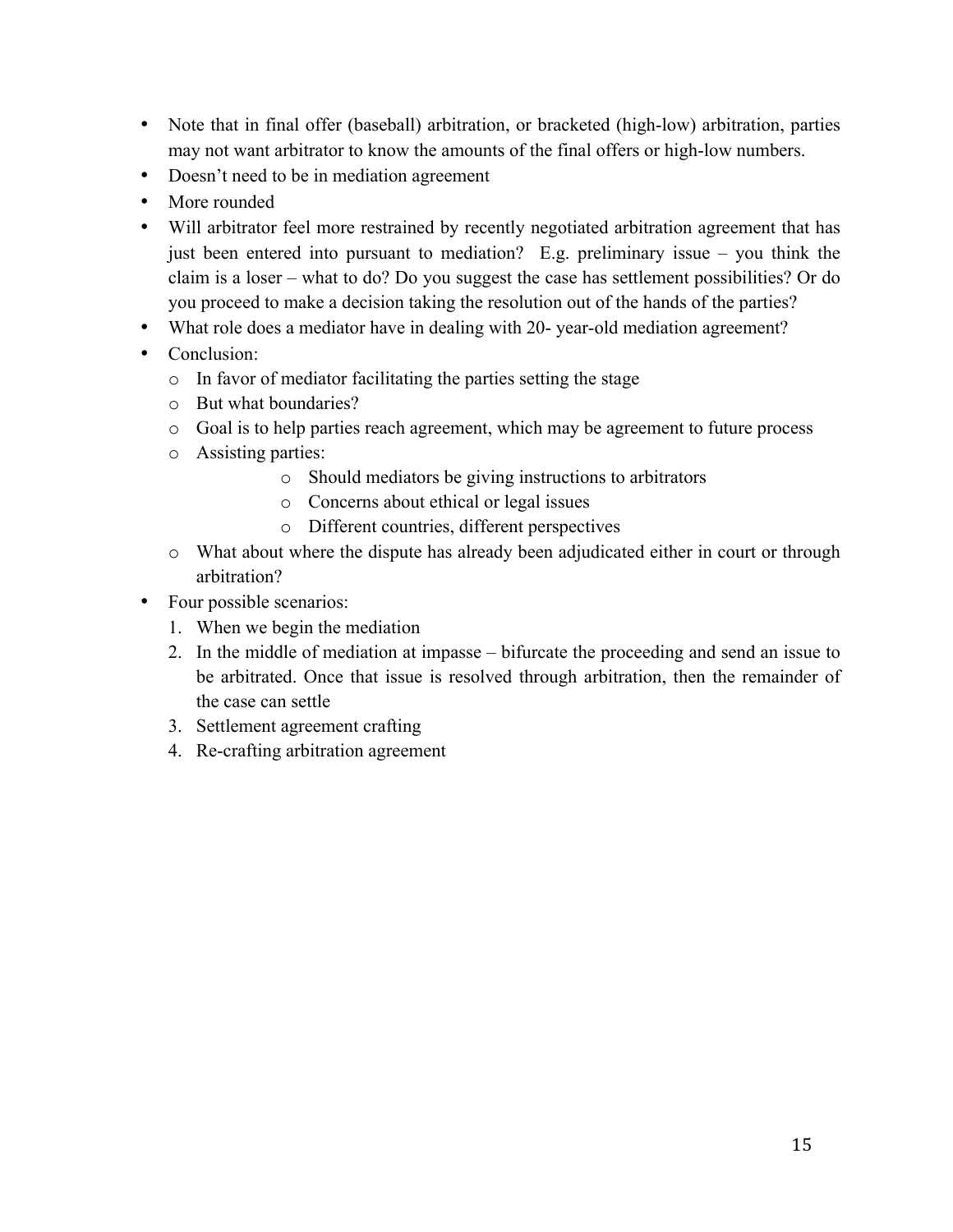- Note that in final offer (baseball) arbitration, or bracketed (high-low) arbitration, parties may not want arbitrator to know the amounts of the final offers or high-low numbers.
- Doesn't need to be in mediation agreement
- More rounded
- Will arbitrator feel more restrained by recently negotiated arbitration agreement that has just been entered into pursuant to mediation? E.g. preliminary issue – you think the claim is a loser – what to do? Do you suggest the case has settlement possibilities? Or do you proceed to make a decision taking the resolution out of the hands of the parties?
- What role does a mediator have in dealing with 20- year-old mediation agreement?
- Conclusion:
  - In favor of mediator facilitating the parties setting the stage
  - But what boundaries?
  - Goal is to help parties reach agreement, which may be agreement to future process
  - Assisting parties:
    - Should mediators be giving instructions to arbitrators
    - Concerns about ethical or legal issues
    - Different countries, different perspectives
  - What about where the dispute has already been adjudicated either in court or through arbitration?
- Four possible scenarios:
  1. When we begin the mediation
  2. In the middle of mediation at impasse – bifurcate the proceeding and send an issue to be arbitrated. Once that issue is resolved through arbitration, then the remainder of the case can settle
  3. Settlement agreement crafting
  4. Re-crafting arbitration agreement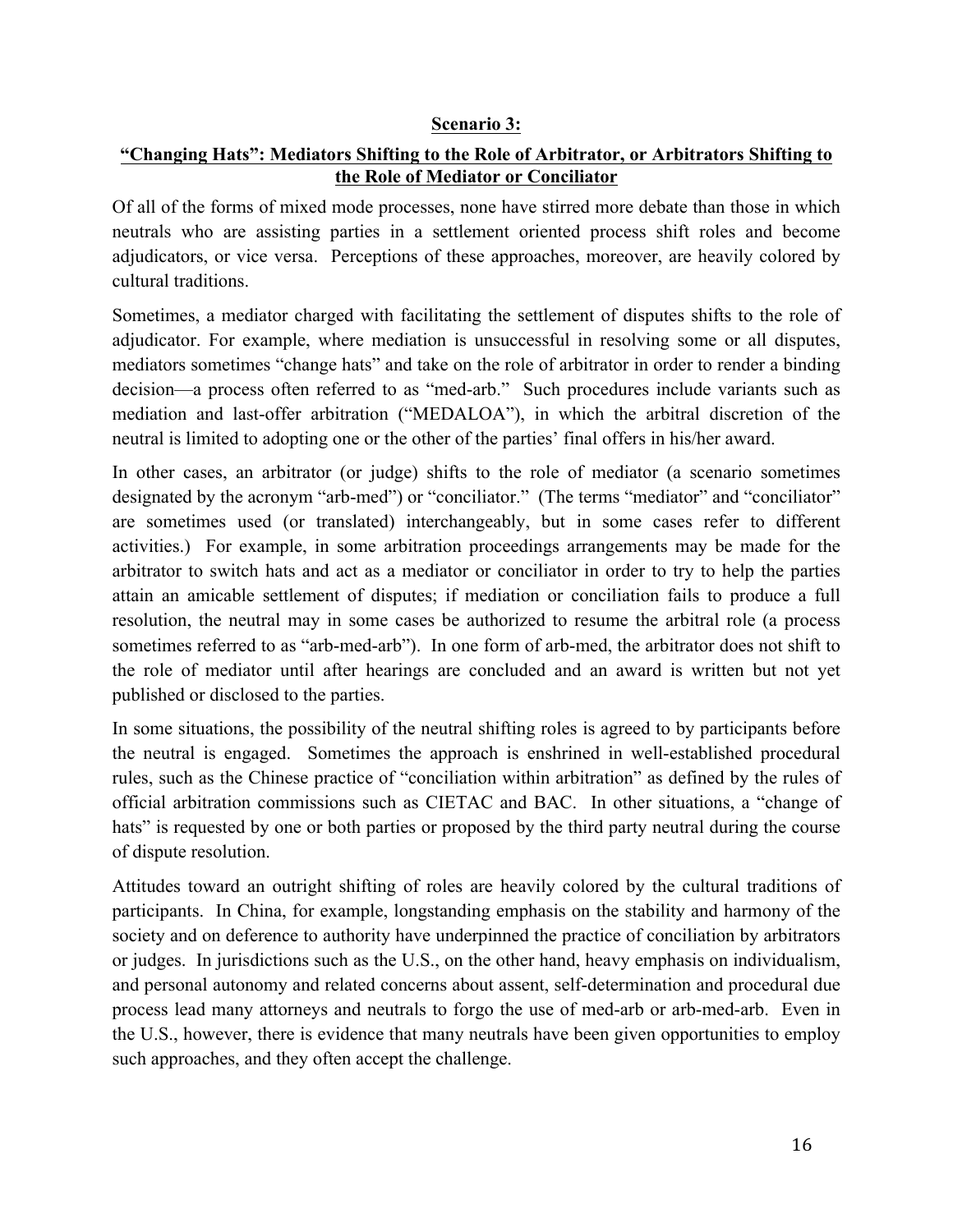**Scenario 3:**

**"Changing Hats": Mediators Shifting to the Role of Arbitrator, or Arbitrators Shifting to the Role of Mediator or Conciliator**

Of all of the forms of mixed mode processes, none have stirred more debate than those in which neutrals who are assisting parties in a settlement oriented process shift roles and become adjudicators, or vice versa. Perceptions of these approaches, moreover, are heavily colored by cultural traditions.

Sometimes, a mediator charged with facilitating the settlement of disputes shifts to the role of adjudicator. For example, where mediation is unsuccessful in resolving some or all disputes, mediators sometimes "change hats" and take on the role of arbitrator in order to render a binding decision—a process often referred to as "med-arb." Such procedures include variants such as mediation and last-offer arbitration ("MEDALOA"), in which the arbitral discretion of the neutral is limited to adopting one or the other of the parties' final offers in his/her award.

In other cases, an arbitrator (or judge) shifts to the role of mediator (a scenario sometimes designated by the acronym "arb-med") or "conciliator." (The terms "mediator" and "conciliator" are sometimes used (or translated) interchangeably, but in some cases refer to different activities.) For example, in some arbitration proceedings arrangements may be made for the arbitrator to switch hats and act as a mediator or conciliator in order to try to help the parties attain an amicable settlement of disputes; if mediation or conciliation fails to produce a full resolution, the neutral may in some cases be authorized to resume the arbitral role (a process sometimes referred to as "arb-med-arb"). In one form of arb-med, the arbitrator does not shift to the role of mediator until after hearings are concluded and an award is written but not yet published or disclosed to the parties.

In some situations, the possibility of the neutral shifting roles is agreed to by participants before the neutral is engaged. Sometimes the approach is enshrined in well-established procedural rules, such as the Chinese practice of "conciliation within arbitration" as defined by the rules of official arbitration commissions such as CIETAC and BAC. In other situations, a "change of hats" is requested by one or both parties or proposed by the third party neutral during the course of dispute resolution.

Attitudes toward an outright shifting of roles are heavily colored by the cultural traditions of participants. In China, for example, longstanding emphasis on the stability and harmony of the society and on deference to authority have underpinned the practice of conciliation by arbitrators or judges. In jurisdictions such as the U.S., on the other hand, heavy emphasis on individualism, and personal autonomy and related concerns about assent, self-determination and procedural due process lead many attorneys and neutrals to forgo the use of med-arb or arb-med-arb. Even in the U.S., however, there is evidence that many neutrals have been given opportunities to employ such approaches, and they often accept the challenge.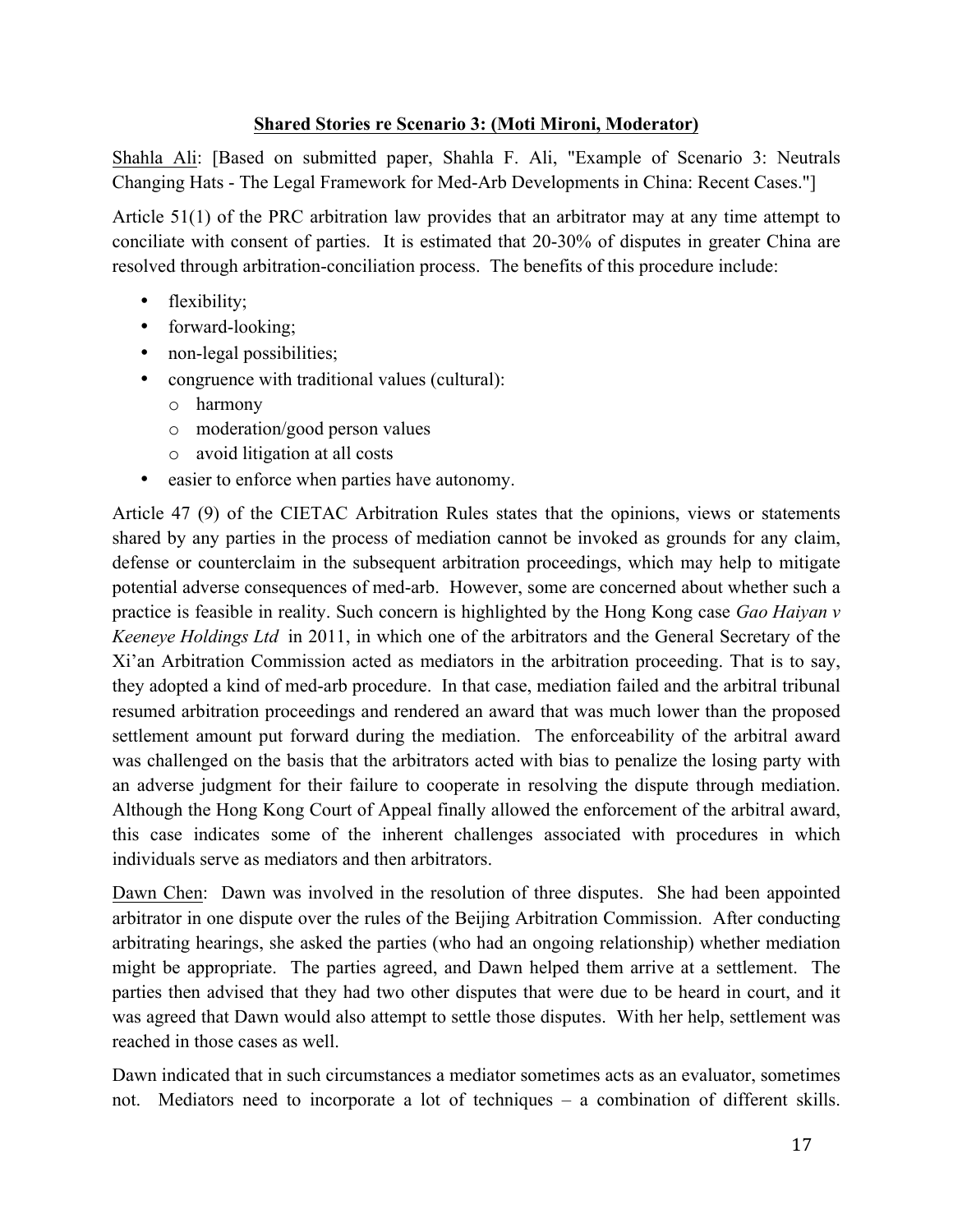**Shared Stories re Scenario 3: (Moti Mironi, Moderator)**

Shahla Ali: [Based on submitted paper, Shahla F. Ali, "Example of Scenario 3: Neutrals Changing Hats - The Legal Framework for Med-Arb Developments in China: Recent Cases."]

Article 51(1) of the PRC arbitration law provides that an arbitrator may at any time attempt to conciliate with consent of parties. It is estimated that 20-30% of disputes in greater China are resolved through arbitration-conciliation process. The benefits of this procedure include:

- flexibility;
- forward-looking;
- non-legal possibilities;
- congruence with traditional values (cultural):
  - harmony
  - moderation/good person values
  - avoid litigation at all costs
- easier to enforce when parties have autonomy.

Article 47 (9) of the CIETAC Arbitration Rules states that the opinions, views or statements shared by any parties in the process of mediation cannot be invoked as grounds for any claim, defense or counterclaim in the subsequent arbitration proceedings, which may help to mitigate potential adverse consequences of med-arb. However, some are concerned about whether such a practice is feasible in reality. Such concern is highlighted by the Hong Kong case *Gao Haiyan v Keeneye Holdings Ltd* in 2011, in which one of the arbitrators and the General Secretary of the Xi'an Arbitration Commission acted as mediators in the arbitration proceeding. That is to say, they adopted a kind of med-arb procedure. In that case, mediation failed and the arbitral tribunal resumed arbitration proceedings and rendered an award that was much lower than the proposed settlement amount put forward during the mediation. The enforceability of the arbitral award was challenged on the basis that the arbitrators acted with bias to penalize the losing party with an adverse judgment for their failure to cooperate in resolving the dispute through mediation. Although the Hong Kong Court of Appeal finally allowed the enforcement of the arbitral award, this case indicates some of the inherent challenges associated with procedures in which individuals serve as mediators and then arbitrators.

Dawn Chen: Dawn was involved in the resolution of three disputes. She had been appointed arbitrator in one dispute over the rules of the Beijing Arbitration Commission. After conducting arbitrating hearings, she asked the parties (who had an ongoing relationship) whether mediation might be appropriate. The parties agreed, and Dawn helped them arrive at a settlement. The parties then advised that they had two other disputes that were due to be heard in court, and it was agreed that Dawn would also attempt to settle those disputes. With her help, settlement was reached in those cases as well.

Dawn indicated that in such circumstances a mediator sometimes acts as an evaluator, sometimes not. Mediators need to incorporate a lot of techniques – a combination of different skills.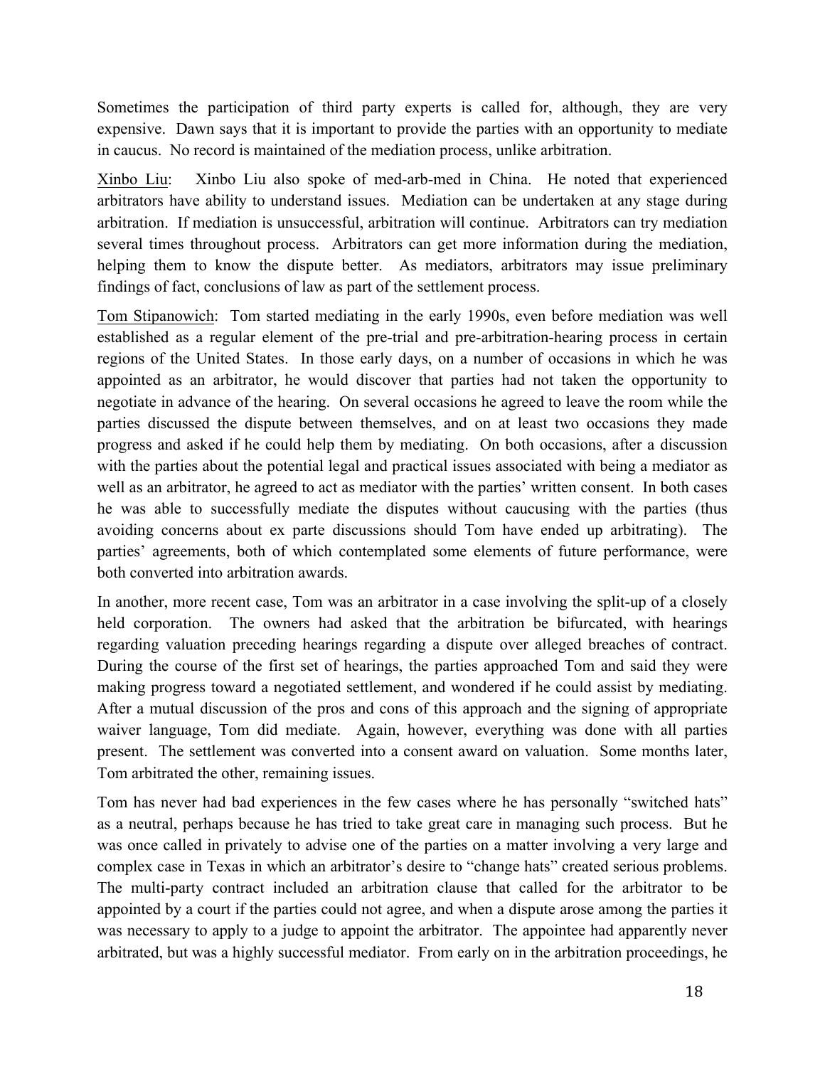Sometimes the participation of third party experts is called for, although, they are very expensive. Dawn says that it is important to provide the parties with an opportunity to mediate in caucus. No record is maintained of the mediation process, unlike arbitration.

<u>Xinbo Liu</u>: Xinbo Liu also spoke of med-arb-med in China. He noted that experienced arbitrators have ability to understand issues. Mediation can be undertaken at any stage during arbitration. If mediation is unsuccessful, arbitration will continue. Arbitrators can try mediation several times throughout process. Arbitrators can get more information during the mediation, helping them to know the dispute better. As mediators, arbitrators may issue preliminary findings of fact, conclusions of law as part of the settlement process.

<u>Tom Stipanowich</u>: Tom started mediating in the early 1990s, even before mediation was well established as a regular element of the pre-trial and pre-arbitration-hearing process in certain regions of the United States. In those early days, on a number of occasions in which he was appointed as an arbitrator, he would discover that parties had not taken the opportunity to negotiate in advance of the hearing. On several occasions he agreed to leave the room while the parties discussed the dispute between themselves, and on at least two occasions they made progress and asked if he could help them by mediating. On both occasions, after a discussion with the parties about the potential legal and practical issues associated with being a mediator as well as an arbitrator, he agreed to act as mediator with the parties' written consent. In both cases he was able to successfully mediate the disputes without caucusing with the parties (thus avoiding concerns about ex parte discussions should Tom have ended up arbitrating). The parties' agreements, both of which contemplated some elements of future performance, were both converted into arbitration awards.

In another, more recent case, Tom was an arbitrator in a case involving the split-up of a closely held corporation. The owners had asked that the arbitration be bifurcated, with hearings regarding valuation preceding hearings regarding a dispute over alleged breaches of contract. During the course of the first set of hearings, the parties approached Tom and said they were making progress toward a negotiated settlement, and wondered if he could assist by mediating. After a mutual discussion of the pros and cons of this approach and the signing of appropriate waiver language, Tom did mediate. Again, however, everything was done with all parties present. The settlement was converted into a consent award on valuation. Some months later, Tom arbitrated the other, remaining issues.

Tom has never had bad experiences in the few cases where he has personally "switched hats" as a neutral, perhaps because he has tried to take great care in managing such process. But he was once called in privately to advise one of the parties on a matter involving a very large and complex case in Texas in which an arbitrator's desire to "change hats" created serious problems. The multi-party contract included an arbitration clause that called for the arbitrator to be appointed by a court if the parties could not agree, and when a dispute arose among the parties it was necessary to apply to a judge to appoint the arbitrator. The appointee had apparently never arbitrated, but was a highly successful mediator. From early on in the arbitration proceedings, he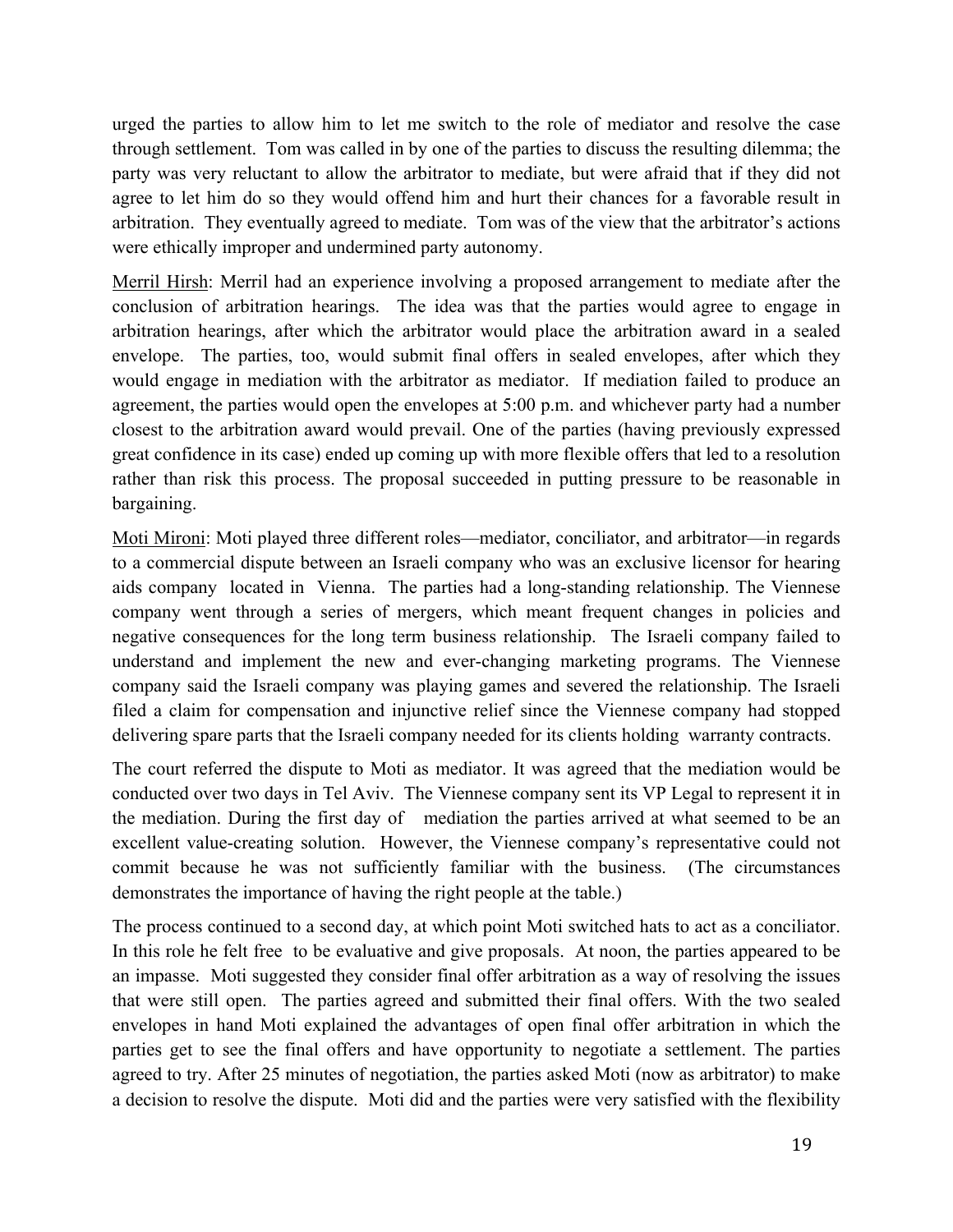urged the parties to allow him to let me switch to the role of mediator and resolve the case through settlement. Tom was called in by one of the parties to discuss the resulting dilemma; the party was very reluctant to allow the arbitrator to mediate, but were afraid that if they did not agree to let him do so they would offend him and hurt their chances for a favorable result in arbitration. They eventually agreed to mediate. Tom was of the view that the arbitrator's actions were ethically improper and undermined party autonomy.

<u>Merril Hirsh</u>: Merril had an experience involving a proposed arrangement to mediate after the conclusion of arbitration hearings. The idea was that the parties would agree to engage in arbitration hearings, after which the arbitrator would place the arbitration award in a sealed envelope. The parties, too, would submit final offers in sealed envelopes, after which they would engage in mediation with the arbitrator as mediator. If mediation failed to produce an agreement, the parties would open the envelopes at 5:00 p.m. and whichever party had a number closest to the arbitration award would prevail. One of the parties (having previously expressed great confidence in its case) ended up coming up with more flexible offers that led to a resolution rather than risk this process. The proposal succeeded in putting pressure to be reasonable in bargaining.

<u>Moti Mironi</u>: Moti played three different roles—mediator, conciliator, and arbitrator—in regards to a commercial dispute between an Israeli company who was an exclusive licensor for hearing aids company located in Vienna. The parties had a long-standing relationship. The Viennese company went through a series of mergers, which meant frequent changes in policies and negative consequences for the long term business relationship. The Israeli company failed to understand and implement the new and ever-changing marketing programs. The Viennese company said the Israeli company was playing games and severed the relationship. The Israeli filed a claim for compensation and injunctive relief since the Viennese company had stopped delivering spare parts that the Israeli company needed for its clients holding warranty contracts.

The court referred the dispute to Moti as mediator. It was agreed that the mediation would be conducted over two days in Tel Aviv. The Viennese company sent its VP Legal to represent it in the mediation. During the first day of mediation the parties arrived at what seemed to be an excellent value-creating solution. However, the Viennese company's representative could not commit because he was not sufficiently familiar with the business. (The circumstances demonstrates the importance of having the right people at the table.)

The process continued to a second day, at which point Moti switched hats to act as a conciliator. In this role he felt free to be evaluative and give proposals. At noon, the parties appeared to be an impasse. Moti suggested they consider final offer arbitration as a way of resolving the issues that were still open. The parties agreed and submitted their final offers. With the two sealed envelopes in hand Moti explained the advantages of open final offer arbitration in which the parties get to see the final offers and have opportunity to negotiate a settlement. The parties agreed to try. After 25 minutes of negotiation, the parties asked Moti (now as arbitrator) to make a decision to resolve the dispute. Moti did and the parties were very satisfied with the flexibility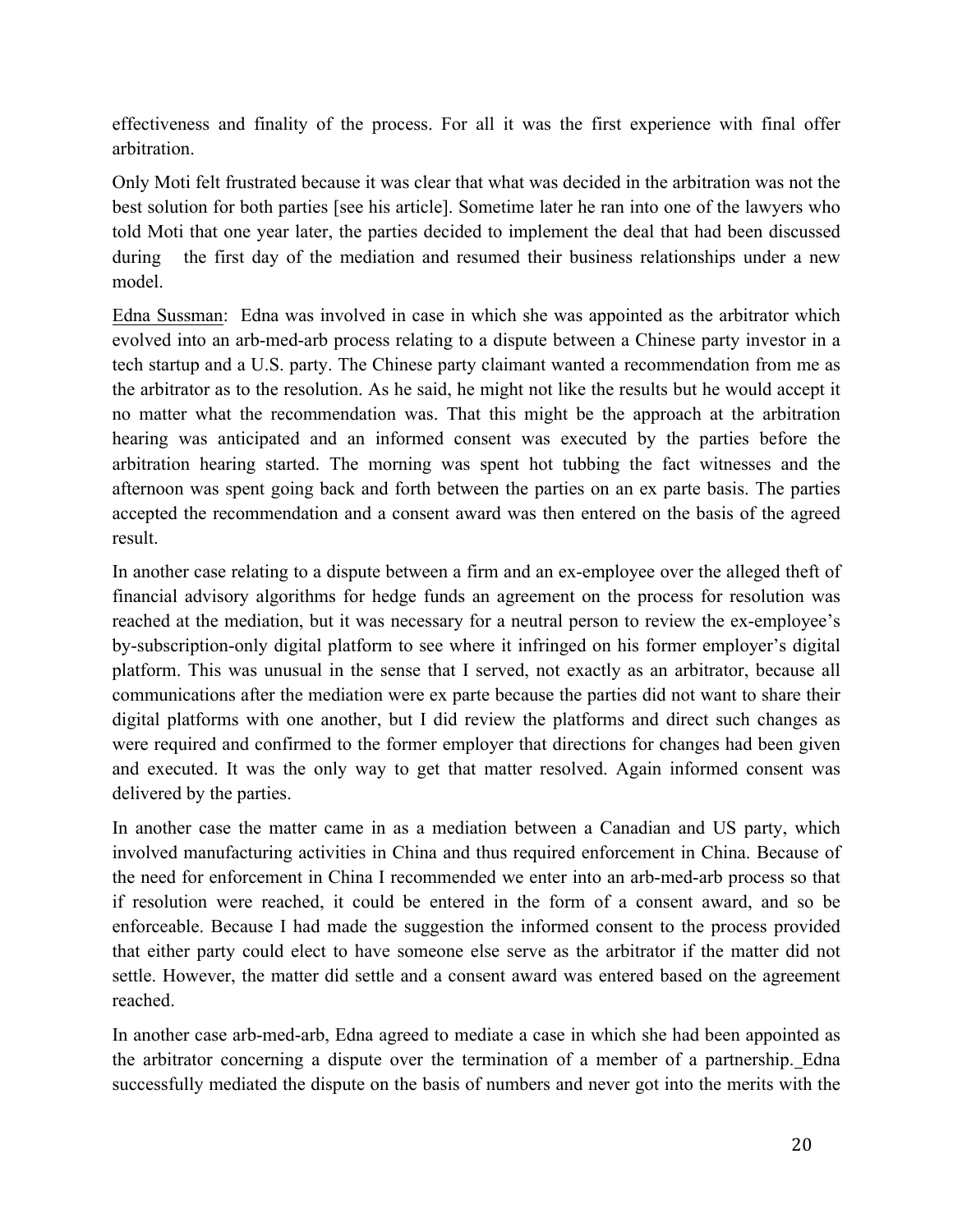effectiveness and finality of the process. For all it was the first experience with final offer arbitration.

Only Moti felt frustrated because it was clear that what was decided in the arbitration was not the best solution for both parties [see his article]. Sometime later he ran into one of the lawyers who told Moti that one year later, the parties decided to implement the deal that had been discussed during the first day of the mediation and resumed their business relationships under a new model.

<u>Edna Sussman</u>: Edna was involved in case in which she was appointed as the arbitrator which evolved into an arb-med-arb process relating to a dispute between a Chinese party investor in a tech startup and a U.S. party. The Chinese party claimant wanted a recommendation from me as the arbitrator as to the resolution. As he said, he might not like the results but he would accept it no matter what the recommendation was. That this might be the approach at the arbitration hearing was anticipated and an informed consent was executed by the parties before the arbitration hearing started. The morning was spent hot tubbing the fact witnesses and the afternoon was spent going back and forth between the parties on an ex parte basis. The parties accepted the recommendation and a consent award was then entered on the basis of the agreed result.

In another case relating to a dispute between a firm and an ex-employee over the alleged theft of financial advisory algorithms for hedge funds an agreement on the process for resolution was reached at the mediation, but it was necessary for a neutral person to review the ex-employee's by-subscription-only digital platform to see where it infringed on his former employer's digital platform. This was unusual in the sense that I served, not exactly as an arbitrator, because all communications after the mediation were ex parte because the parties did not want to share their digital platforms with one another, but I did review the platforms and direct such changes as were required and confirmed to the former employer that directions for changes had been given and executed. It was the only way to get that matter resolved. Again informed consent was delivered by the parties.

In another case the matter came in as a mediation between a Canadian and US party, which involved manufacturing activities in China and thus required enforcement in China. Because of the need for enforcement in China I recommended we enter into an arb-med-arb process so that if resolution were reached, it could be entered in the form of a consent award, and so be enforceable. Because I had made the suggestion the informed consent to the process provided that either party could elect to have someone else serve as the arbitrator if the matter did not settle. However, the matter did settle and a consent award was entered based on the agreement reached.

In another case arb-med-arb, Edna agreed to mediate a case in which she had been appointed as the arbitrator concerning a dispute over the termination of a member of a partnership. Edna successfully mediated the dispute on the basis of numbers and never got into the merits with the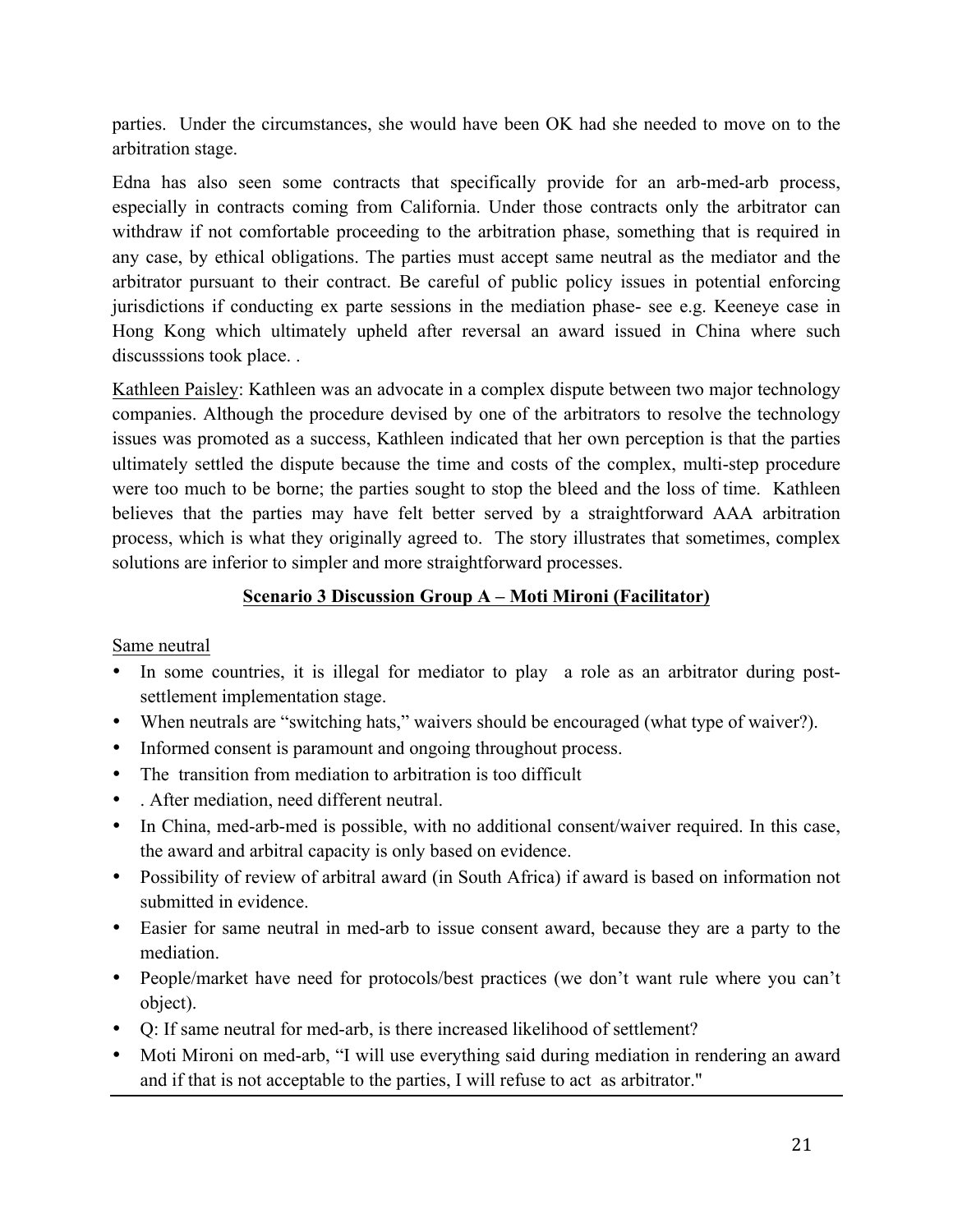parties. Under the circumstances, she would have been OK had she needed to move on to the arbitration stage.

Edna has also seen some contracts that specifically provide for an arb-med-arb process, especially in contracts coming from California. Under those contracts only the arbitrator can withdraw if not comfortable proceeding to the arbitration phase, something that is required in any case, by ethical obligations. The parties must accept same neutral as the mediator and the arbitrator pursuant to their contract. Be careful of public policy issues in potential enforcing jurisdictions if conducting ex parte sessions in the mediation phase- see e.g. Keeneye case in Hong Kong which ultimately upheld after reversal an award issued in China where such discusssions took place. .

Kathleen Paisley: Kathleen was an advocate in a complex dispute between two major technology companies. Although the procedure devised by one of the arbitrators to resolve the technology issues was promoted as a success, Kathleen indicated that her own perception is that the parties ultimately settled the dispute because the time and costs of the complex, multi-step procedure were too much to be borne; the parties sought to stop the bleed and the loss of time. Kathleen believes that the parties may have felt better served by a straightforward AAA arbitration process, which is what they originally agreed to. The story illustrates that sometimes, complex solutions are inferior to simpler and more straightforward processes.

**Scenario 3 Discussion Group A – Moti Mironi (Facilitator)**

Same neutral

- In some countries, it is illegal for mediator to play a role as an arbitrator during post-settlement implementation stage.
- When neutrals are "switching hats," waivers should be encouraged (what type of waiver?).
- Informed consent is paramount and ongoing throughout process.
- The transition from mediation to arbitration is too difficult
- . After mediation, need different neutral.
- In China, med-arb-med is possible, with no additional consent/waiver required. In this case, the award and arbitral capacity is only based on evidence.
- Possibility of review of arbitral award (in South Africa) if award is based on information not submitted in evidence.
- Easier for same neutral in med-arb to issue consent award, because they are a party to the mediation.
- People/market have need for protocols/best practices (we don't want rule where you can't object).
- Q: If same neutral for med-arb, is there increased likelihood of settlement?
- Moti Mironi on med-arb, "I will use everything said during mediation in rendering an award and if that is not acceptable to the parties, I will refuse to act as arbitrator."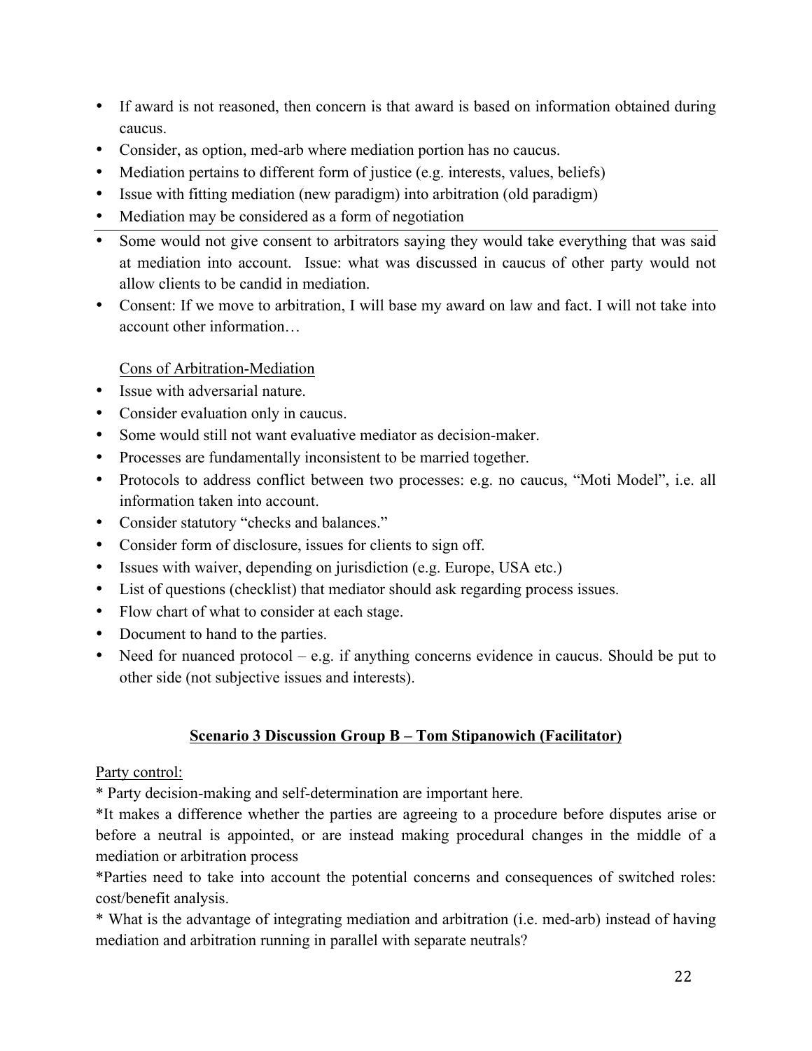- If award is not reasoned, then concern is that award is based on information obtained during caucus.
- Consider, as option, med-arb where mediation portion has no caucus.
- Mediation pertains to different form of justice (e.g. interests, values, beliefs)
- Issue with fitting mediation (new paradigm) into arbitration (old paradigm)
- Mediation may be considered as a form of negotiation

---

- Some would not give consent to arbitrators saying they would take everything that was said at mediation into account. Issue: what was discussed in caucus of other party would not allow clients to be candid in mediation.
- Consent: If we move to arbitration, I will base my award on law and fact. I will not take into account other information…

<u>Cons of Arbitration-Mediation</u>

- Issue with adversarial nature.
- Consider evaluation only in caucus.
- Some would still not want evaluative mediator as decision-maker.
- Processes are fundamentally inconsistent to be married together.
- Protocols to address conflict between two processes: e.g. no caucus, "Moti Model", i.e. all information taken into account.
- Consider statutory "checks and balances."
- Consider form of disclosure, issues for clients to sign off.
- Issues with waiver, depending on jurisdiction (e.g. Europe, USA etc.)
- List of questions (checklist) that mediator should ask regarding process issues.
- Flow chart of what to consider at each stage.
- Document to hand to the parties.
- Need for nuanced protocol – e.g. if anything concerns evidence in caucus. Should be put to other side (not subjective issues and interests).

## <u>Scenario 3 Discussion Group B – Tom Stipanowich (Facilitator)</u>

<u>Party control:</u>

* Party decision-making and self-determination are important here.

*It makes a difference whether the parties are agreeing to a procedure before disputes arise or before a neutral is appointed, or are instead making procedural changes in the middle of a mediation or arbitration process

*Parties need to take into account the potential concerns and consequences of switched roles: cost/benefit analysis.

* What is the advantage of integrating mediation and arbitration (i.e. med-arb) instead of having mediation and arbitration running in parallel with separate neutrals?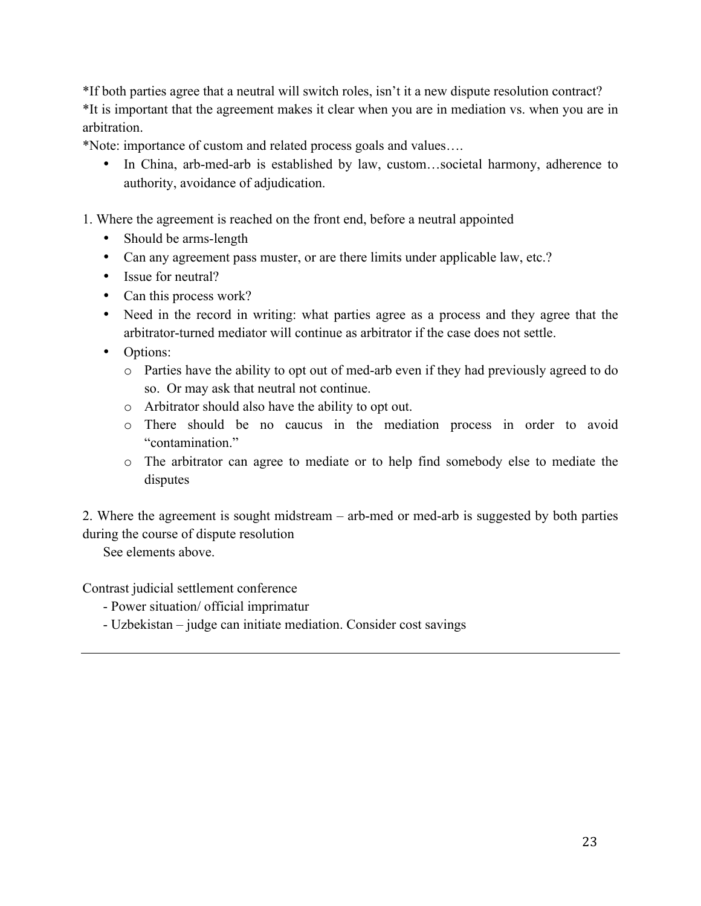*If both parties agree that a neutral will switch roles, isn't it a new dispute resolution contract?
*It is important that the agreement makes it clear when you are in mediation vs. when you are in arbitration.
*Note: importance of custom and related process goals and values….

- In China, arb-med-arb is established by law, custom…societal harmony, adherence to authority, avoidance of adjudication.

1. Where the agreement is reached on the front end, before a neutral appointed
   - Should be arms-length
   - Can any agreement pass muster, or are there limits under applicable law, etc.?
   - Issue for neutral?
   - Can this process work?
   - Need in the record in writing: what parties agree as a process and they agree that the arbitrator-turned mediator will continue as arbitrator if the case does not settle.
   - Options:
     - Parties have the ability to opt out of med-arb even if they had previously agreed to do so. Or may ask that neutral not continue.
     - Arbitrator should also have the ability to opt out.
     - There should be no caucus in the mediation process in order to avoid "contamination."
     - The arbitrator can agree to mediate or to help find somebody else to mediate the disputes

2. Where the agreement is sought midstream – arb-med or med-arb is suggested by both parties during the course of dispute resolution

   See elements above.

Contrast judicial settlement conference

- Power situation/ official imprimatur
- Uzbekistan – judge can initiate mediation. Consider cost savings

---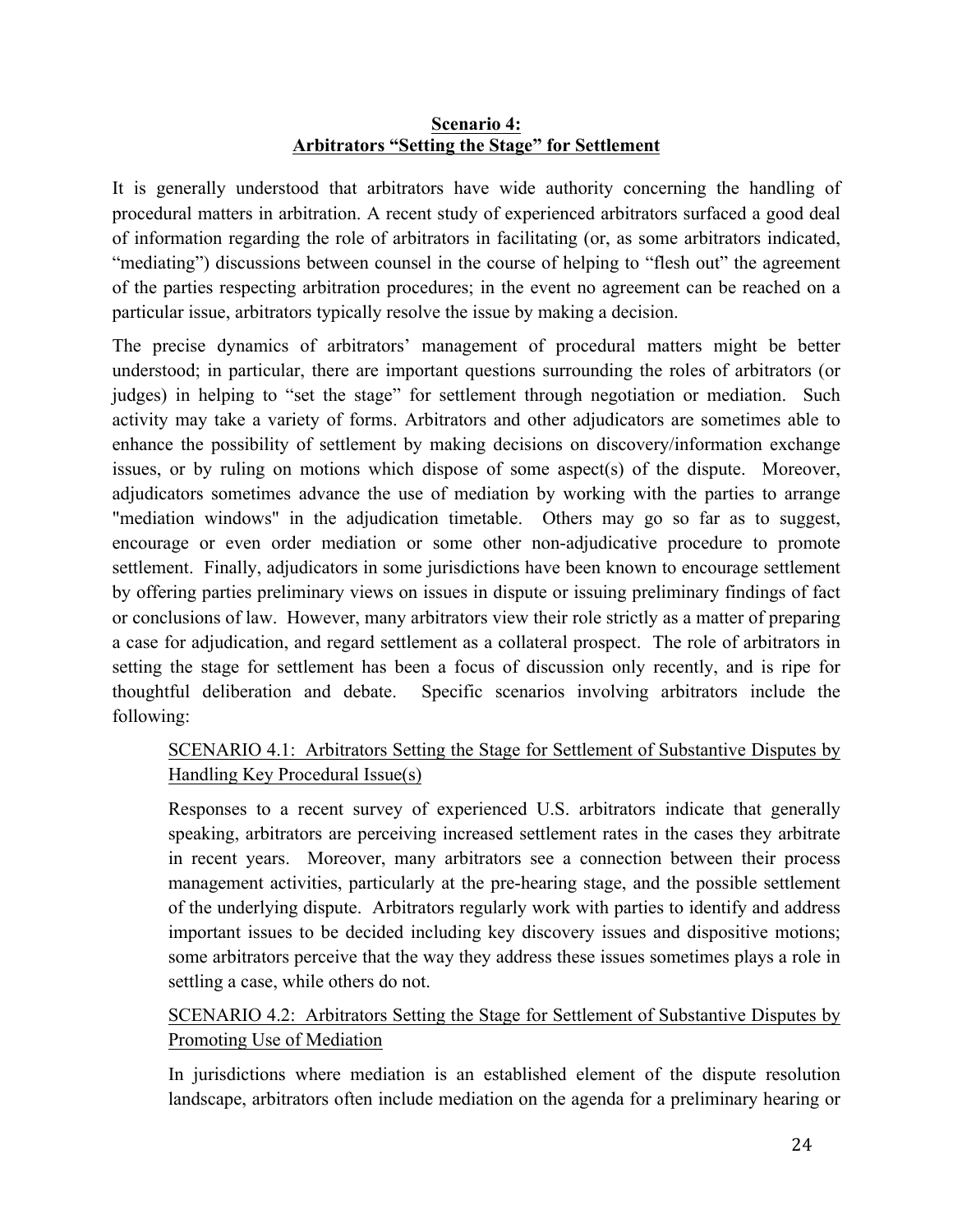## **Scenario 4:**
## **Arbitrators "Setting the Stage" for Settlement**

It is generally understood that arbitrators have wide authority concerning the handling of procedural matters in arbitration. A recent study of experienced arbitrators surfaced a good deal of information regarding the role of arbitrators in facilitating (or, as some arbitrators indicated, "mediating") discussions between counsel in the course of helping to "flesh out" the agreement of the parties respecting arbitration procedures; in the event no agreement can be reached on a particular issue, arbitrators typically resolve the issue by making a decision.

The precise dynamics of arbitrators' management of procedural matters might be better understood; in particular, there are important questions surrounding the roles of arbitrators (or judges) in helping to "set the stage" for settlement through negotiation or mediation. Such activity may take a variety of forms. Arbitrators and other adjudicators are sometimes able to enhance the possibility of settlement by making decisions on discovery/information exchange issues, or by ruling on motions which dispose of some aspect(s) of the dispute. Moreover, adjudicators sometimes advance the use of mediation by working with the parties to arrange "mediation windows" in the adjudication timetable. Others may go so far as to suggest, encourage or even order mediation or some other non-adjudicative procedure to promote settlement. Finally, adjudicators in some jurisdictions have been known to encourage settlement by offering parties preliminary views on issues in dispute or issuing preliminary findings of fact or conclusions of law. However, many arbitrators view their role strictly as a matter of preparing a case for adjudication, and regard settlement as a collateral prospect. The role of arbitrators in setting the stage for settlement has been a focus of discussion only recently, and is ripe for thoughtful deliberation and debate. Specific scenarios involving arbitrators include the following:

> SCENARIO 4.1: Arbitrators Setting the Stage for Settlement of Substantive Disputes by Handling Key Procedural Issue(s)
>
> Responses to a recent survey of experienced U.S. arbitrators indicate that generally speaking, arbitrators are perceiving increased settlement rates in the cases they arbitrate in recent years. Moreover, many arbitrators see a connection between their process management activities, particularly at the pre-hearing stage, and the possible settlement of the underlying dispute. Arbitrators regularly work with parties to identify and address important issues to be decided including key discovery issues and dispositive motions; some arbitrators perceive that the way they address these issues sometimes plays a role in settling a case, while others do not.
>
> SCENARIO 4.2: Arbitrators Setting the Stage for Settlement of Substantive Disputes by Promoting Use of Mediation
>
> In jurisdictions where mediation is an established element of the dispute resolution landscape, arbitrators often include mediation on the agenda for a preliminary hearing or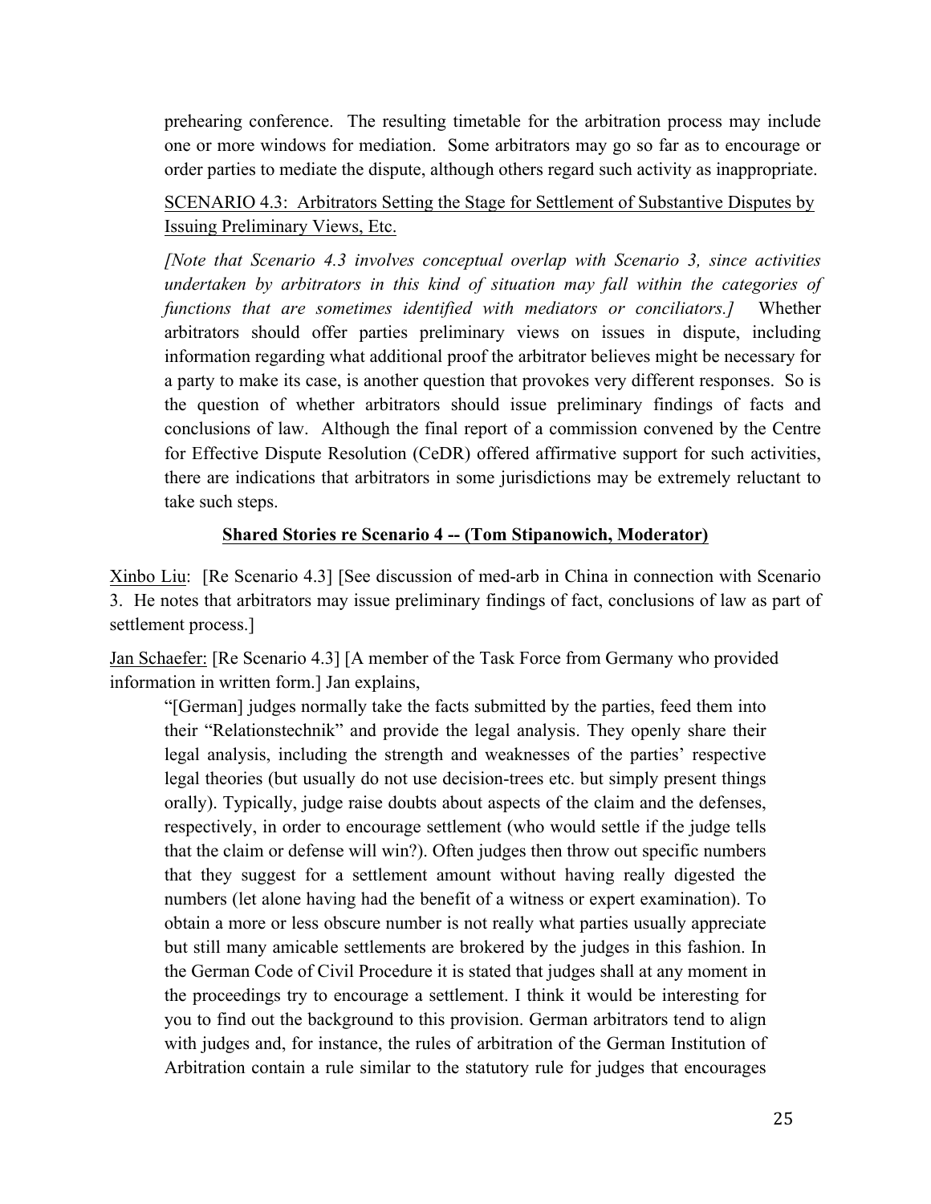prehearing conference. The resulting timetable for the arbitration process may include one or more windows for mediation. Some arbitrators may go so far as to encourage or order parties to mediate the dispute, although others regard such activity as inappropriate.

<u>SCENARIO 4.3: Arbitrators Setting the Stage for Settlement of Substantive Disputes by Issuing Preliminary Views, Etc.</u>

*[Note that Scenario 4.3 involves conceptual overlap with Scenario 3, since activities undertaken by arbitrators in this kind of situation may fall within the categories of functions that are sometimes identified with mediators or conciliators.]* Whether arbitrators should offer parties preliminary views on issues in dispute, including information regarding what additional proof the arbitrator believes might be necessary for a party to make its case, is another question that provokes very different responses. So is the question of whether arbitrators should issue preliminary findings of facts and conclusions of law. Although the final report of a commission convened by the Centre for Effective Dispute Resolution (CeDR) offered affirmative support for such activities, there are indications that arbitrators in some jurisdictions may be extremely reluctant to take such steps.

**<u>Shared Stories re Scenario 4 -- (Tom Stipanowich, Moderator)</u>**

<u>Xinbo Liu</u>: [Re Scenario 4.3] [See discussion of med-arb in China in connection with Scenario 3. He notes that arbitrators may issue preliminary findings of fact, conclusions of law as part of settlement process.]

<u>Jan Schaefer:</u> [Re Scenario 4.3] [A member of the Task Force from Germany who provided information in written form.] Jan explains,

> "[German] judges normally take the facts submitted by the parties, feed them into their "Relationstechnik" and provide the legal analysis. They openly share their legal analysis, including the strength and weaknesses of the parties' respective legal theories (but usually do not use decision-trees etc. but simply present things orally). Typically, judge raise doubts about aspects of the claim and the defenses, respectively, in order to encourage settlement (who would settle if the judge tells that the claim or defense will win?). Often judges then throw out specific numbers that they suggest for a settlement amount without having really digested the numbers (let alone having had the benefit of a witness or expert examination). To obtain a more or less obscure number is not really what parties usually appreciate but still many amicable settlements are brokered by the judges in this fashion. In the German Code of Civil Procedure it is stated that judges shall at any moment in the proceedings try to encourage a settlement. I think it would be interesting for you to find out the background to this provision. German arbitrators tend to align with judges and, for instance, the rules of arbitration of the German Institution of Arbitration contain a rule similar to the statutory rule for judges that encourages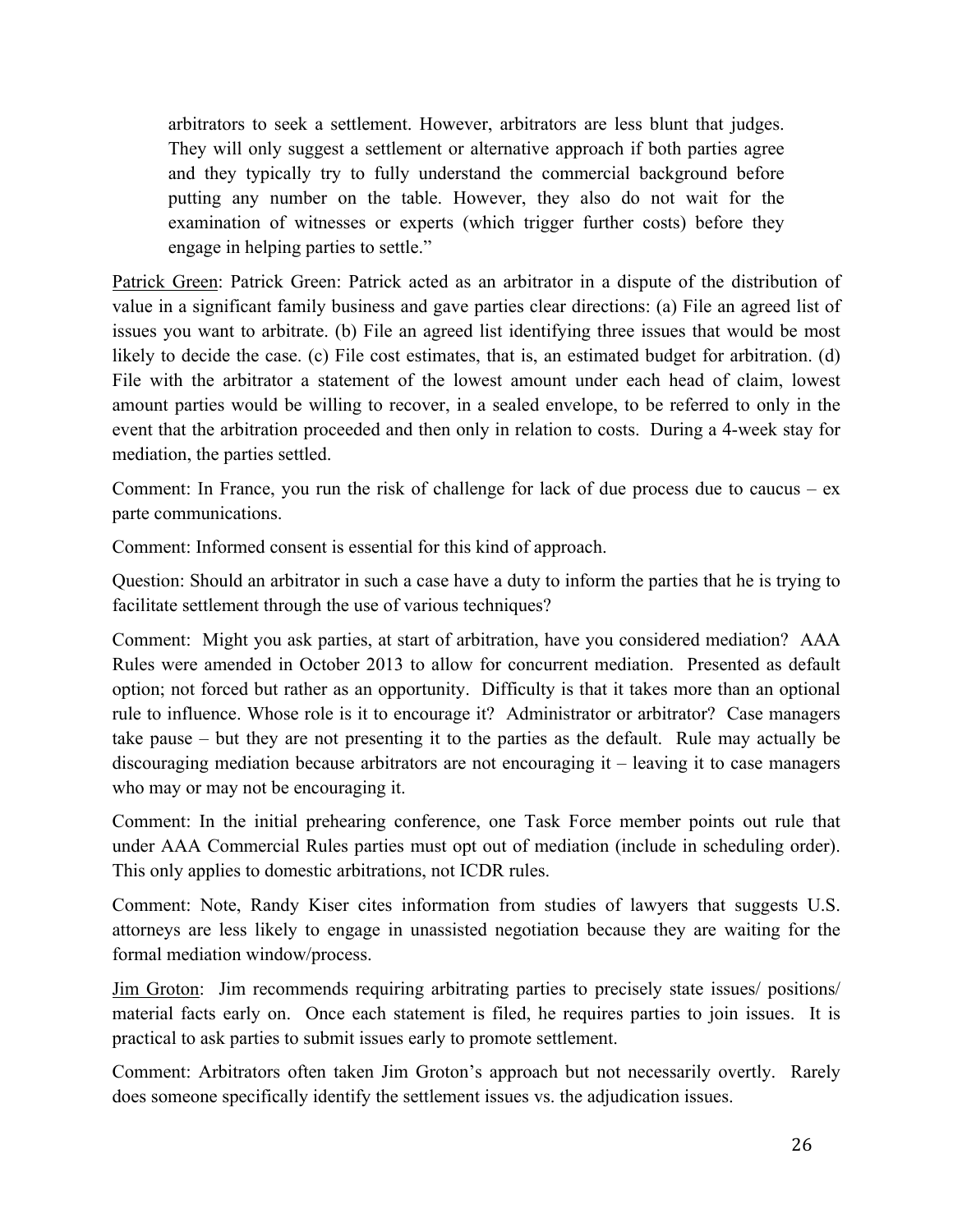> arbitrators to seek a settlement. However, arbitrators are less blunt that judges. They will only suggest a settlement or alternative approach if both parties agree and they typically try to fully understand the commercial background before putting any number on the table. However, they also do not wait for the examination of witnesses or experts (which trigger further costs) before they engage in helping parties to settle."

<u>Patrick Green</u>: Patrick Green: Patrick acted as an arbitrator in a dispute of the distribution of value in a significant family business and gave parties clear directions: (a) File an agreed list of issues you want to arbitrate. (b) File an agreed list identifying three issues that would be most likely to decide the case. (c) File cost estimates, that is, an estimated budget for arbitration. (d) File with the arbitrator a statement of the lowest amount under each head of claim, lowest amount parties would be willing to recover, in a sealed envelope, to be referred to only in the event that the arbitration proceeded and then only in relation to costs. During a 4-week stay for mediation, the parties settled.

Comment: In France, you run the risk of challenge for lack of due process due to caucus – ex parte communications.

Comment: Informed consent is essential for this kind of approach.

Question: Should an arbitrator in such a case have a duty to inform the parties that he is trying to facilitate settlement through the use of various techniques?

Comment: Might you ask parties, at start of arbitration, have you considered mediation? AAA Rules were amended in October 2013 to allow for concurrent mediation. Presented as default option; not forced but rather as an opportunity. Difficulty is that it takes more than an optional rule to influence. Whose role is it to encourage it? Administrator or arbitrator? Case managers take pause – but they are not presenting it to the parties as the default. Rule may actually be discouraging mediation because arbitrators are not encouraging it – leaving it to case managers who may or may not be encouraging it.

Comment: In the initial prehearing conference, one Task Force member points out rule that under AAA Commercial Rules parties must opt out of mediation (include in scheduling order). This only applies to domestic arbitrations, not ICDR rules.

Comment: Note, Randy Kiser cites information from studies of lawyers that suggests U.S. attorneys are less likely to engage in unassisted negotiation because they are waiting for the formal mediation window/process.

<u>Jim Groton</u>: Jim recommends requiring arbitrating parties to precisely state issues/ positions/ material facts early on. Once each statement is filed, he requires parties to join issues. It is practical to ask parties to submit issues early to promote settlement.

Comment: Arbitrators often taken Jim Groton's approach but not necessarily overtly. Rarely does someone specifically identify the settlement issues vs. the adjudication issues.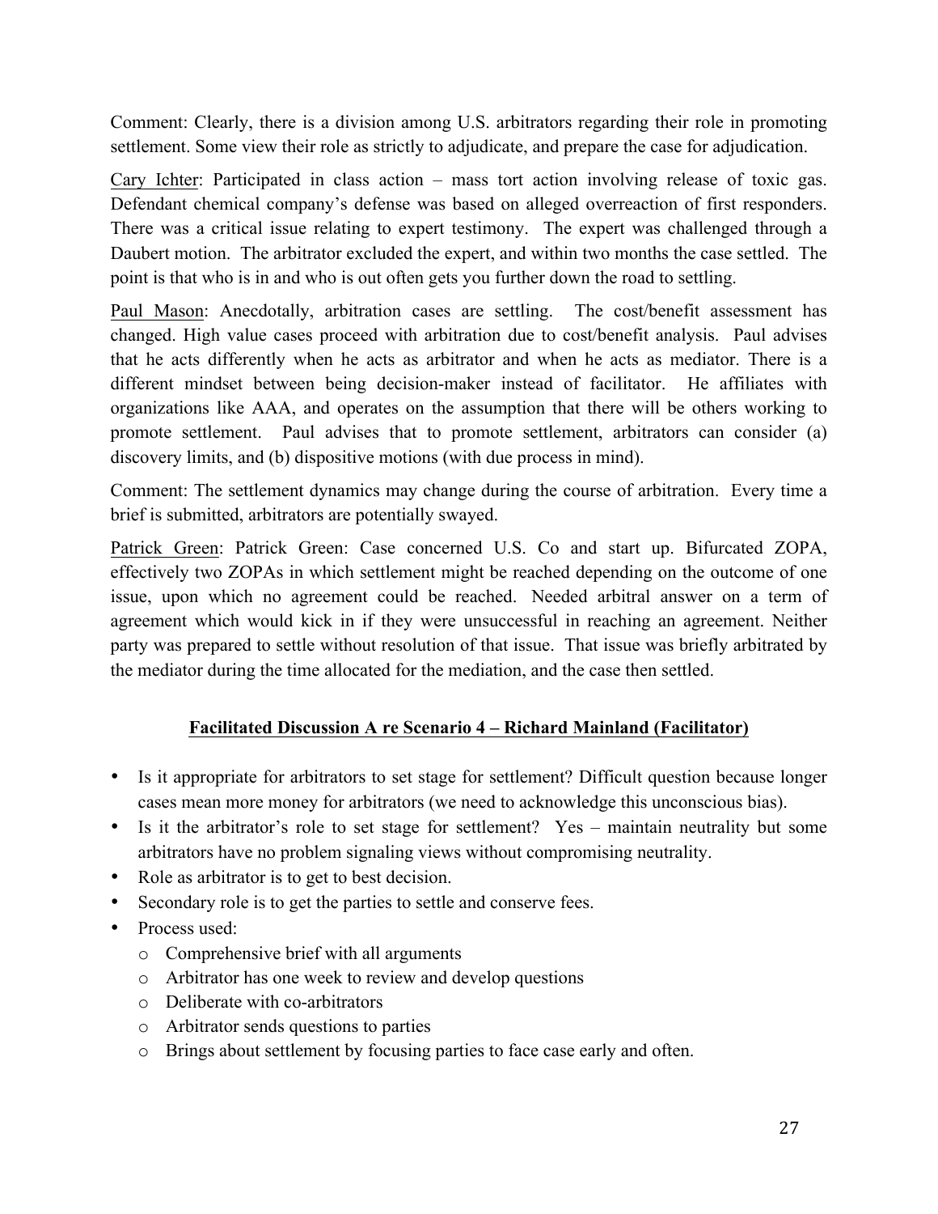Comment: Clearly, there is a division among U.S. arbitrators regarding their role in promoting settlement. Some view their role as strictly to adjudicate, and prepare the case for adjudication.

Cary Ichter: Participated in class action – mass tort action involving release of toxic gas. Defendant chemical company's defense was based on alleged overreaction of first responders. There was a critical issue relating to expert testimony. The expert was challenged through a Daubert motion. The arbitrator excluded the expert, and within two months the case settled. The point is that who is in and who is out often gets you further down the road to settling.

Paul Mason: Anecdotally, arbitration cases are settling. The cost/benefit assessment has changed. High value cases proceed with arbitration due to cost/benefit analysis. Paul advises that he acts differently when he acts as arbitrator and when he acts as mediator. There is a different mindset between being decision-maker instead of facilitator. He affiliates with organizations like AAA, and operates on the assumption that there will be others working to promote settlement. Paul advises that to promote settlement, arbitrators can consider (a) discovery limits, and (b) dispositive motions (with due process in mind).

Comment: The settlement dynamics may change during the course of arbitration. Every time a brief is submitted, arbitrators are potentially swayed.

Patrick Green: Patrick Green: Case concerned U.S. Co and start up. Bifurcated ZOPA, effectively two ZOPAs in which settlement might be reached depending on the outcome of one issue, upon which no agreement could be reached. Needed arbitral answer on a term of agreement which would kick in if they were unsuccessful in reaching an agreement. Neither party was prepared to settle without resolution of that issue. That issue was briefly arbitrated by the mediator during the time allocated for the mediation, and the case then settled.

## Facilitated Discussion A re Scenario 4 – Richard Mainland (Facilitator)

- Is it appropriate for arbitrators to set stage for settlement? Difficult question because longer cases mean more money for arbitrators (we need to acknowledge this unconscious bias).
- Is it the arbitrator's role to set stage for settlement? Yes – maintain neutrality but some arbitrators have no problem signaling views without compromising neutrality.
- Role as arbitrator is to get to best decision.
- Secondary role is to get the parties to settle and conserve fees.
- Process used:
  - Comprehensive brief with all arguments
  - Arbitrator has one week to review and develop questions
  - Deliberate with co-arbitrators
  - Arbitrator sends questions to parties
  - Brings about settlement by focusing parties to face case early and often.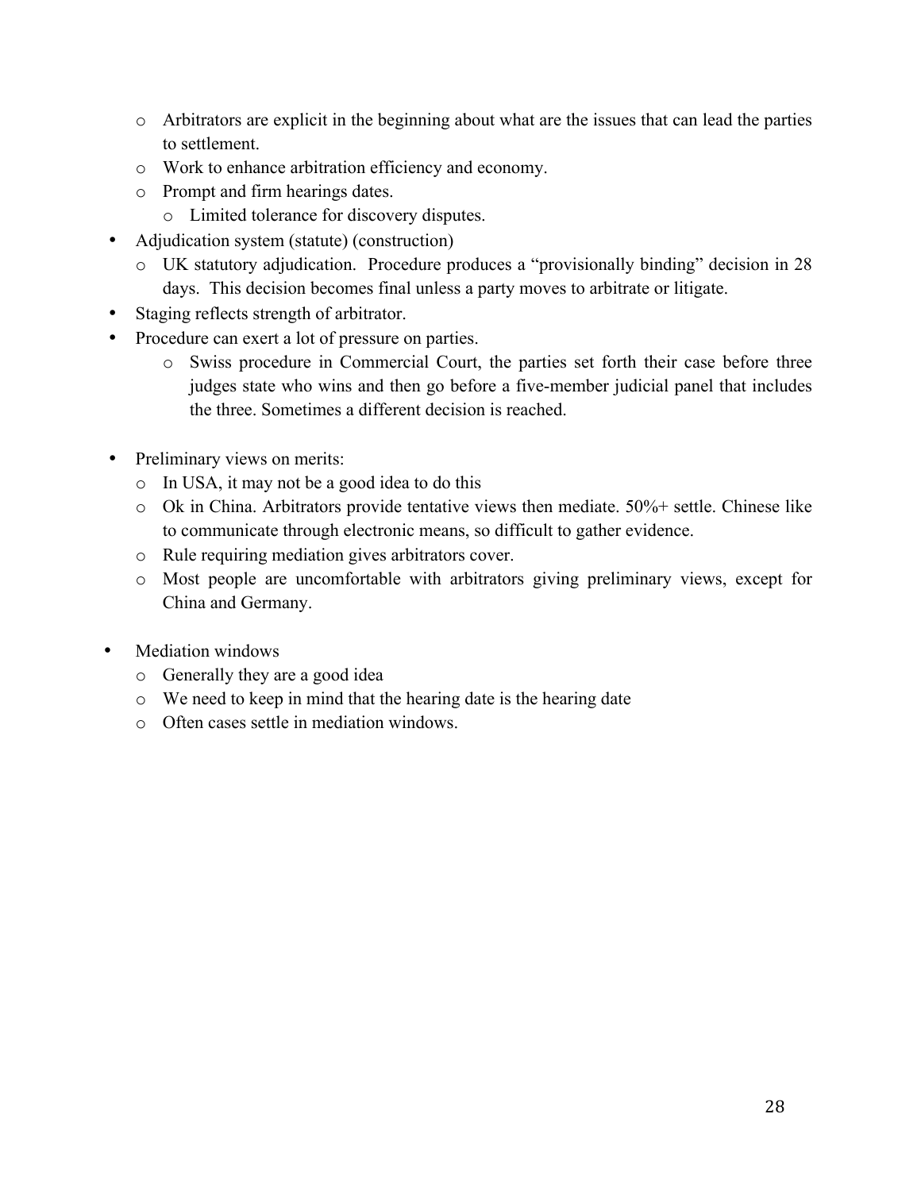- Arbitrators are explicit in the beginning about what are the issues that can lead the parties to settlement.
  - Work to enhance arbitration efficiency and economy.
  - Prompt and firm hearings dates.
    - Limited tolerance for discovery disputes.
- Adjudication system (statute) (construction)
  - UK statutory adjudication. Procedure produces a "provisionally binding" decision in 28 days. This decision becomes final unless a party moves to arbitrate or litigate.
- Staging reflects strength of arbitrator.
- Procedure can exert a lot of pressure on parties.
    - Swiss procedure in Commercial Court, the parties set forth their case before three judges state who wins and then go before a five-member judicial panel that includes the three. Sometimes a different decision is reached.

- Preliminary views on merits:
  - In USA, it may not be a good idea to do this
  - Ok in China. Arbitrators provide tentative views then mediate. 50%+ settle. Chinese like to communicate through electronic means, so difficult to gather evidence.
  - Rule requiring mediation gives arbitrators cover.
  - Most people are uncomfortable with arbitrators giving preliminary views, except for China and Germany.

- Mediation windows
  - Generally they are a good idea
  - We need to keep in mind that the hearing date is the hearing date
  - Often cases settle in mediation windows.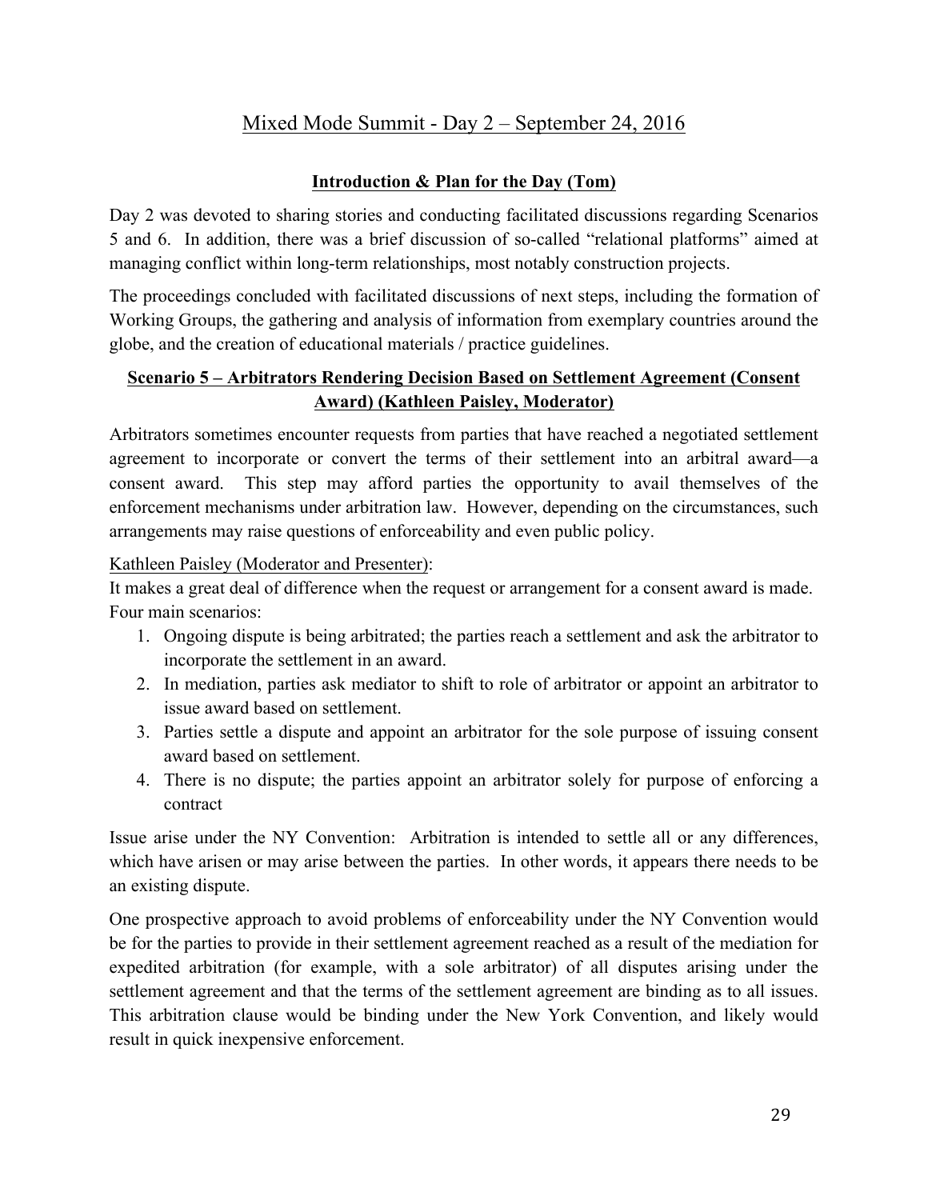# Mixed Mode Summit - Day 2 – September 24, 2016

## Introduction & Plan for the Day (Tom)

Day 2 was devoted to sharing stories and conducting facilitated discussions regarding Scenarios 5 and 6. In addition, there was a brief discussion of so-called "relational platforms" aimed at managing conflict within long-term relationships, most notably construction projects.

The proceedings concluded with facilitated discussions of next steps, including the formation of Working Groups, the gathering and analysis of information from exemplary countries around the globe, and the creation of educational materials / practice guidelines.

## Scenario 5 – Arbitrators Rendering Decision Based on Settlement Agreement (Consent Award) (Kathleen Paisley, Moderator)

Arbitrators sometimes encounter requests from parties that have reached a negotiated settlement agreement to incorporate or convert the terms of their settlement into an arbitral award—a consent award. This step may afford parties the opportunity to avail themselves of the enforcement mechanisms under arbitration law. However, depending on the circumstances, such arrangements may raise questions of enforceability and even public policy.

Kathleen Paisley (Moderator and Presenter):

It makes a great deal of difference when the request or arrangement for a consent award is made. Four main scenarios:

1. Ongoing dispute is being arbitrated; the parties reach a settlement and ask the arbitrator to incorporate the settlement in an award.
2. In mediation, parties ask mediator to shift to role of arbitrator or appoint an arbitrator to issue award based on settlement.
3. Parties settle a dispute and appoint an arbitrator for the sole purpose of issuing consent award based on settlement.
4. There is no dispute; the parties appoint an arbitrator solely for purpose of enforcing a contract

Issue arise under the NY Convention: Arbitration is intended to settle all or any differences, which have arisen or may arise between the parties. In other words, it appears there needs to be an existing dispute.

One prospective approach to avoid problems of enforceability under the NY Convention would be for the parties to provide in their settlement agreement reached as a result of the mediation for expedited arbitration (for example, with a sole arbitrator) of all disputes arising under the settlement agreement and that the terms of the settlement agreement are binding as to all issues. This arbitration clause would be binding under the New York Convention, and likely would result in quick inexpensive enforcement.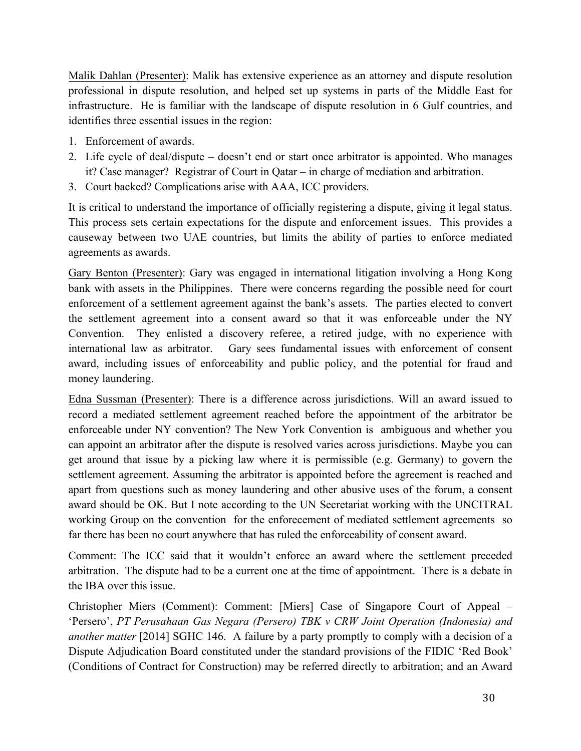Malik Dahlan (Presenter): Malik has extensive experience as an attorney and dispute resolution professional in dispute resolution, and helped set up systems in parts of the Middle East for infrastructure. He is familiar with the landscape of dispute resolution in 6 Gulf countries, and identifies three essential issues in the region:

1. Enforcement of awards.
2. Life cycle of deal/dispute – doesn't end or start once arbitrator is appointed. Who manages it? Case manager? Registrar of Court in Qatar – in charge of mediation and arbitration.
3. Court backed? Complications arise with AAA, ICC providers.

It is critical to understand the importance of officially registering a dispute, giving it legal status. This process sets certain expectations for the dispute and enforcement issues. This provides a causeway between two UAE countries, but limits the ability of parties to enforce mediated agreements as awards.

Gary Benton (Presenter): Gary was engaged in international litigation involving a Hong Kong bank with assets in the Philippines. There were concerns regarding the possible need for court enforcement of a settlement agreement against the bank's assets. The parties elected to convert the settlement agreement into a consent award so that it was enforceable under the NY Convention. They enlisted a discovery referee, a retired judge, with no experience with international law as arbitrator. Gary sees fundamental issues with enforcement of consent award, including issues of enforceability and public policy, and the potential for fraud and money laundering.

Edna Sussman (Presenter): There is a difference across jurisdictions. Will an award issued to record a mediated settlement agreement reached before the appointment of the arbitrator be enforceable under NY convention? The New York Convention is ambiguous and whether you can appoint an arbitrator after the dispute is resolved varies across jurisdictions. Maybe you can get around that issue by a picking law where it is permissible (e.g. Germany) to govern the settlement agreement. Assuming the arbitrator is appointed before the agreement is reached and apart from questions such as money laundering and other abusive uses of the forum, a consent award should be OK. But I note according to the UN Secretariat working with the UNCITRAL working Group on the convention for the enforecement of mediated settlement agreements so far there has been no court anywhere that has ruled the enforceability of consent award.

Comment: The ICC said that it wouldn't enforce an award where the settlement preceded arbitration. The dispute had to be a current one at the time of appointment. There is a debate in the IBA over this issue.

Christopher Miers (Comment): Comment: [Miers] Case of Singapore Court of Appeal – 'Persero', *PT Perusahaan Gas Negara (Persero) TBK v CRW Joint Operation (Indonesia) and another matter* [2014] SGHC 146. A failure by a party promptly to comply with a decision of a Dispute Adjudication Board constituted under the standard provisions of the FIDIC 'Red Book' (Conditions of Contract for Construction) may be referred directly to arbitration; and an Award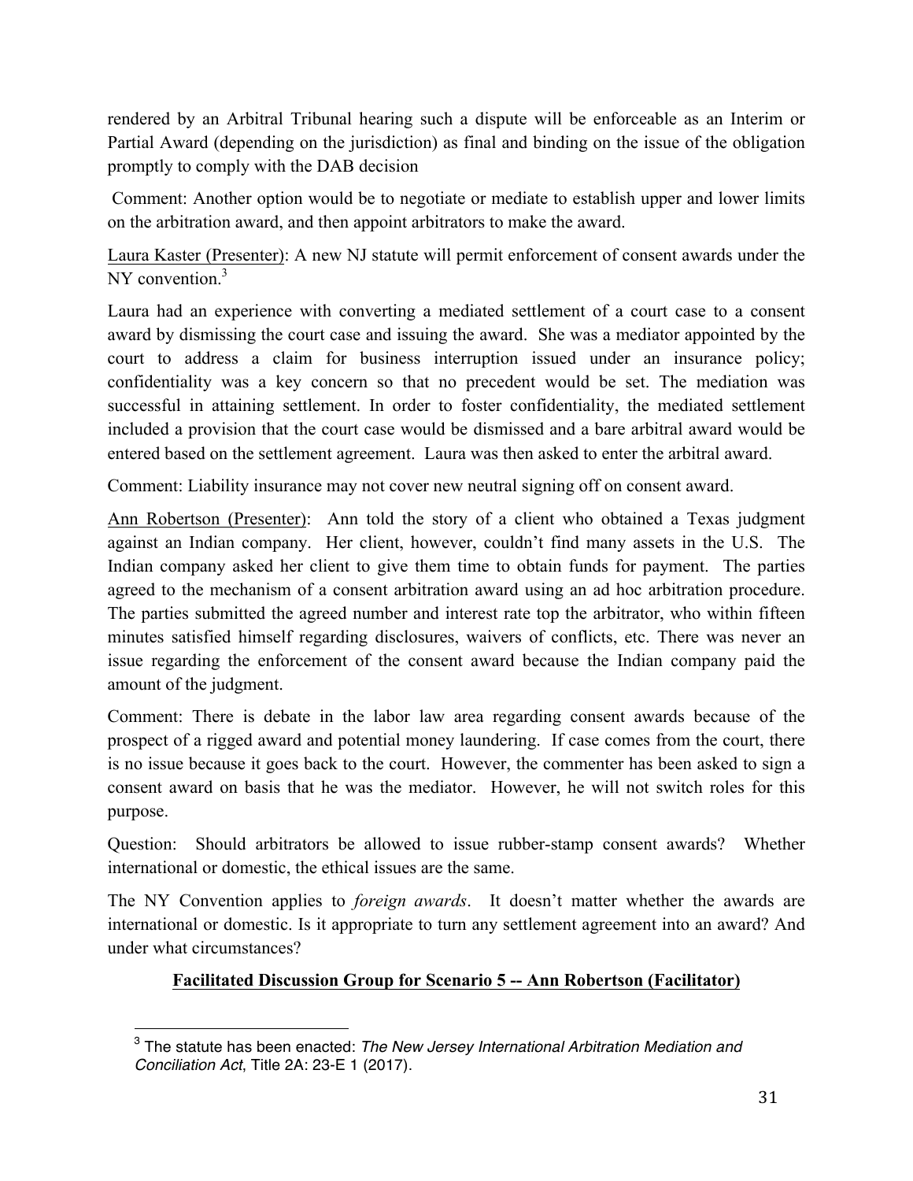rendered by an Arbitral Tribunal hearing such a dispute will be enforceable as an Interim or Partial Award (depending on the jurisdiction) as final and binding on the issue of the obligation promptly to comply with the DAB decision

Comment: Another option would be to negotiate or mediate to establish upper and lower limits on the arbitration award, and then appoint arbitrators to make the award.

Laura Kaster (Presenter): A new NJ statute will permit enforcement of consent awards under the NY convention.[3]

Laura had an experience with converting a mediated settlement of a court case to a consent award by dismissing the court case and issuing the award. She was a mediator appointed by the court to address a claim for business interruption issued under an insurance policy; confidentiality was a key concern so that no precedent would be set. The mediation was successful in attaining settlement. In order to foster confidentiality, the mediated settlement included a provision that the court case would be dismissed and a bare arbitral award would be entered based on the settlement agreement. Laura was then asked to enter the arbitral award.

Comment: Liability insurance may not cover new neutral signing off on consent award.

Ann Robertson (Presenter): Ann told the story of a client who obtained a Texas judgment against an Indian company. Her client, however, couldn't find many assets in the U.S. The Indian company asked her client to give them time to obtain funds for payment. The parties agreed to the mechanism of a consent arbitration award using an ad hoc arbitration procedure. The parties submitted the agreed number and interest rate top the arbitrator, who within fifteen minutes satisfied himself regarding disclosures, waivers of conflicts, etc. There was never an issue regarding the enforcement of the consent award because the Indian company paid the amount of the judgment.

Comment: There is debate in the labor law area regarding consent awards because of the prospect of a rigged award and potential money laundering. If case comes from the court, there is no issue because it goes back to the court. However, the commenter has been asked to sign a consent award on basis that he was the mediator. However, he will not switch roles for this purpose.

Question: Should arbitrators be allowed to issue rubber-stamp consent awards? Whether international or domestic, the ethical issues are the same.

The NY Convention applies to *foreign awards*. It doesn't matter whether the awards are international or domestic. Is it appropriate to turn any settlement agreement into an award? And under what circumstances?

## **Facilitated Discussion Group for Scenario 5 -- Ann Robertson (Facilitator)**

---

[3] The statute has been enacted: *The New Jersey International Arbitration Mediation and Conciliation Act*, Title 2A: 23-E 1 (2017).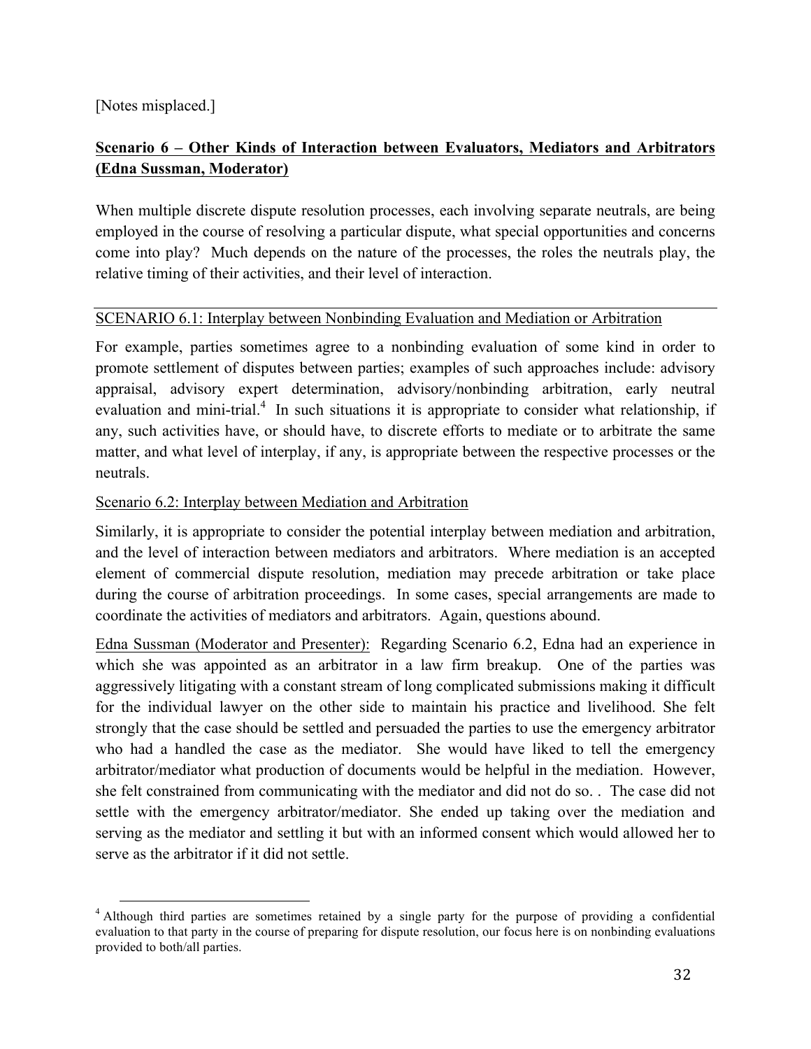[Notes misplaced.]

## Scenario 6 – Other Kinds of Interaction between Evaluators, Mediators and Arbitrators (Edna Sussman, Moderator)

When multiple discrete dispute resolution processes, each involving separate neutrals, are being employed in the course of resolving a particular dispute, what special opportunities and concerns come into play? Much depends on the nature of the processes, the roles the neutrals play, the relative timing of their activities, and their level of interaction.

### SCENARIO 6.1: Interplay between Nonbinding Evaluation and Mediation or Arbitration

For example, parties sometimes agree to a nonbinding evaluation of some kind in order to promote settlement of disputes between parties; examples of such approaches include: advisory appraisal, advisory expert determination, advisory/nonbinding arbitration, early neutral evaluation and mini-trial.[4] In such situations it is appropriate to consider what relationship, if any, such activities have, or should have, to discrete efforts to mediate or to arbitrate the same matter, and what level of interplay, if any, is appropriate between the respective processes or the neutrals.

### Scenario 6.2: Interplay between Mediation and Arbitration

Similarly, it is appropriate to consider the potential interplay between mediation and arbitration, and the level of interaction between mediators and arbitrators. Where mediation is an accepted element of commercial dispute resolution, mediation may precede arbitration or take place during the course of arbitration proceedings. In some cases, special arrangements are made to coordinate the activities of mediators and arbitrators. Again, questions abound.

Edna Sussman (Moderator and Presenter): Regarding Scenario 6.2, Edna had an experience in which she was appointed as an arbitrator in a law firm breakup. One of the parties was aggressively litigating with a constant stream of long complicated submissions making it difficult for the individual lawyer on the other side to maintain his practice and livelihood. She felt strongly that the case should be settled and persuaded the parties to use the emergency arbitrator who had a handled the case as the mediator. She would have liked to tell the emergency arbitrator/mediator what production of documents would be helpful in the mediation. However, she felt constrained from communicating with the mediator and did not do so. . The case did not settle with the emergency arbitrator/mediator. She ended up taking over the mediation and serving as the mediator and settling it but with an informed consent which would allowed her to serve as the arbitrator if it did not settle.

---

[4] Although third parties are sometimes retained by a single party for the purpose of providing a confidential evaluation to that party in the course of preparing for dispute resolution, our focus here is on nonbinding evaluations provided to both/all parties.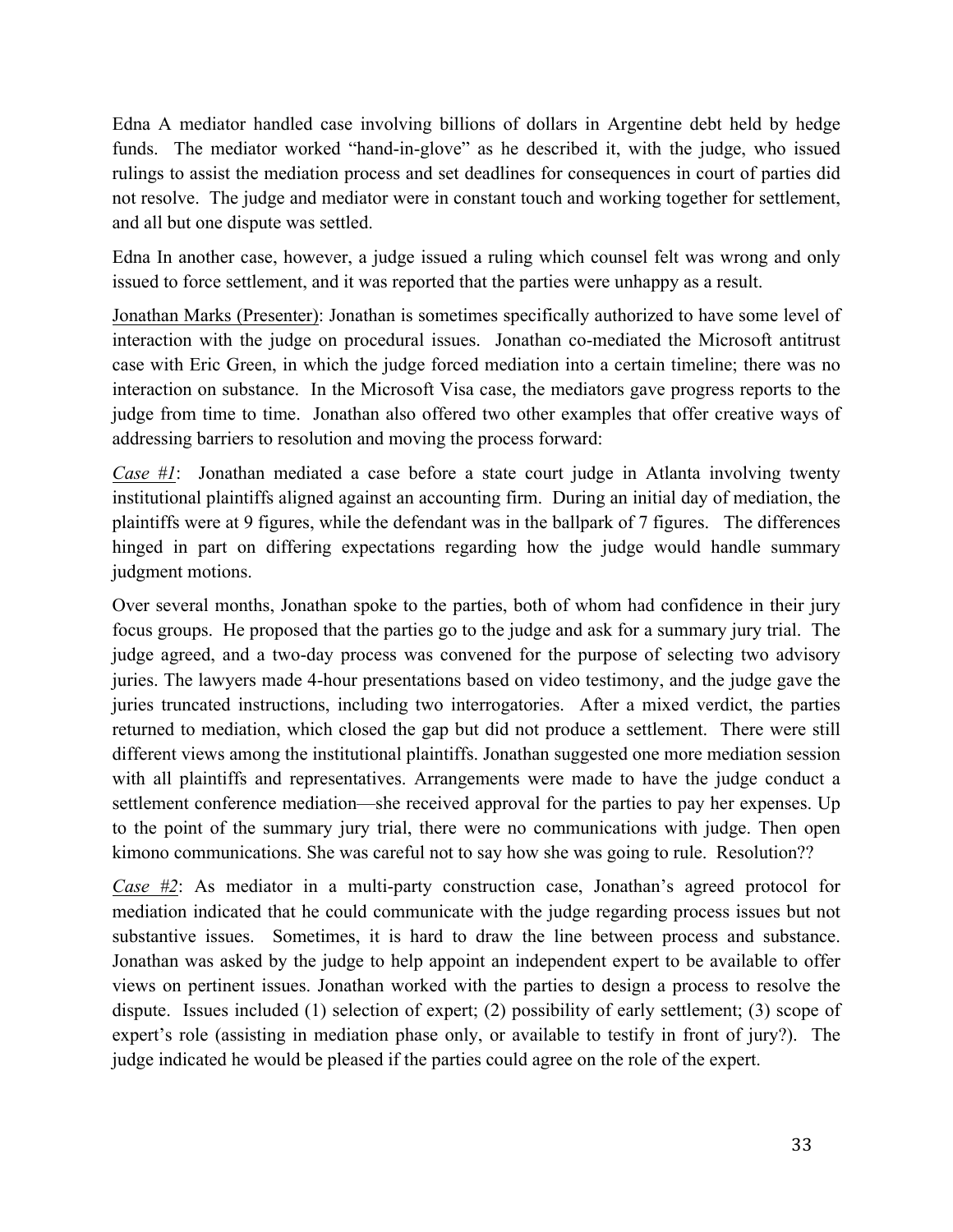Edna A mediator handled case involving billions of dollars in Argentine debt held by hedge funds. The mediator worked "hand-in-glove" as he described it, with the judge, who issued rulings to assist the mediation process and set deadlines for consequences in court of parties did not resolve. The judge and mediator were in constant touch and working together for settlement, and all but one dispute was settled.

Edna In another case, however, a judge issued a ruling which counsel felt was wrong and only issued to force settlement, and it was reported that the parties were unhappy as a result.

<u>Jonathan Marks (Presenter)</u>: Jonathan is sometimes specifically authorized to have some level of interaction with the judge on procedural issues. Jonathan co-mediated the Microsoft antitrust case with Eric Green, in which the judge forced mediation into a certain timeline; there was no interaction on substance. In the Microsoft Visa case, the mediators gave progress reports to the judge from time to time. Jonathan also offered two other examples that offer creative ways of addressing barriers to resolution and moving the process forward:

*<u>Case #1</u>*: Jonathan mediated a case before a state court judge in Atlanta involving twenty institutional plaintiffs aligned against an accounting firm. During an initial day of mediation, the plaintiffs were at 9 figures, while the defendant was in the ballpark of 7 figures. The differences hinged in part on differing expectations regarding how the judge would handle summary judgment motions.

Over several months, Jonathan spoke to the parties, both of whom had confidence in their jury focus groups. He proposed that the parties go to the judge and ask for a summary jury trial. The judge agreed, and a two-day process was convened for the purpose of selecting two advisory juries. The lawyers made 4-hour presentations based on video testimony, and the judge gave the juries truncated instructions, including two interrogatories. After a mixed verdict, the parties returned to mediation, which closed the gap but did not produce a settlement. There were still different views among the institutional plaintiffs. Jonathan suggested one more mediation session with all plaintiffs and representatives. Arrangements were made to have the judge conduct a settlement conference mediation—she received approval for the parties to pay her expenses. Up to the point of the summary jury trial, there were no communications with judge. Then open kimono communications. She was careful not to say how she was going to rule. Resolution??

*<u>Case #2</u>*: As mediator in a multi-party construction case, Jonathan's agreed protocol for mediation indicated that he could communicate with the judge regarding process issues but not substantive issues. Sometimes, it is hard to draw the line between process and substance. Jonathan was asked by the judge to help appoint an independent expert to be available to offer views on pertinent issues. Jonathan worked with the parties to design a process to resolve the dispute. Issues included (1) selection of expert; (2) possibility of early settlement; (3) scope of expert's role (assisting in mediation phase only, or available to testify in front of jury?). The judge indicated he would be pleased if the parties could agree on the role of the expert.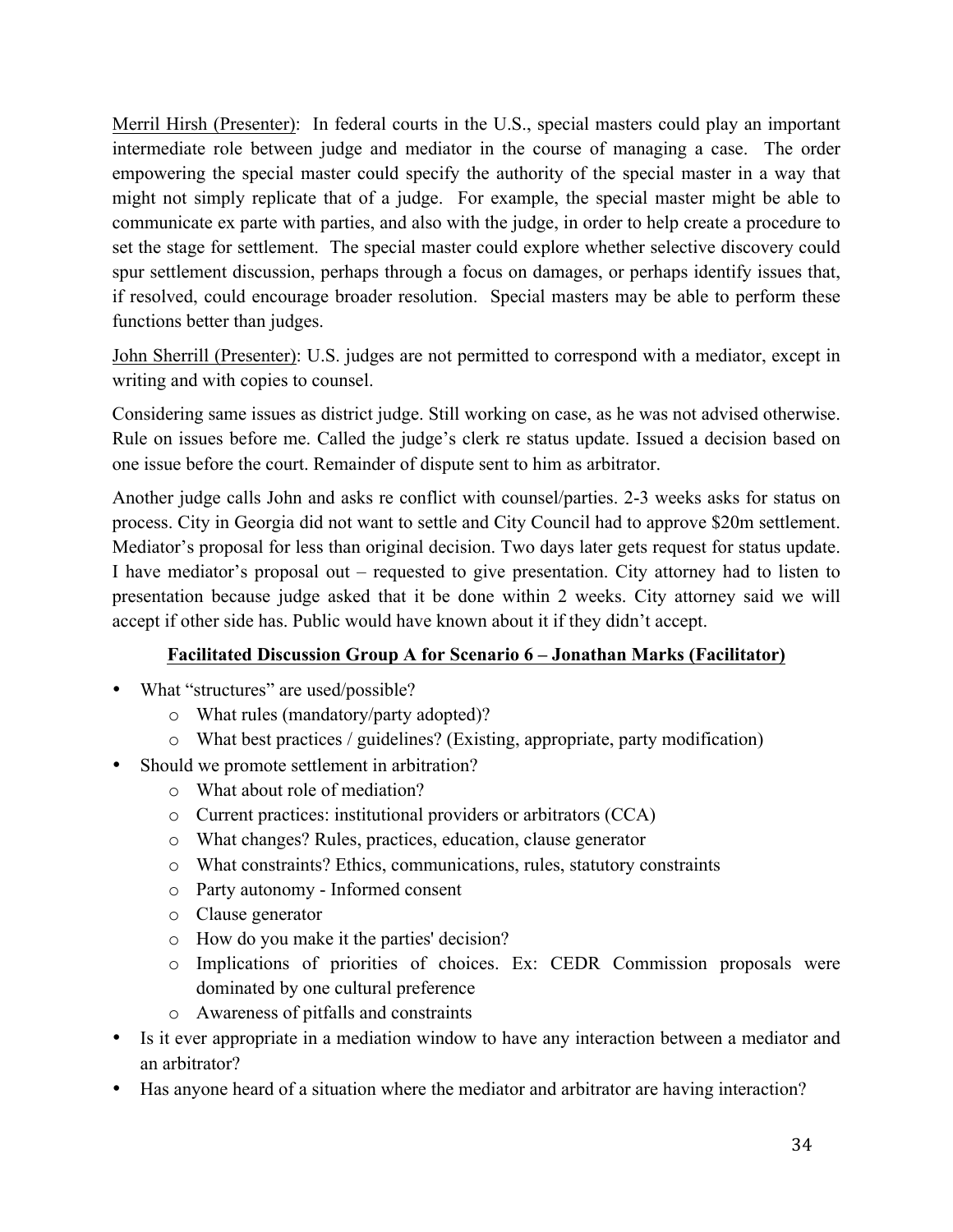Merril Hirsh (Presenter): In federal courts in the U.S., special masters could play an important intermediate role between judge and mediator in the course of managing a case. The order empowering the special master could specify the authority of the special master in a way that might not simply replicate that of a judge. For example, the special master might be able to communicate ex parte with parties, and also with the judge, in order to help create a procedure to set the stage for settlement. The special master could explore whether selective discovery could spur settlement discussion, perhaps through a focus on damages, or perhaps identify issues that, if resolved, could encourage broader resolution. Special masters may be able to perform these functions better than judges.

John Sherrill (Presenter): U.S. judges are not permitted to correspond with a mediator, except in writing and with copies to counsel.

Considering same issues as district judge. Still working on case, as he was not advised otherwise. Rule on issues before me. Called the judge's clerk re status update. Issued a decision based on one issue before the court. Remainder of dispute sent to him as arbitrator.

Another judge calls John and asks re conflict with counsel/parties. 2-3 weeks asks for status on process. City in Georgia did not want to settle and City Council had to approve $20m settlement. Mediator's proposal for less than original decision. Two days later gets request for status update. I have mediator's proposal out – requested to give presentation. City attorney had to listen to presentation because judge asked that it be done within 2 weeks. City attorney said we will accept if other side has. Public would have known about it if they didn't accept.

## Facilitated Discussion Group A for Scenario 6 – Jonathan Marks (Facilitator)

- What "structures" are used/possible?
  - What rules (mandatory/party adopted)?
  - What best practices / guidelines? (Existing, appropriate, party modification)
- Should we promote settlement in arbitration?
  - What about role of mediation?
  - Current practices: institutional providers or arbitrators (CCA)
  - What changes? Rules, practices, education, clause generator
  - What constraints? Ethics, communications, rules, statutory constraints
  - Party autonomy - Informed consent
  - Clause generator
  - How do you make it the parties' decision?
  - Implications of priorities of choices. Ex: CEDR Commission proposals were dominated by one cultural preference
  - Awareness of pitfalls and constraints
- Is it ever appropriate in a mediation window to have any interaction between a mediator and an arbitrator?
- Has anyone heard of a situation where the mediator and arbitrator are having interaction?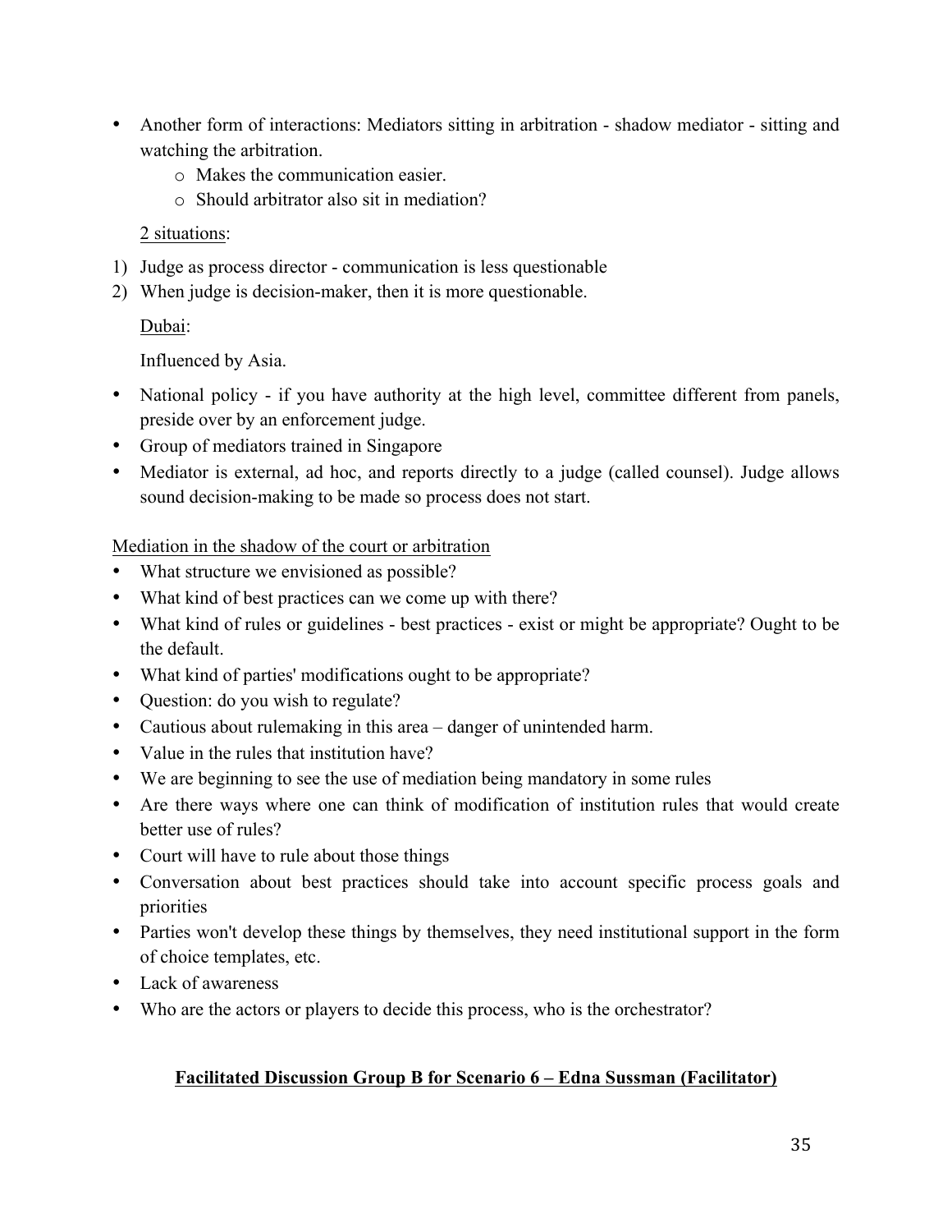- Another form of interactions: Mediators sitting in arbitration - shadow mediator - sitting and watching the arbitration.
    - Makes the communication easier.
    - Should arbitrator also sit in mediation?

2 situations:

1) Judge as process director - communication is less questionable
2) When judge is decision-maker, then it is more questionable.

Dubai:

Influenced by Asia.

- National policy - if you have authority at the high level, committee different from panels, preside over by an enforcement judge.
- Group of mediators trained in Singapore
- Mediator is external, ad hoc, and reports directly to a judge (called counsel). Judge allows sound decision-making to be made so process does not start.

Mediation in the shadow of the court or arbitration

- What structure we envisioned as possible?
- What kind of best practices can we come up with there?
- What kind of rules or guidelines - best practices - exist or might be appropriate? Ought to be the default.
- What kind of parties' modifications ought to be appropriate?
- Question: do you wish to regulate?
- Cautious about rulemaking in this area – danger of unintended harm.
- Value in the rules that institution have?
- We are beginning to see the use of mediation being mandatory in some rules
- Are there ways where one can think of modification of institution rules that would create better use of rules?
- Court will have to rule about those things
- Conversation about best practices should take into account specific process goals and priorities
- Parties won't develop these things by themselves, they need institutional support in the form of choice templates, etc.
- Lack of awareness
- Who are the actors or players to decide this process, who is the orchestrator?

## Facilitated Discussion Group B for Scenario 6 – Edna Sussman (Facilitator)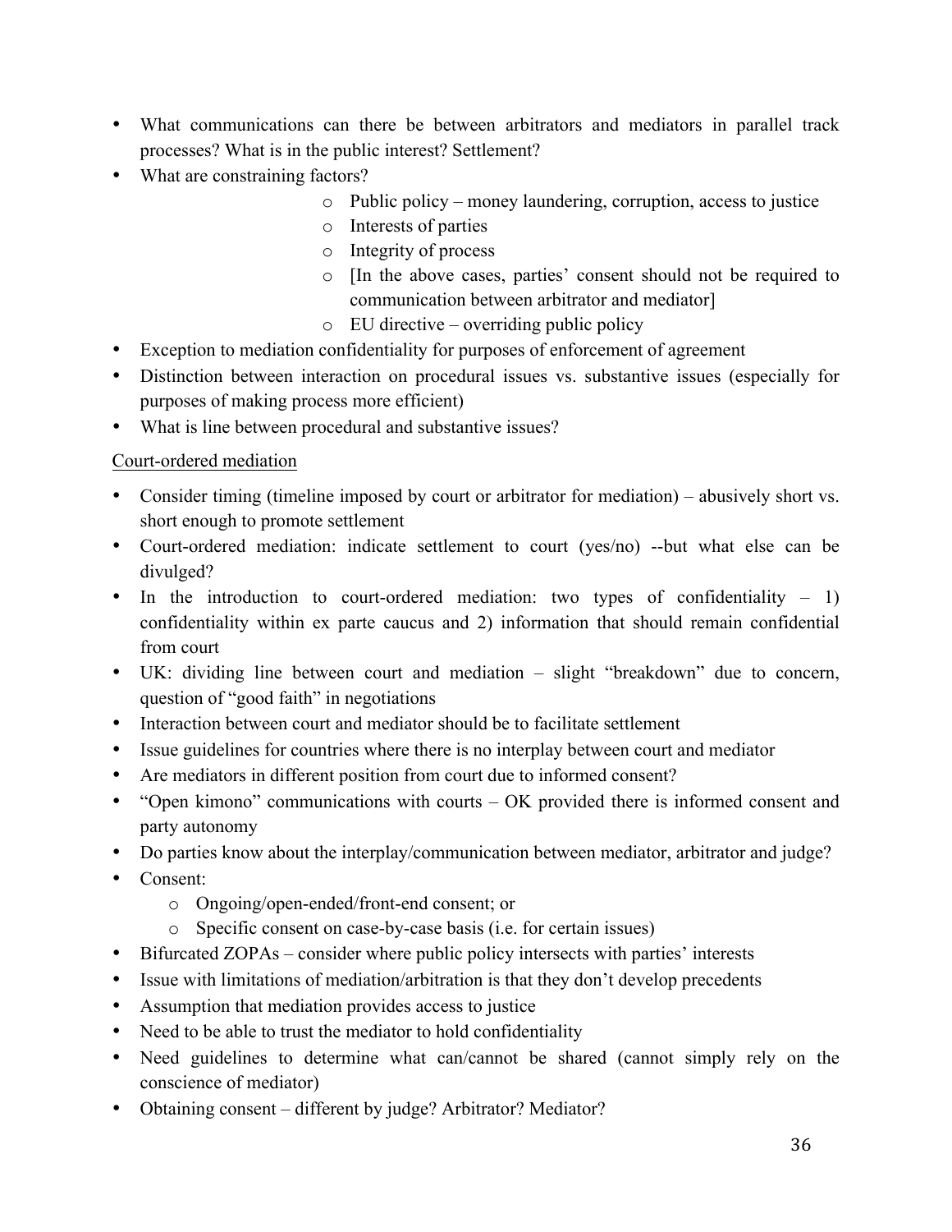- What communications can there be between arbitrators and mediators in parallel track processes? What is in the public interest? Settlement?
- What are constraining factors?
  - Public policy – money laundering, corruption, access to justice
  - Interests of parties
  - Integrity of process
  - [In the above cases, parties' consent should not be required to communication between arbitrator and mediator]
  - EU directive – overriding public policy
- Exception to mediation confidentiality for purposes of enforcement of agreement
- Distinction between interaction on procedural issues vs. substantive issues (especially for purposes of making process more efficient)
- What is line between procedural and substantive issues?

<u>Court-ordered mediation</u>

- Consider timing (timeline imposed by court or arbitrator for mediation) – abusively short vs. short enough to promote settlement
- Court-ordered mediation: indicate settlement to court (yes/no) --but what else can be divulged?
- In the introduction to court-ordered mediation: two types of confidentiality – 1) confidentiality within ex parte caucus and 2) information that should remain confidential from court
- UK: dividing line between court and mediation – slight "breakdown" due to concern, question of "good faith" in negotiations
- Interaction between court and mediator should be to facilitate settlement
- Issue guidelines for countries where there is no interplay between court and mediator
- Are mediators in different position from court due to informed consent?
- "Open kimono" communications with courts – OK provided there is informed consent and party autonomy
- Do parties know about the interplay/communication between mediator, arbitrator and judge?
- Consent:
  - Ongoing/open-ended/front-end consent; or
  - Specific consent on case-by-case basis (i.e. for certain issues)
- Bifurcated ZOPAs – consider where public policy intersects with parties' interests
- Issue with limitations of mediation/arbitration is that they don't develop precedents
- Assumption that mediation provides access to justice
- Need to be able to trust the mediator to hold confidentiality
- Need guidelines to determine what can/cannot be shared (cannot simply rely on the conscience of mediator)
- Obtaining consent – different by judge? Arbitrator? Mediator?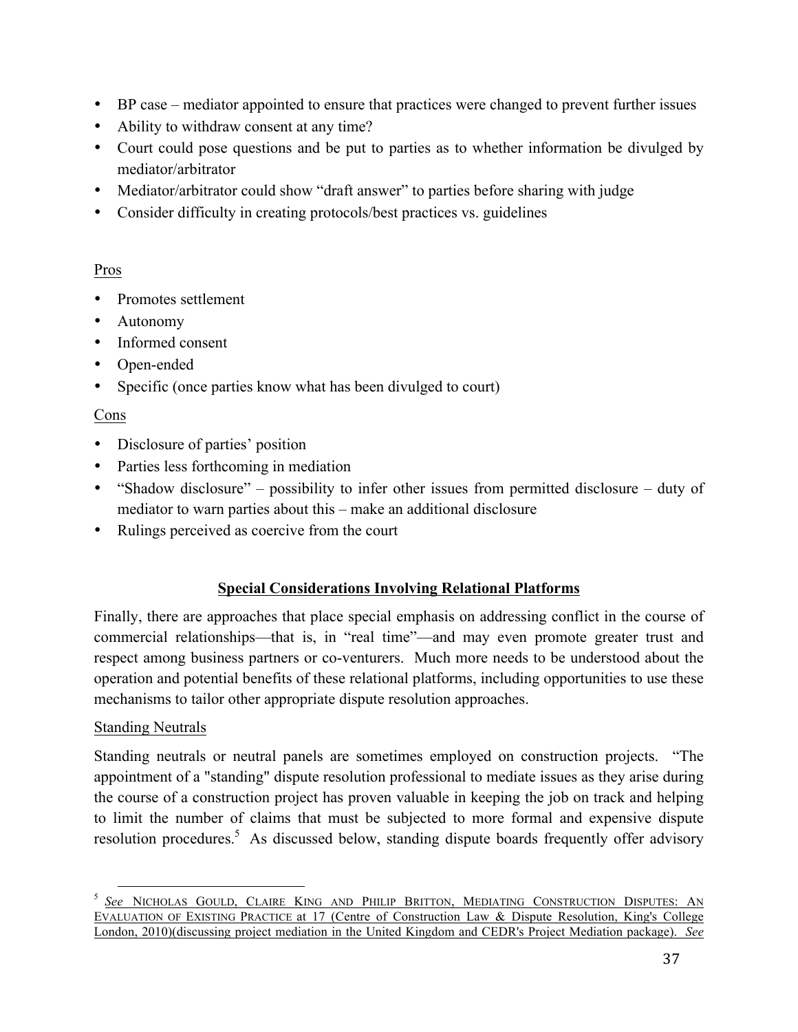- BP case – mediator appointed to ensure that practices were changed to prevent further issues
- Ability to withdraw consent at any time?
- Court could pose questions and be put to parties as to whether information be divulged by mediator/arbitrator
- Mediator/arbitrator could show "draft answer" to parties before sharing with judge
- Consider difficulty in creating protocols/best practices vs. guidelines

Pros

- Promotes settlement
- Autonomy
- Informed consent
- Open-ended
- Specific (once parties know what has been divulged to court)

Cons

- Disclosure of parties' position
- Parties less forthcoming in mediation
- "Shadow disclosure" – possibility to infer other issues from permitted disclosure – duty of mediator to warn parties about this – make an additional disclosure
- Rulings perceived as coercive from the court

## Special Considerations Involving Relational Platforms

Finally, there are approaches that place special emphasis on addressing conflict in the course of commercial relationships—that is, in "real time"—and may even promote greater trust and respect among business partners or co-venturers. Much more needs to be understood about the operation and potential benefits of these relational platforms, including opportunities to use these mechanisms to tailor other appropriate dispute resolution approaches.

Standing Neutrals

Standing neutrals or neutral panels are sometimes employed on construction projects. "The appointment of a "standing" dispute resolution professional to mediate issues as they arise during the course of a construction project has proven valuable in keeping the job on track and helping to limit the number of claims that must be subjected to more formal and expensive dispute resolution procedures.[5] As discussed below, standing dispute boards frequently offer advisory

[5] *See* NICHOLAS GOULD, CLAIRE KING AND PHILIP BRITTON, MEDIATING CONSTRUCTION DISPUTES: AN EVALUATION OF EXISTING PRACTICE at 17 (Centre of Construction Law & Dispute Resolution, King's College London, 2010)(discussing project mediation in the United Kingdom and CEDR's Project Mediation package). *See*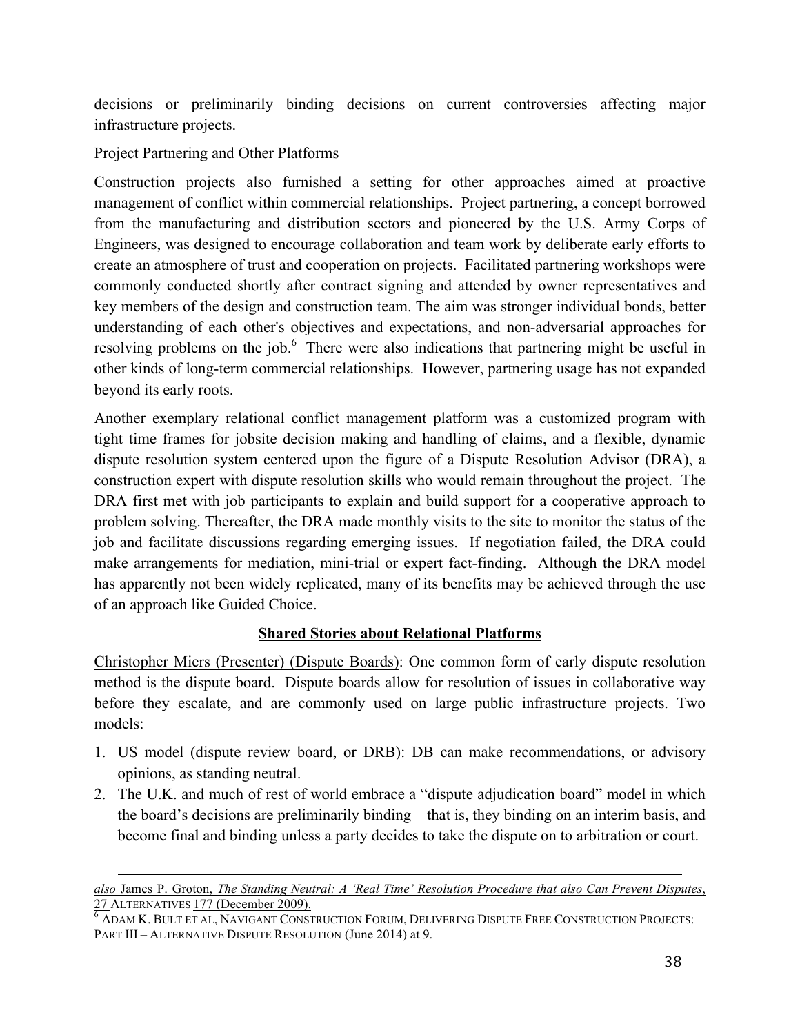decisions or preliminarily binding decisions on current controversies affecting major infrastructure projects.

Project Partnering and Other Platforms

Construction projects also furnished a setting for other approaches aimed at proactive management of conflict within commercial relationships. Project partnering, a concept borrowed from the manufacturing and distribution sectors and pioneered by the U.S. Army Corps of Engineers, was designed to encourage collaboration and team work by deliberate early efforts to create an atmosphere of trust and cooperation on projects. Facilitated partnering workshops were commonly conducted shortly after contract signing and attended by owner representatives and key members of the design and construction team. The aim was stronger individual bonds, better understanding of each other's objectives and expectations, and non-adversarial approaches for resolving problems on the job.[6] There were also indications that partnering might be useful in other kinds of long-term commercial relationships. However, partnering usage has not expanded beyond its early roots.

Another exemplary relational conflict management platform was a customized program with tight time frames for jobsite decision making and handling of claims, and a flexible, dynamic dispute resolution system centered upon the figure of a Dispute Resolution Advisor (DRA), a construction expert with dispute resolution skills who would remain throughout the project. The DRA first met with job participants to explain and build support for a cooperative approach to problem solving. Thereafter, the DRA made monthly visits to the site to monitor the status of the job and facilitate discussions regarding emerging issues. If negotiation failed, the DRA could make arrangements for mediation, mini-trial or expert fact-finding. Although the DRA model has apparently not been widely replicated, many of its benefits may be achieved through the use of an approach like Guided Choice.

**Shared Stories about Relational Platforms**

Christopher Miers (Presenter) (Dispute Boards): One common form of early dispute resolution method is the dispute board. Dispute boards allow for resolution of issues in collaborative way before they escalate, and are commonly used on large public infrastructure projects. Two models:

1. US model (dispute review board, or DRB): DB can make recommendations, or advisory opinions, as standing neutral.
2. The U.K. and much of rest of world embrace a "dispute adjudication board" model in which the board's decisions are preliminarily binding—that is, they binding on an interim basis, and become final and binding unless a party decides to take the dispute on to arbitration or court.

---

*also* James P. Groton, *The Standing Neutral: A 'Real Time' Resolution Procedure that also Can Prevent Disputes*, 27 ALTERNATIVES 177 (December 2009).

[6] ADAM K. BULT ET AL, NAVIGANT CONSTRUCTION FORUM, DELIVERING DISPUTE FREE CONSTRUCTION PROJECTS: PART III – ALTERNATIVE DISPUTE RESOLUTION (June 2014) at 9.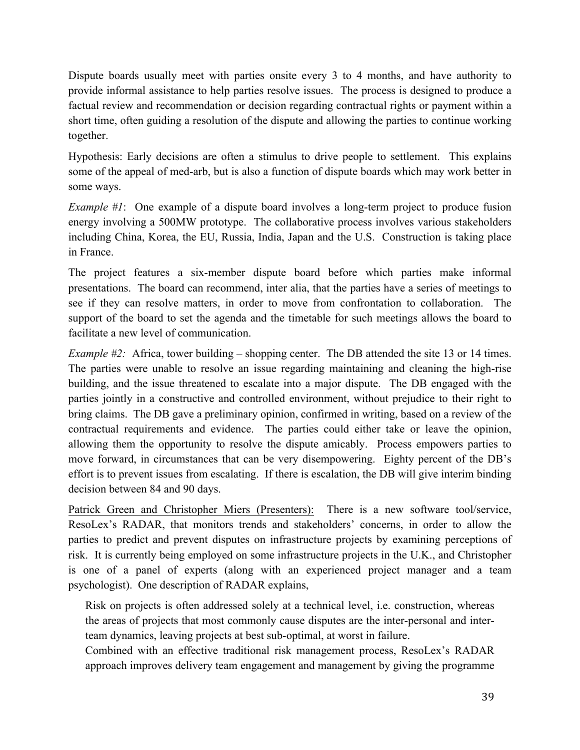Dispute boards usually meet with parties onsite every 3 to 4 months, and have authority to provide informal assistance to help parties resolve issues. The process is designed to produce a factual review and recommendation or decision regarding contractual rights or payment within a short time, often guiding a resolution of the dispute and allowing the parties to continue working together.

Hypothesis: Early decisions are often a stimulus to drive people to settlement. This explains some of the appeal of med-arb, but is also a function of dispute boards which may work better in some ways.

*Example #1*: One example of a dispute board involves a long-term project to produce fusion energy involving a 500MW prototype. The collaborative process involves various stakeholders including China, Korea, the EU, Russia, India, Japan and the U.S. Construction is taking place in France.

The project features a six-member dispute board before which parties make informal presentations. The board can recommend, inter alia, that the parties have a series of meetings to see if they can resolve matters, in order to move from confrontation to collaboration. The support of the board to set the agenda and the timetable for such meetings allows the board to facilitate a new level of communication.

*Example #2:* Africa, tower building – shopping center. The DB attended the site 13 or 14 times. The parties were unable to resolve an issue regarding maintaining and cleaning the high-rise building, and the issue threatened to escalate into a major dispute. The DB engaged with the parties jointly in a constructive and controlled environment, without prejudice to their right to bring claims. The DB gave a preliminary opinion, confirmed in writing, based on a review of the contractual requirements and evidence. The parties could either take or leave the opinion, allowing them the opportunity to resolve the dispute amicably. Process empowers parties to move forward, in circumstances that can be very disempowering. Eighty percent of the DB's effort is to prevent issues from escalating. If there is escalation, the DB will give interim binding decision between 84 and 90 days.

<u>Patrick Green and Christopher Miers (Presenters):</u> There is a new software tool/service, ResoLex's RADAR, that monitors trends and stakeholders' concerns, in order to allow the parties to predict and prevent disputes on infrastructure projects by examining perceptions of risk. It is currently being employed on some infrastructure projects in the U.K., and Christopher is one of a panel of experts (along with an experienced project manager and a team psychologist). One description of RADAR explains,

> Risk on projects is often addressed solely at a technical level, i.e. construction, whereas the areas of projects that most commonly cause disputes are the inter-personal and inter-team dynamics, leaving projects at best sub-optimal, at worst in failure.
>
> Combined with an effective traditional risk management process, ResoLex's RADAR approach improves delivery team engagement and management by giving the programme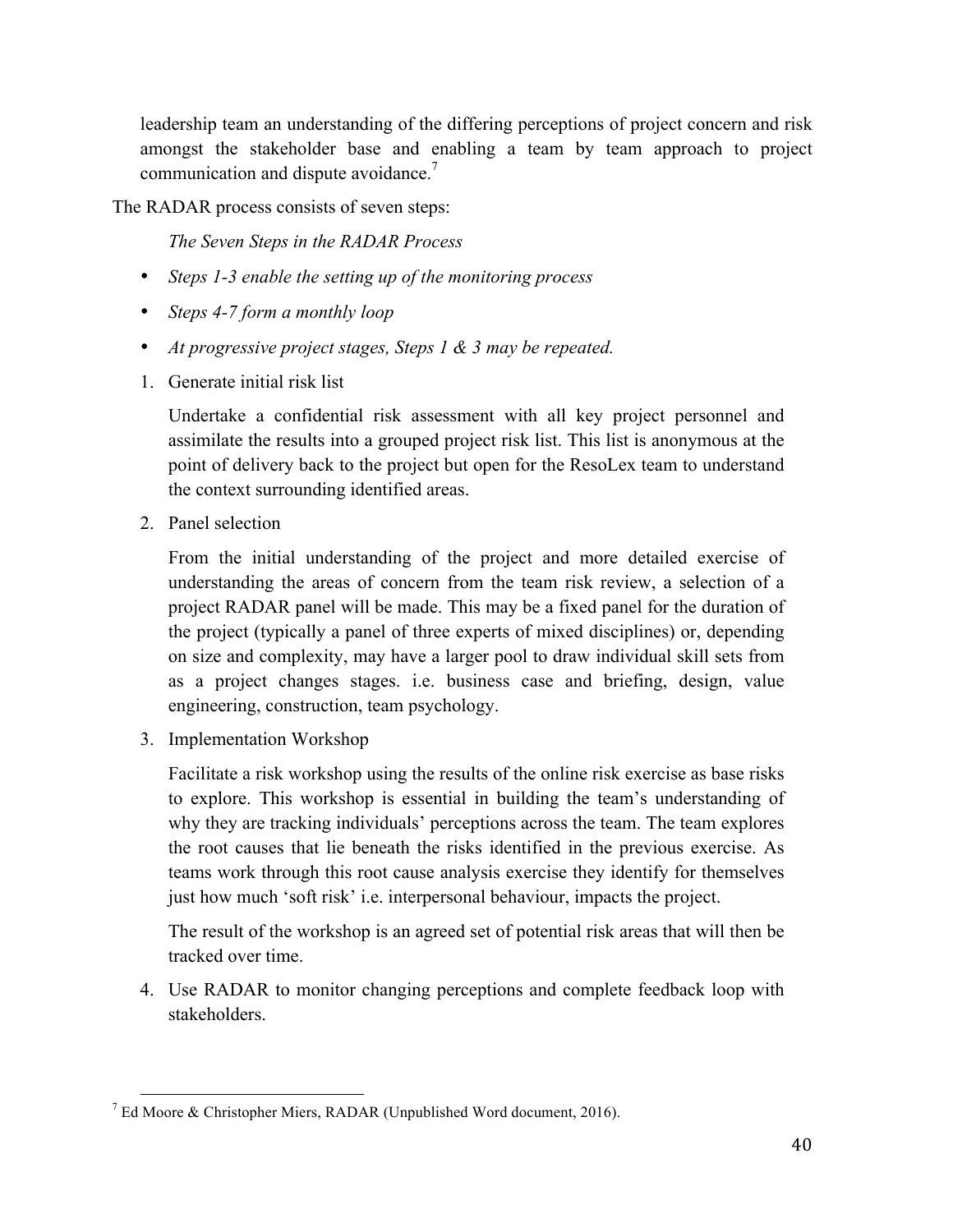leadership team an understanding of the differing perceptions of project concern and risk amongst the stakeholder base and enabling a team by team approach to project communication and dispute avoidance.[7]

The RADAR process consists of seven steps:

*The Seven Steps in the RADAR Process*

- *Steps 1-3 enable the setting up of the monitoring process*
- *Steps 4-7 form a monthly loop*
- *At progressive project stages, Steps 1 & 3 may be repeated.*

1. Generate initial risk list

   Undertake a confidential risk assessment with all key project personnel and assimilate the results into a grouped project risk list. This list is anonymous at the point of delivery back to the project but open for the ResoLex team to understand the context surrounding identified areas.

2. Panel selection

   From the initial understanding of the project and more detailed exercise of understanding the areas of concern from the team risk review, a selection of a project RADAR panel will be made. This may be a fixed panel for the duration of the project (typically a panel of three experts of mixed disciplines) or, depending on size and complexity, may have a larger pool to draw individual skill sets from as a project changes stages. i.e. business case and briefing, design, value engineering, construction, team psychology.

3. Implementation Workshop

   Facilitate a risk workshop using the results of the online risk exercise as base risks to explore. This workshop is essential in building the team's understanding of why they are tracking individuals' perceptions across the team. The team explores the root causes that lie beneath the risks identified in the previous exercise. As teams work through this root cause analysis exercise they identify for themselves just how much 'soft risk' i.e. interpersonal behaviour, impacts the project.

   The result of the workshop is an agreed set of potential risk areas that will then be tracked over time.

4. Use RADAR to monitor changing perceptions and complete feedback loop with stakeholders.

[7] Ed Moore & Christopher Miers, RADAR (Unpublished Word document, 2016).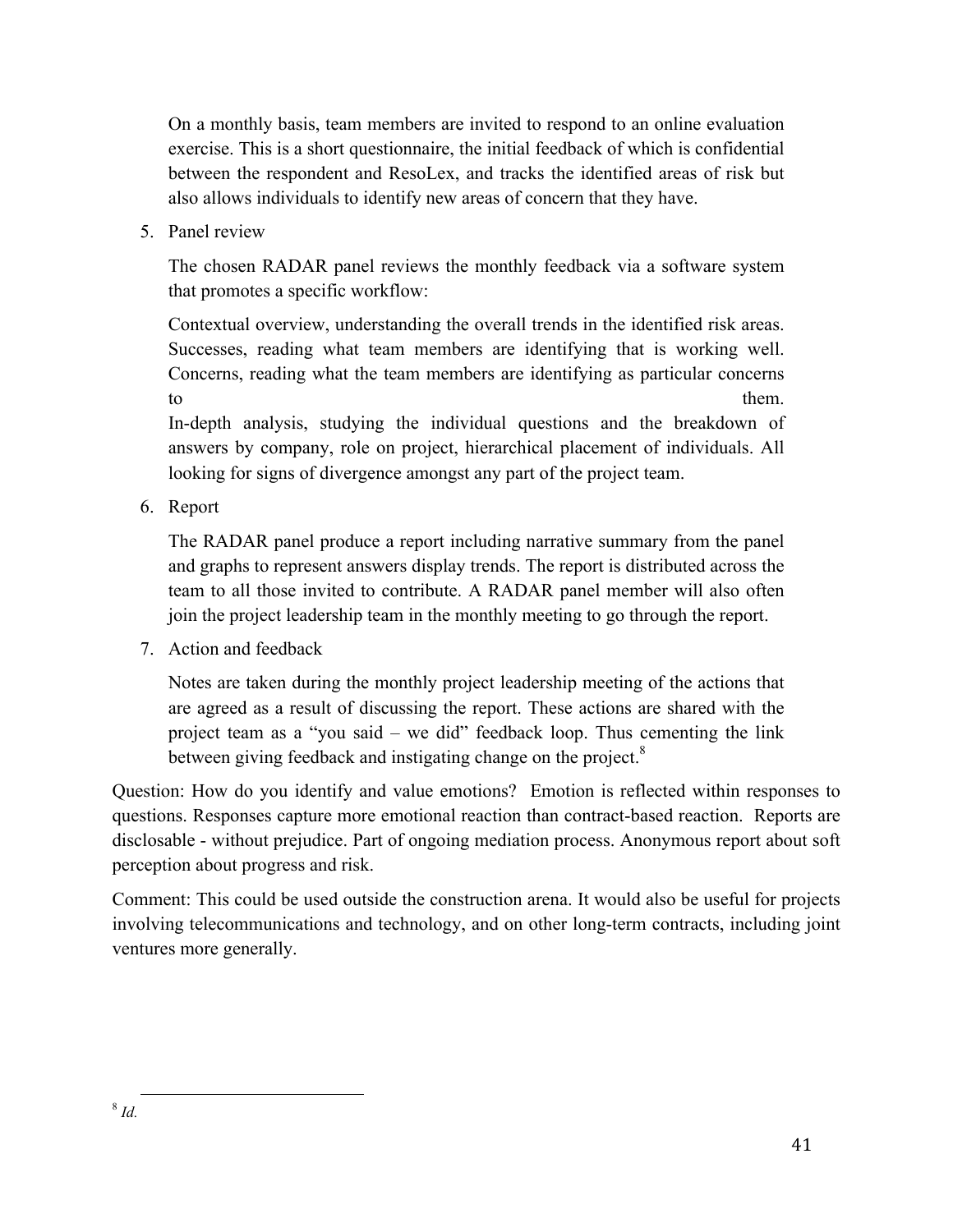On a monthly basis, team members are invited to respond to an online evaluation exercise. This is a short questionnaire, the initial feedback of which is confidential between the respondent and ResoLex, and tracks the identified areas of risk but also allows individuals to identify new areas of concern that they have.

5. Panel review

   The chosen RADAR panel reviews the monthly feedback via a software system that promotes a specific workflow:

   Contextual overview, understanding the overall trends in the identified risk areas.
   Successes, reading what team members are identifying that is working well.
   Concerns, reading what the team members are identifying as particular concerns to them.
   In-depth analysis, studying the individual questions and the breakdown of answers by company, role on project, hierarchical placement of individuals. All looking for signs of divergence amongst any part of the project team.

6. Report

   The RADAR panel produce a report including narrative summary from the panel and graphs to represent answers display trends. The report is distributed across the team to all those invited to contribute. A RADAR panel member will also often join the project leadership team in the monthly meeting to go through the report.

7. Action and feedback

   Notes are taken during the monthly project leadership meeting of the actions that are agreed as a result of discussing the report. These actions are shared with the project team as a "you said – we did" feedback loop. Thus cementing the link between giving feedback and instigating change on the project.[8]

Question: How do you identify and value emotions? Emotion is reflected within responses to questions. Responses capture more emotional reaction than contract-based reaction. Reports are disclosable - without prejudice. Part of ongoing mediation process. Anonymous report about soft perception about progress and risk.

Comment: This could be used outside the construction arena. It would also be useful for projects involving telecommunications and technology, and on other long-term contracts, including joint ventures more generally.

---

[8] *Id.*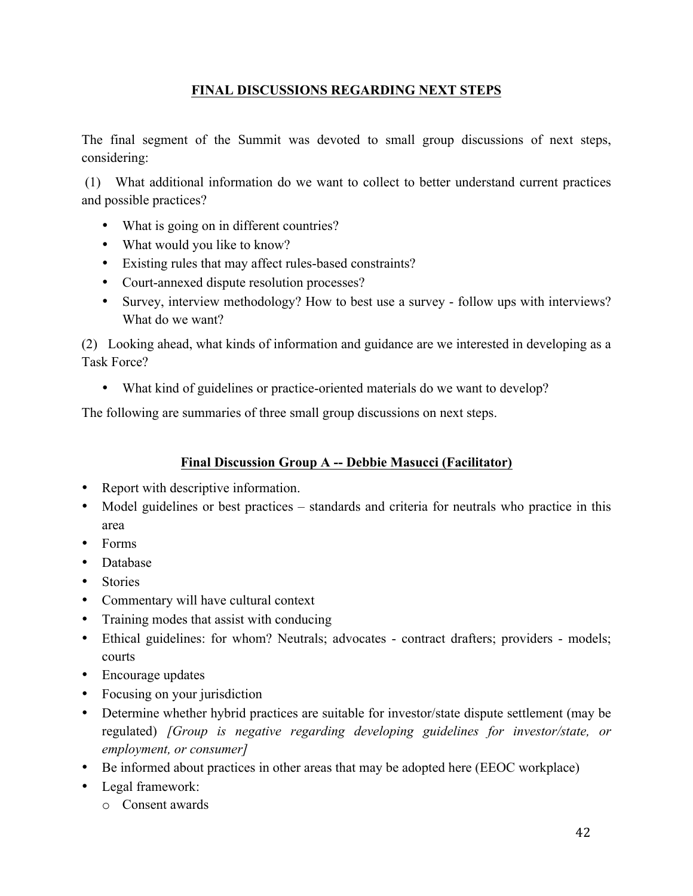## FINAL DISCUSSIONS REGARDING NEXT STEPS

The final segment of the Summit was devoted to small group discussions of next steps, considering:

(1) What additional information do we want to collect to better understand current practices and possible practices?

- What is going on in different countries?
- What would you like to know?
- Existing rules that may affect rules-based constraints?
- Court-annexed dispute resolution processes?
- Survey, interview methodology? How to best use a survey - follow ups with interviews? What do we want?

(2) Looking ahead, what kinds of information and guidance are we interested in developing as a Task Force?

- What kind of guidelines or practice-oriented materials do we want to develop?

The following are summaries of three small group discussions on next steps.

### Final Discussion Group A -- Debbie Masucci (Facilitator)

- Report with descriptive information.
- Model guidelines or best practices – standards and criteria for neutrals who practice in this area
- Forms
- Database
- Stories
- Commentary will have cultural context
- Training modes that assist with conducing
- Ethical guidelines: for whom? Neutrals; advocates - contract drafters; providers - models; courts
- Encourage updates
- Focusing on your jurisdiction
- Determine whether hybrid practices are suitable for investor/state dispute settlement (may be regulated) *[Group is negative regarding developing guidelines for investor/state, or employment, or consumer]*
- Be informed about practices in other areas that may be adopted here (EEOC workplace)
- Legal framework:
  - Consent awards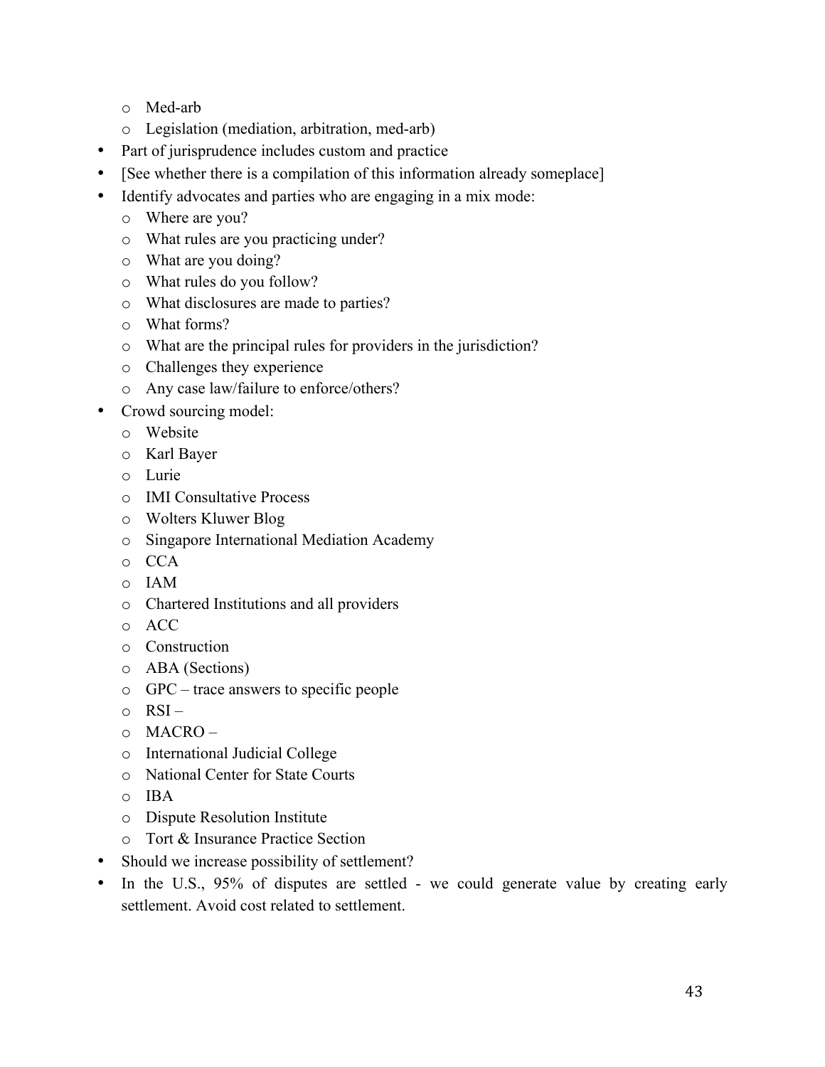- Med-arb
  - Legislation (mediation, arbitration, med-arb)
- Part of jurisprudence includes custom and practice
- [See whether there is a compilation of this information already someplace]
- Identify advocates and parties who are engaging in a mix mode:
  - Where are you?
  - What rules are you practicing under?
  - What are you doing?
  - What rules do you follow?
  - What disclosures are made to parties?
  - What forms?
  - What are the principal rules for providers in the jurisdiction?
  - Challenges they experience
  - Any case law/failure to enforce/others?
- Crowd sourcing model:
  - Website
  - Karl Bayer
  - Lurie
  - IMI Consultative Process
  - Wolters Kluwer Blog
  - Singapore International Mediation Academy
  - CCA
  - IAM
  - Chartered Institutions and all providers
  - ACC
  - Construction
  - ABA (Sections)
  - GPC – trace answers to specific people
  - RSI –
  - MACRO –
  - International Judicial College
  - National Center for State Courts
  - IBA
  - Dispute Resolution Institute
  - Tort & Insurance Practice Section
- Should we increase possibility of settlement?
- In the U.S., 95% of disputes are settled - we could generate value by creating early settlement. Avoid cost related to settlement.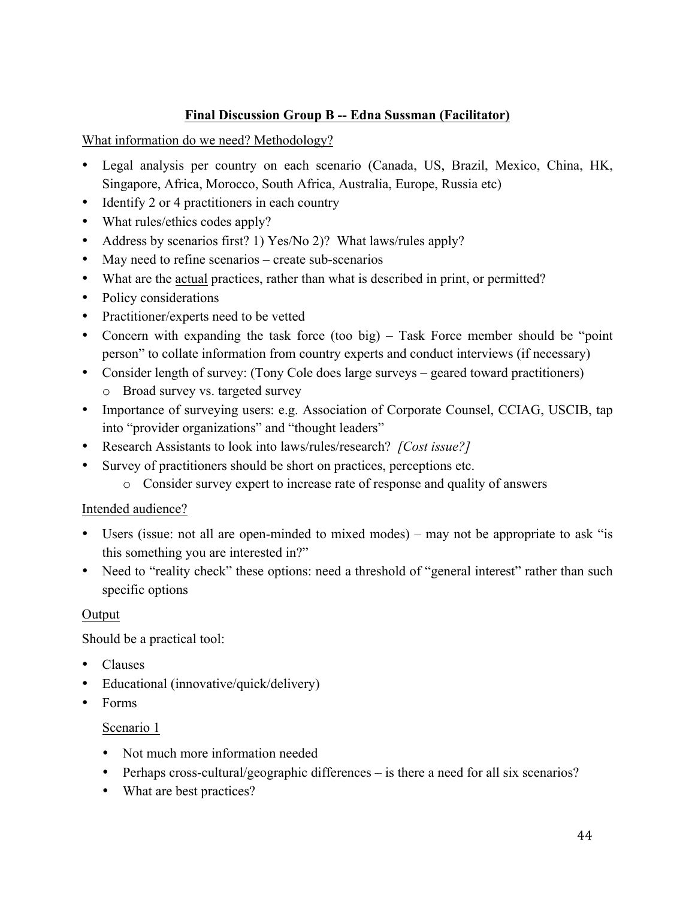## **Final Discussion Group B -- Edna Sussman (Facilitator)**

What information do we need? Methodology?

- Legal analysis per country on each scenario (Canada, US, Brazil, Mexico, China, HK, Singapore, Africa, Morocco, South Africa, Australia, Europe, Russia etc)
- Identify 2 or 4 practitioners in each country
- What rules/ethics codes apply?
- Address by scenarios first? 1) Yes/No 2)? What laws/rules apply?
- May need to refine scenarios – create sub-scenarios
- What are the actual practices, rather than what is described in print, or permitted?
- Policy considerations
- Practitioner/experts need to be vetted
- Concern with expanding the task force (too big) – Task Force member should be "point person" to collate information from country experts and conduct interviews (if necessary)
- Consider length of survey: (Tony Cole does large surveys – geared toward practitioners)
  - Broad survey vs. targeted survey
- Importance of surveying users: e.g. Association of Corporate Counsel, CCIAG, USCIB, tap into "provider organizations" and "thought leaders"
- Research Assistants to look into laws/rules/research? *[Cost issue?]*
- Survey of practitioners should be short on practices, perceptions etc.
  - Consider survey expert to increase rate of response and quality of answers

Intended audience?

- Users (issue: not all are open-minded to mixed modes) – may not be appropriate to ask "is this something you are interested in?"
- Need to "reality check" these options: need a threshold of "general interest" rather than such specific options

Output

Should be a practical tool:

- Clauses
- Educational (innovative/quick/delivery)
- Forms

Scenario 1

- Not much more information needed
- Perhaps cross-cultural/geographic differences – is there a need for all six scenarios?
- What are best practices?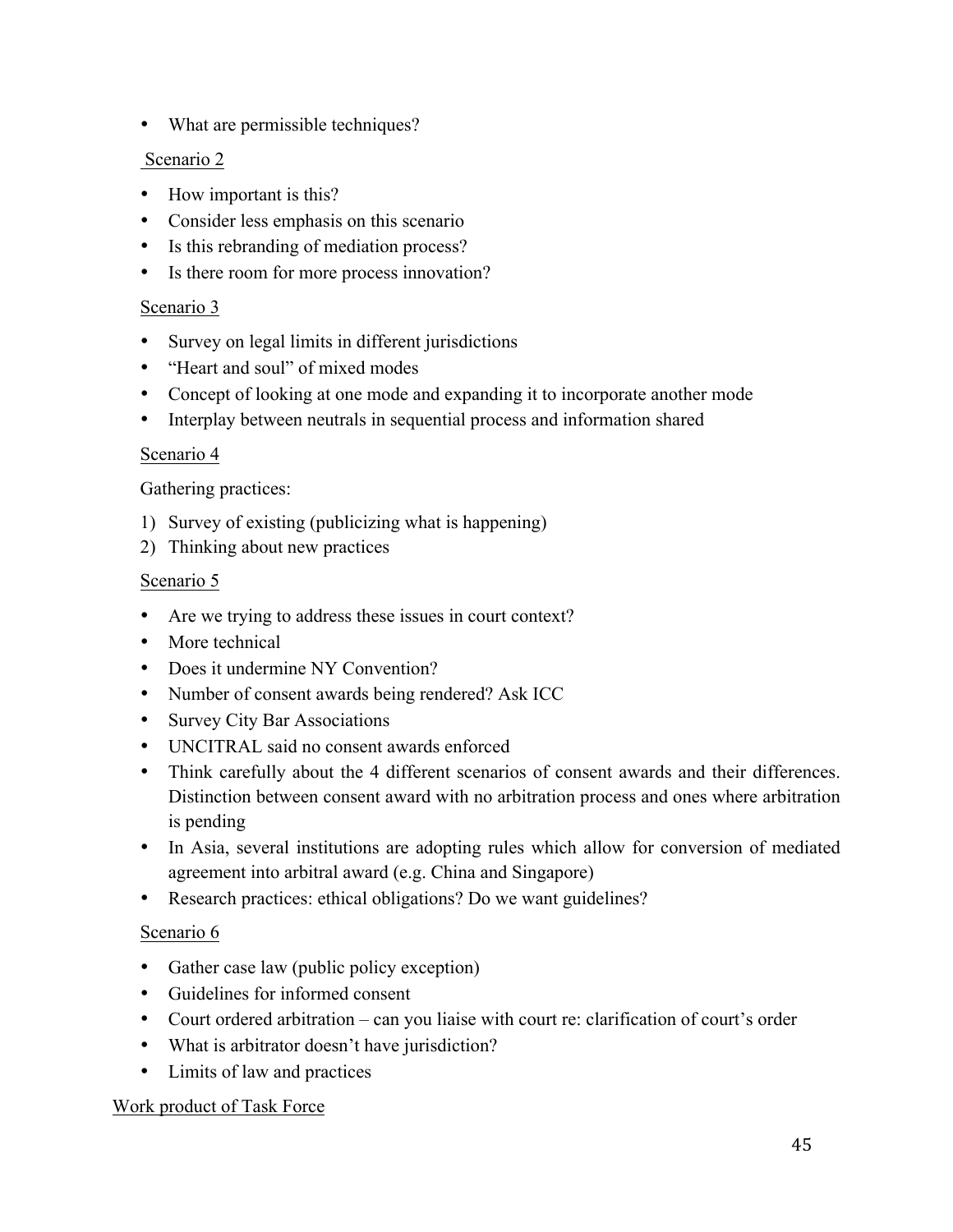- What are permissible techniques?

Scenario 2

- How important is this?
- Consider less emphasis on this scenario
- Is this rebranding of mediation process?
- Is there room for more process innovation?

Scenario 3

- Survey on legal limits in different jurisdictions
- "Heart and soul" of mixed modes
- Concept of looking at one mode and expanding it to incorporate another mode
- Interplay between neutrals in sequential process and information shared

Scenario 4

Gathering practices:

1) Survey of existing (publicizing what is happening)
2) Thinking about new practices

Scenario 5

- Are we trying to address these issues in court context?
- More technical
- Does it undermine NY Convention?
- Number of consent awards being rendered? Ask ICC
- Survey City Bar Associations
- UNCITRAL said no consent awards enforced
- Think carefully about the 4 different scenarios of consent awards and their differences. Distinction between consent award with no arbitration process and ones where arbitration is pending
- In Asia, several institutions are adopting rules which allow for conversion of mediated agreement into arbitral award (e.g. China and Singapore)
- Research practices: ethical obligations? Do we want guidelines?

Scenario 6

- Gather case law (public policy exception)
- Guidelines for informed consent
- Court ordered arbitration – can you liaise with court re: clarification of court's order
- What is arbitrator doesn't have jurisdiction?
- Limits of law and practices

Work product of Task Force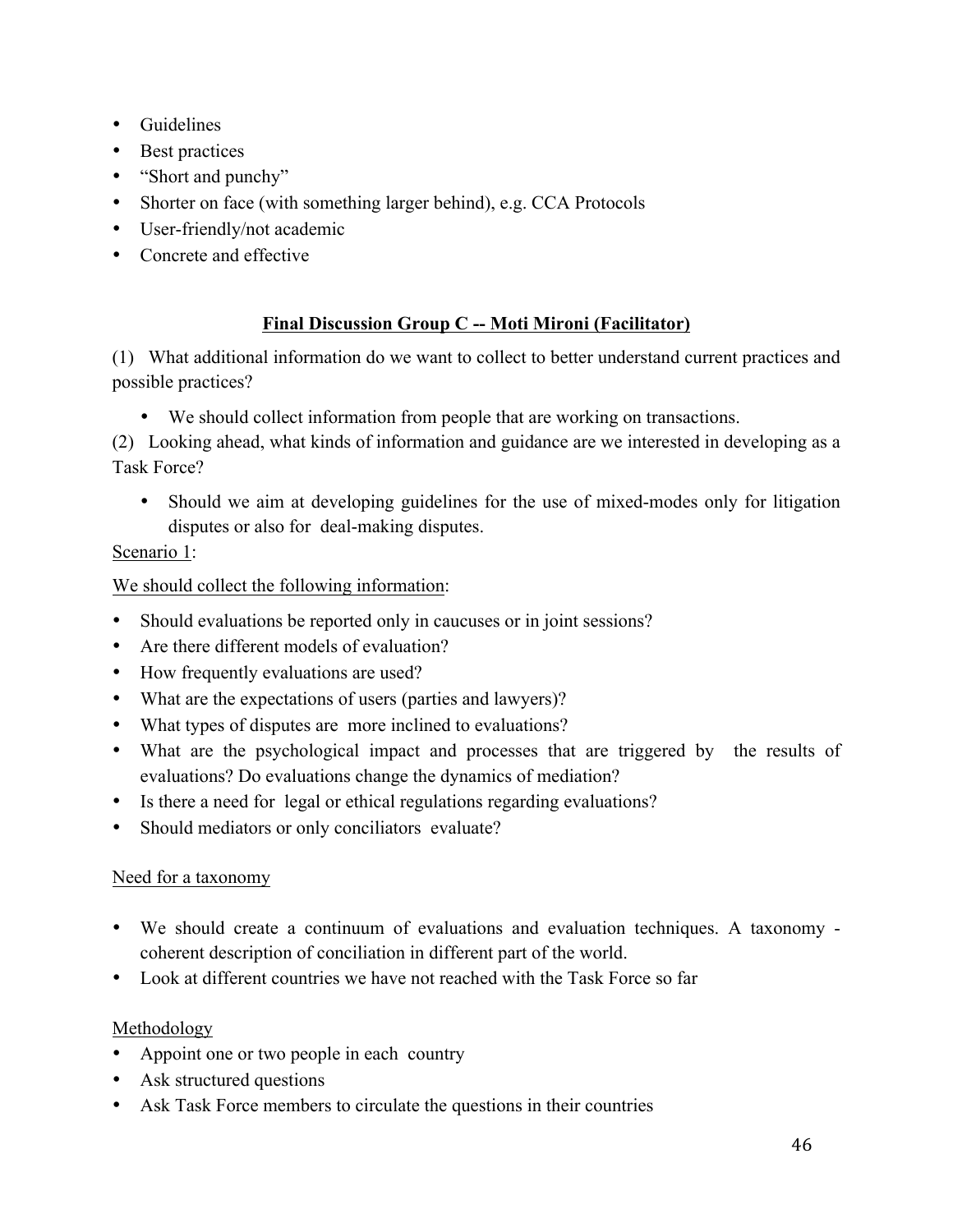- Guidelines
- Best practices
- "Short and punchy"
- Shorter on face (with something larger behind), e.g. CCA Protocols
- User-friendly/not academic
- Concrete and effective

## Final Discussion Group C -- Moti Mironi (Facilitator)

(1) What additional information do we want to collect to better understand current practices and possible practices?

- We should collect information from people that are working on transactions.

(2) Looking ahead, what kinds of information and guidance are we interested in developing as a Task Force?

- Should we aim at developing guidelines for the use of mixed-modes only for litigation disputes or also for deal-making disputes.

Scenario 1:

We should collect the following information:

- Should evaluations be reported only in caucuses or in joint sessions?
- Are there different models of evaluation?
- How frequently evaluations are used?
- What are the expectations of users (parties and lawyers)?
- What types of disputes are more inclined to evaluations?
- What are the psychological impact and processes that are triggered by the results of evaluations? Do evaluations change the dynamics of mediation?
- Is there a need for legal or ethical regulations regarding evaluations?
- Should mediators or only conciliators evaluate?

Need for a taxonomy

- We should create a continuum of evaluations and evaluation techniques. A taxonomy - coherent description of conciliation in different part of the world.
- Look at different countries we have not reached with the Task Force so far

Methodology

- Appoint one or two people in each country
- Ask structured questions
- Ask Task Force members to circulate the questions in their countries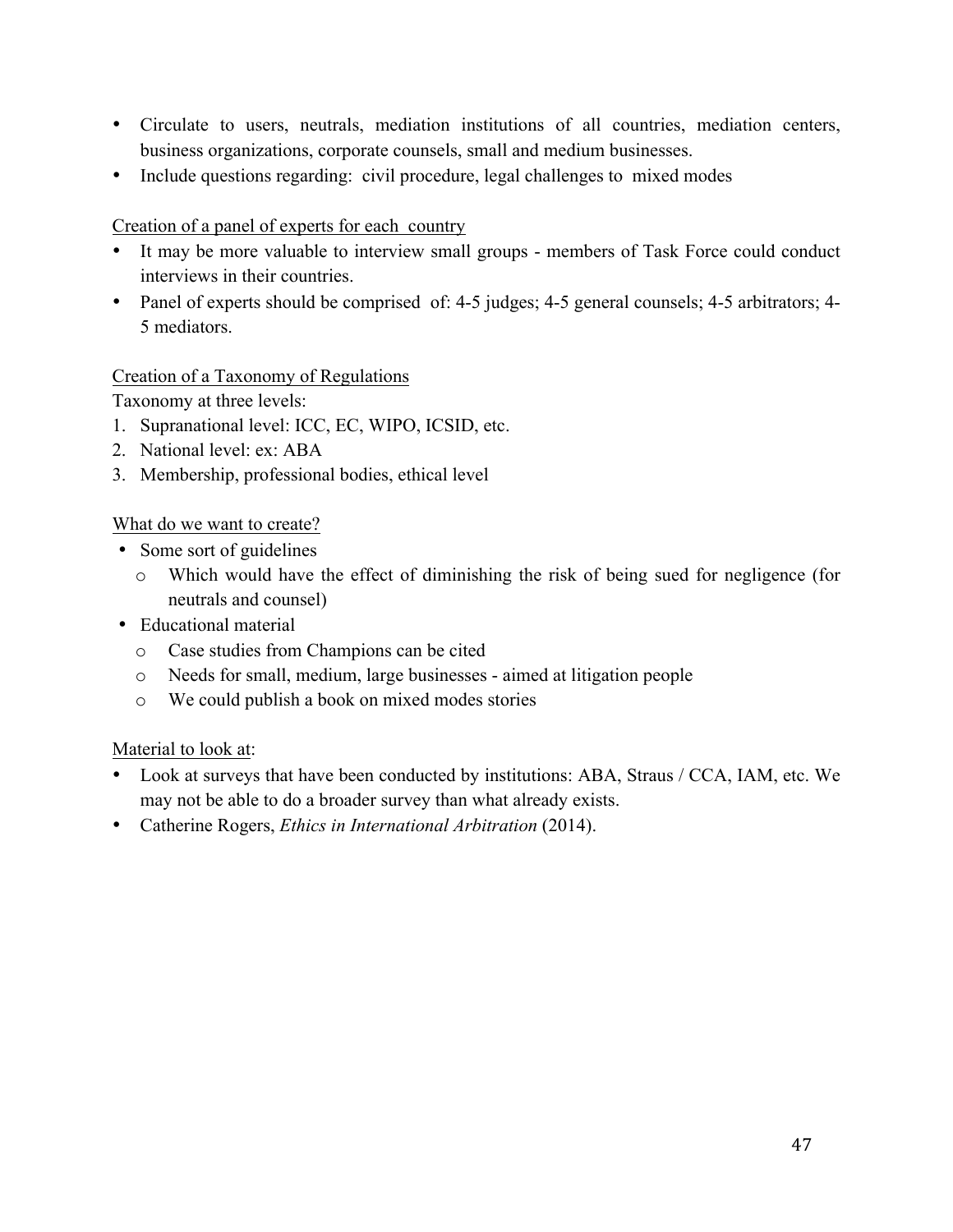- Circulate to users, neutrals, mediation institutions of all countries, mediation centers, business organizations, corporate counsels, small and medium businesses.
- Include questions regarding: civil procedure, legal challenges to mixed modes

Creation of a panel of experts for each country

- It may be more valuable to interview small groups - members of Task Force could conduct interviews in their countries.
- Panel of experts should be comprised of: 4-5 judges; 4-5 general counsels; 4-5 arbitrators; 4-5 mediators.

Creation of a Taxonomy of Regulations

Taxonomy at three levels:

1. Supranational level: ICC, EC, WIPO, ICSID, etc.
2. National level: ex: ABA
3. Membership, professional bodies, ethical level

What do we want to create?

- Some sort of guidelines
  - Which would have the effect of diminishing the risk of being sued for negligence (for neutrals and counsel)
- Educational material
  - Case studies from Champions can be cited
  - Needs for small, medium, large businesses - aimed at litigation people
  - We could publish a book on mixed modes stories

Material to look at:

- Look at surveys that have been conducted by institutions: ABA, Straus / CCA, IAM, etc. We may not be able to do a broader survey than what already exists.
- Catherine Rogers, *Ethics in International Arbitration* (2014).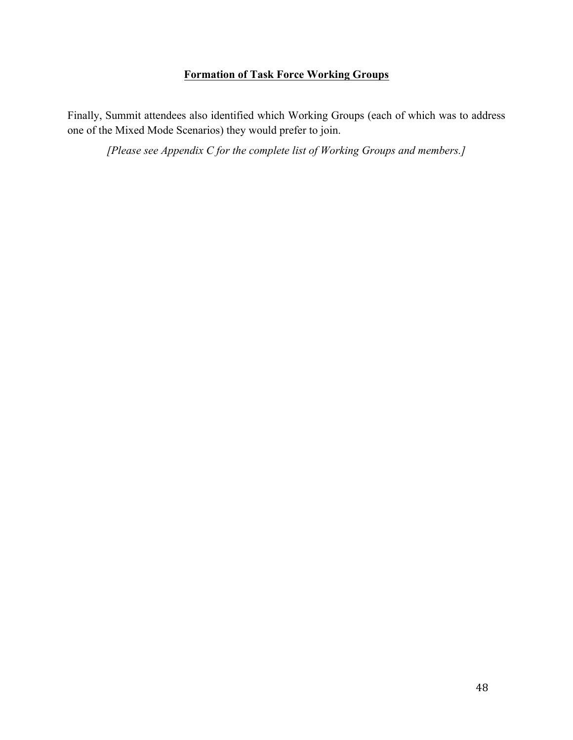## Formation of Task Force Working Groups

Finally, Summit attendees also identified which Working Groups (each of which was to address one of the Mixed Mode Scenarios) they would prefer to join.

*[Please see Appendix C for the complete list of Working Groups and members.]*